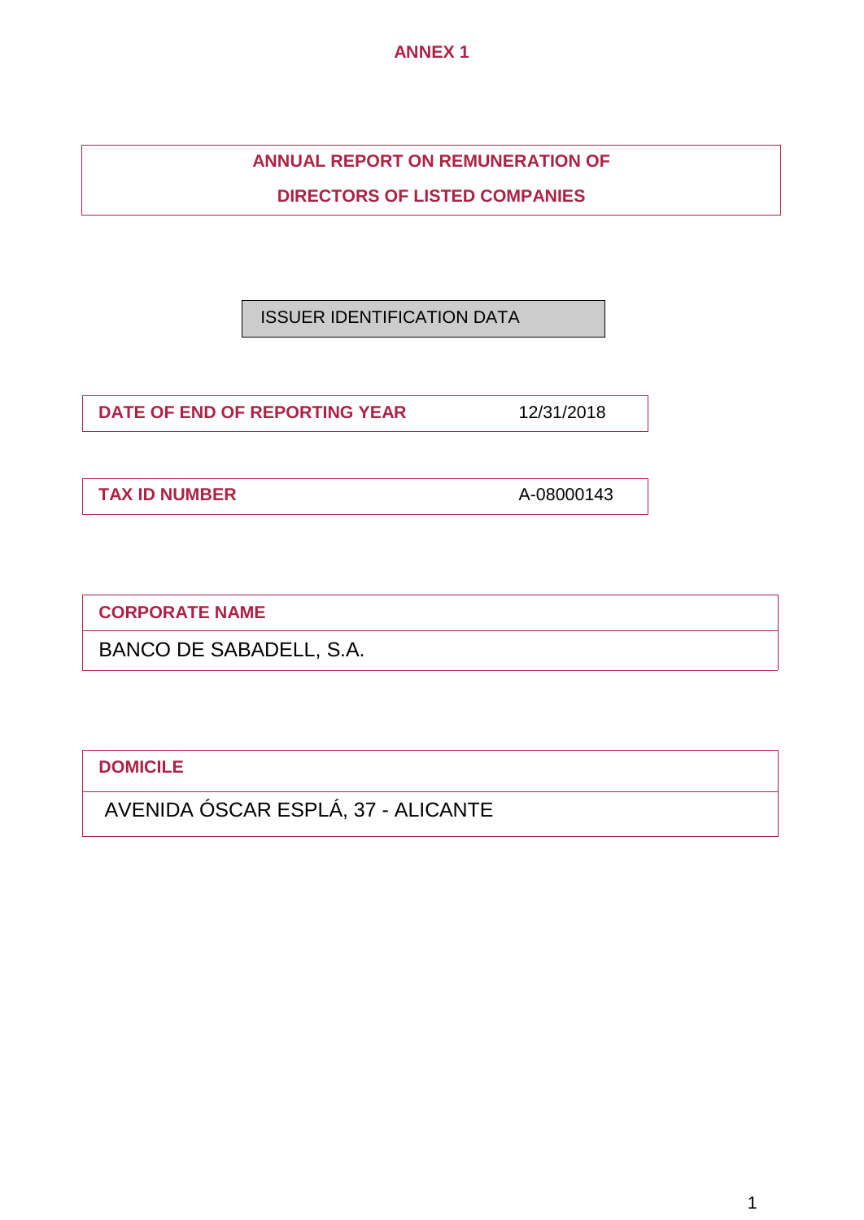ANNEX 1

# ANNUAL REPORT ON REMUNERATION OF DIRECTORS OF LISTED COMPANIES

## ISSUER IDENTIFICATION DATA

| DATE OF END OF REPORTING YEAR | 12/31/2018 |
|---|---|

| TAX ID NUMBER | A-08000143 |
|---|---|

| CORPORATE NAME |
|---|
| BANCO DE SABADELL, S.A. |

| DOMICILE |
|---|
| AVENIDA ÓSCAR ESPLÁ, 37 - ALICANTE |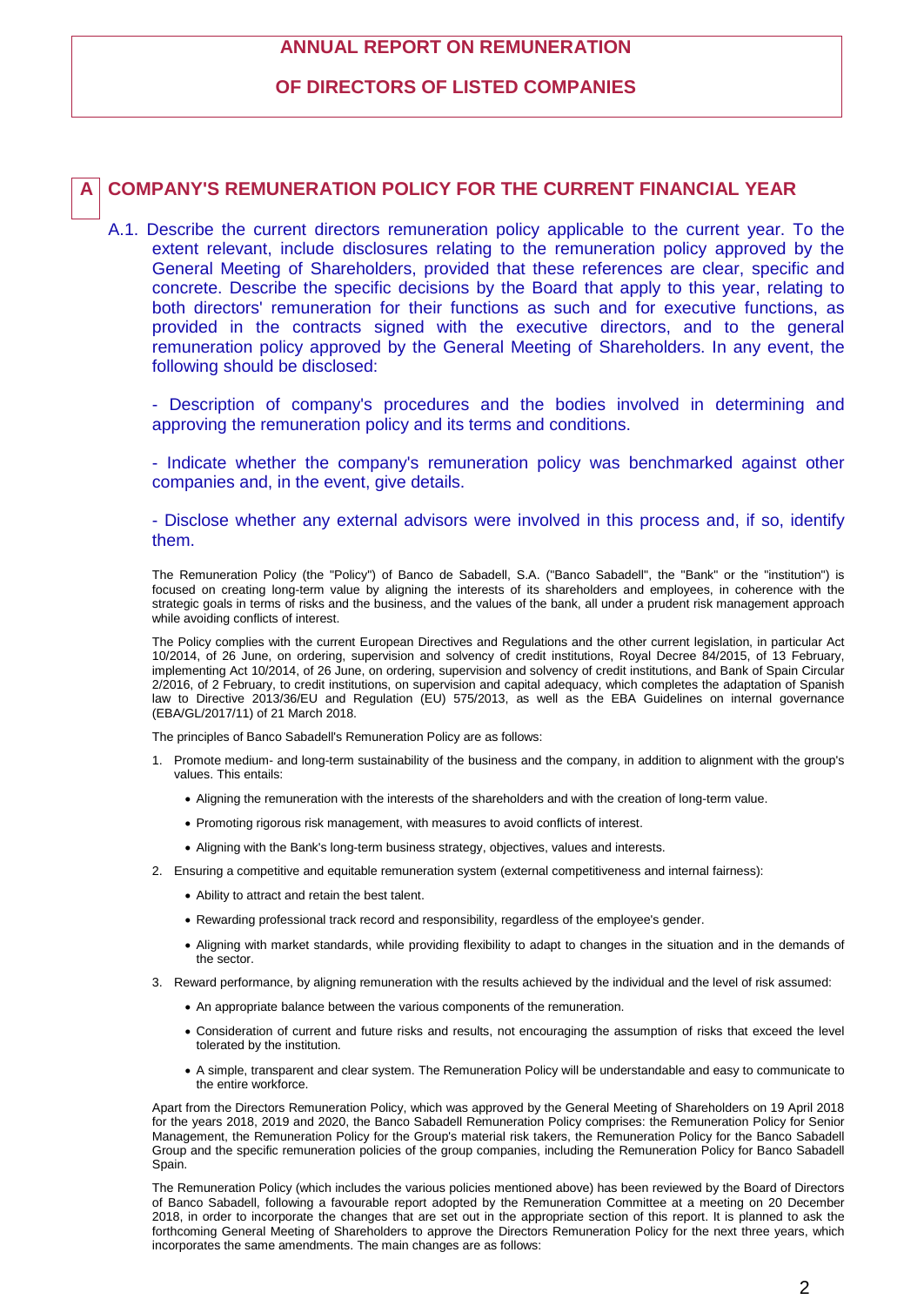# ANNUAL REPORT ON REMUNERATION

# OF DIRECTORS OF LISTED COMPANIES

## A COMPANY'S REMUNERATION POLICY FOR THE CURRENT FINANCIAL YEAR

A.1. Describe the current directors remuneration policy applicable to the current year. To the extent relevant, include disclosures relating to the remuneration policy approved by the General Meeting of Shareholders, provided that these references are clear, specific and concrete. Describe the specific decisions by the Board that apply to this year, relating to both directors' remuneration for their functions as such and for executive functions, as provided in the contracts signed with the executive directors, and to the general remuneration policy approved by the General Meeting of Shareholders. In any event, the following should be disclosed:

- Description of company's procedures and the bodies involved in determining and approving the remuneration policy and its terms and conditions.

- Indicate whether the company's remuneration policy was benchmarked against other companies and, in the event, give details.

- Disclose whether any external advisors were involved in this process and, if so, identify them.

The Remuneration Policy (the "Policy") of Banco de Sabadell, S.A. ("Banco Sabadell", the "Bank" or the "institution") is focused on creating long-term value by aligning the interests of its shareholders and employees, in coherence with the strategic goals in terms of risks and the business, and the values of the bank, all under a prudent risk management approach while avoiding conflicts of interest.

The Policy complies with the current European Directives and Regulations and the other current legislation, in particular Act 10/2014, of 26 June, on ordering, supervision and solvency of credit institutions, Royal Decree 84/2015, of 13 February, implementing Act 10/2014, of 26 June, on ordering, supervision and solvency of credit institutions, and Bank of Spain Circular 2/2016, of 2 February, to credit institutions, on supervision and capital adequacy, which completes the adaptation of Spanish law to Directive 2013/36/EU and Regulation (EU) 575/2013, as well as the EBA Guidelines on internal governance (EBA/GL/2017/11) of 21 March 2018.

The principles of Banco Sabadell's Remuneration Policy are as follows:

1. Promote medium- and long-term sustainability of the business and the company, in addition to alignment with the group's values. This entails:
   - Aligning the remuneration with the interests of the shareholders and with the creation of long-term value.
   - Promoting rigorous risk management, with measures to avoid conflicts of interest.
   - Aligning with the Bank's long-term business strategy, objectives, values and interests.
2. Ensuring a competitive and equitable remuneration system (external competitiveness and internal fairness):
   - Ability to attract and retain the best talent.
   - Rewarding professional track record and responsibility, regardless of the employee's gender.
   - Aligning with market standards, while providing flexibility to adapt to changes in the situation and in the demands of the sector.
3. Reward performance, by aligning remuneration with the results achieved by the individual and the level of risk assumed:
   - An appropriate balance between the various components of the remuneration.
   - Consideration of current and future risks and results, not encouraging the assumption of risks that exceed the level tolerated by the institution.
   - A simple, transparent and clear system. The Remuneration Policy will be understandable and easy to communicate to the entire workforce.

Apart from the Directors Remuneration Policy, which was approved by the General Meeting of Shareholders on 19 April 2018 for the years 2018, 2019 and 2020, the Banco Sabadell Remuneration Policy comprises: the Remuneration Policy for Senior Management, the Remuneration Policy for the Group's material risk takers, the Remuneration Policy for the Banco Sabadell Group and the specific remuneration policies of the group companies, including the Remuneration Policy for Banco Sabadell Spain.

The Remuneration Policy (which includes the various policies mentioned above) has been reviewed by the Board of Directors of Banco Sabadell, following a favourable report adopted by the Remuneration Committee at a meeting on 20 December 2018, in order to incorporate the changes that are set out in the appropriate section of this report. It is planned to ask the forthcoming General Meeting of Shareholders to approve the Directors Remuneration Policy for the next three years, which incorporates the same amendments. The main changes are as follows: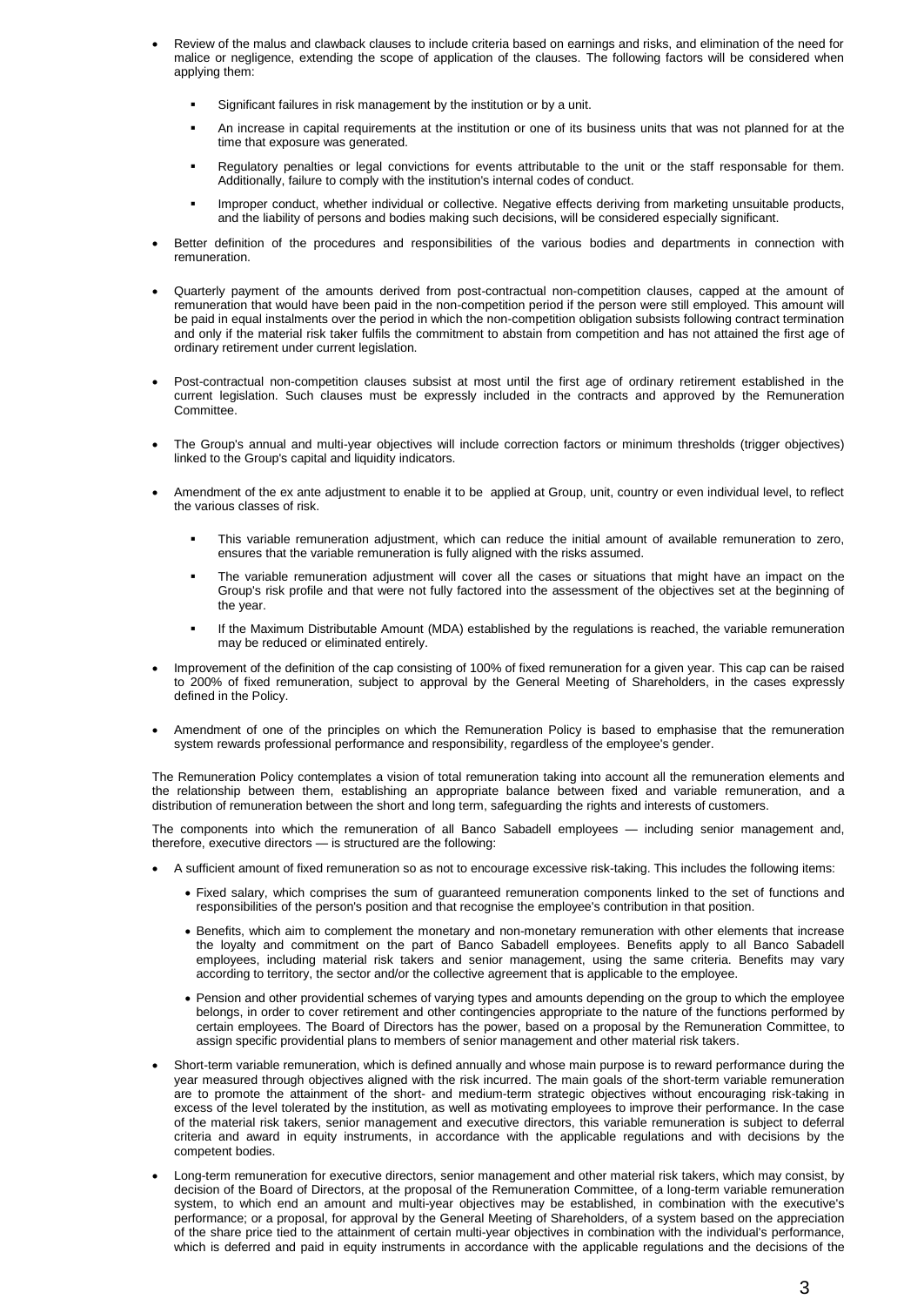- Review of the malus and clawback clauses to include criteria based on earnings and risks, and elimination of the need for malice or negligence, extending the scope of application of the clauses. The following factors will be considered when applying them:
  - Significant failures in risk management by the institution or by a unit.
  - An increase in capital requirements at the institution or one of its business units that was not planned for at the time that exposure was generated.
  - Regulatory penalties or legal convictions for events attributable to the unit or the staff responsable for them. Additionally, failure to comply with the institution's internal codes of conduct.
  - Improper conduct, whether individual or collective. Negative effects deriving from marketing unsuitable products, and the liability of persons and bodies making such decisions, will be considered especially significant.
- Better definition of the procedures and responsibilities of the various bodies and departments in connection with remuneration.
- Quarterly payment of the amounts derived from post-contractual non-competition clauses, capped at the amount of remuneration that would have been paid in the non-competition period if the person were still employed. This amount will be paid in equal instalments over the period in which the non-competition obligation subsists following contract termination and only if the material risk taker fulfils the commitment to abstain from competition and has not attained the first age of ordinary retirement under current legislation.
- Post-contractual non-competition clauses subsist at most until the first age of ordinary retirement established in the current legislation. Such clauses must be expressly included in the contracts and approved by the Remuneration Committee.
- The Group's annual and multi-year objectives will include correction factors or minimum thresholds (trigger objectives) linked to the Group's capital and liquidity indicators.
- Amendment of the ex ante adjustment to enable it to be applied at Group, unit, country or even individual level, to reflect the various classes of risk.
  - This variable remuneration adjustment, which can reduce the initial amount of available remuneration to zero, ensures that the variable remuneration is fully aligned with the risks assumed.
  - The variable remuneration adjustment will cover all the cases or situations that might have an impact on the Group's risk profile and that were not fully factored into the assessment of the objectives set at the beginning of the year.
  - If the Maximum Distributable Amount (MDA) established by the regulations is reached, the variable remuneration may be reduced or eliminated entirely.
- Improvement of the definition of the cap consisting of 100% of fixed remuneration for a given year. This cap can be raised to 200% of fixed remuneration, subject to approval by the General Meeting of Shareholders, in the cases expressly defined in the Policy.
- Amendment of one of the principles on which the Remuneration Policy is based to emphasise that the remuneration system rewards professional performance and responsibility, regardless of the employee's gender.

The Remuneration Policy contemplates a vision of total remuneration taking into account all the remuneration elements and the relationship between them, establishing an appropriate balance between fixed and variable remuneration, and a distribution of remuneration between the short and long term, safeguarding the rights and interests of customers.

The components into which the remuneration of all Banco Sabadell employees — including senior management and, therefore, executive directors — is structured are the following:

- A sufficient amount of fixed remuneration so as not to encourage excessive risk-taking. This includes the following items:
  - Fixed salary, which comprises the sum of guaranteed remuneration components linked to the set of functions and responsibilities of the person's position and that recognise the employee's contribution in that position.
  - Benefits, which aim to complement the monetary and non-monetary remuneration with other elements that increase the loyalty and commitment on the part of Banco Sabadell employees. Benefits apply to all Banco Sabadell employees, including material risk takers and senior management, using the same criteria. Benefits may vary according to territory, the sector and/or the collective agreement that is applicable to the employee.
  - Pension and other providential schemes of varying types and amounts depending on the group to which the employee belongs, in order to cover retirement and other contingencies appropriate to the nature of the functions performed by certain employees. The Board of Directors has the power, based on a proposal by the Remuneration Committee, to assign specific providential plans to members of senior management and other material risk takers.
- Short-term variable remuneration, which is defined annually and whose main purpose is to reward performance during the year measured through objectives aligned with the risk incurred. The main goals of the short-term variable remuneration are to promote the attainment of the short- and medium-term strategic objectives without encouraging risk-taking in excess of the level tolerated by the institution, as well as motivating employees to improve their performance. In the case of the material risk takers, senior management and executive directors, this variable remuneration is subject to deferral criteria and award in equity instruments, in accordance with the applicable regulations and with decisions by the competent bodies.
- Long-term remuneration for executive directors, senior management and other material risk takers, which may consist, by decision of the Board of Directors, at the proposal of the Remuneration Committee, of a long-term variable remuneration system, to which end an amount and multi-year objectives may be established, in combination with the executive's performance; or a proposal, for approval by the General Meeting of Shareholders, of a system based on the appreciation of the share price tied to the attainment of certain multi-year objectives in combination with the individual's performance, which is deferred and paid in equity instruments in accordance with the applicable regulations and the decisions of the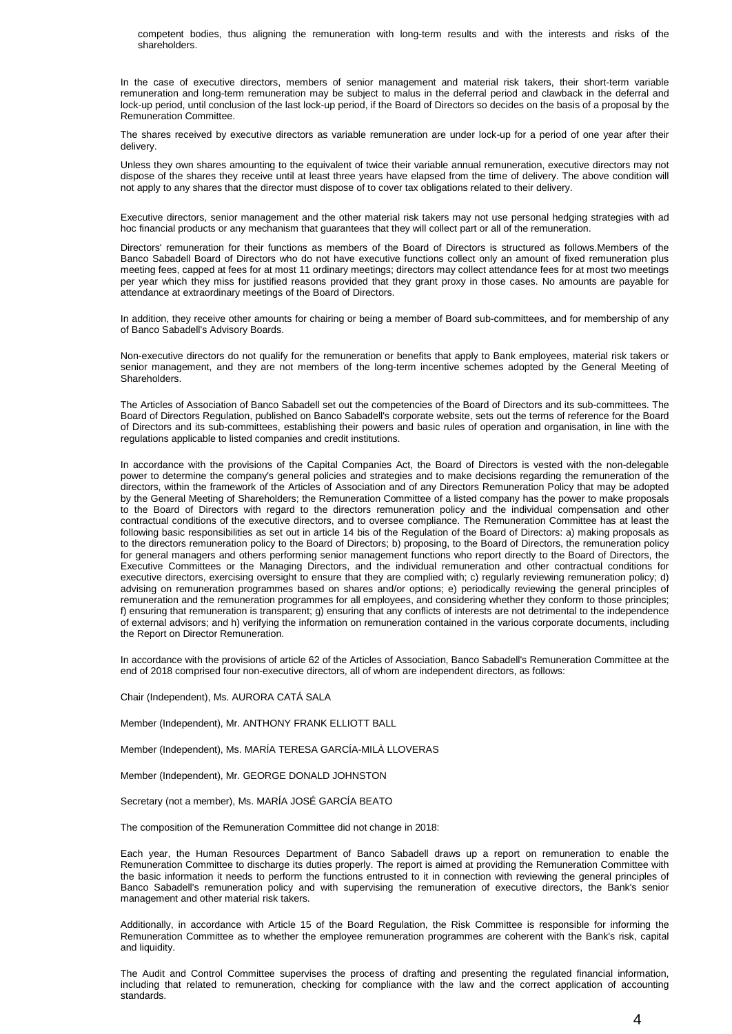competent bodies, thus aligning the remuneration with long-term results and with the interests and risks of the shareholders.

In the case of executive directors, members of senior management and material risk takers, their short-term variable remuneration and long-term remuneration may be subject to malus in the deferral period and clawback in the deferral and lock-up period, until conclusion of the last lock-up period, if the Board of Directors so decides on the basis of a proposal by the Remuneration Committee.

The shares received by executive directors as variable remuneration are under lock-up for a period of one year after their delivery.

Unless they own shares amounting to the equivalent of twice their variable annual remuneration, executive directors may not dispose of the shares they receive until at least three years have elapsed from the time of delivery. The above condition will not apply to any shares that the director must dispose of to cover tax obligations related to their delivery.

Executive directors, senior management and the other material risk takers may not use personal hedging strategies with ad hoc financial products or any mechanism that guarantees that they will collect part or all of the remuneration.

Directors' remuneration for their functions as members of the Board of Directors is structured as follows.Members of the Banco Sabadell Board of Directors who do not have executive functions collect only an amount of fixed remuneration plus meeting fees, capped at fees for at most 11 ordinary meetings; directors may collect attendance fees for at most two meetings per year which they miss for justified reasons provided that they grant proxy in those cases. No amounts are payable for attendance at extraordinary meetings of the Board of Directors.

In addition, they receive other amounts for chairing or being a member of Board sub-committees, and for membership of any of Banco Sabadell's Advisory Boards.

Non-executive directors do not qualify for the remuneration or benefits that apply to Bank employees, material risk takers or senior management, and they are not members of the long-term incentive schemes adopted by the General Meeting of Shareholders.

The Articles of Association of Banco Sabadell set out the competencies of the Board of Directors and its sub-committees. The Board of Directors Regulation, published on Banco Sabadell's corporate website, sets out the terms of reference for the Board of Directors and its sub-committees, establishing their powers and basic rules of operation and organisation, in line with the regulations applicable to listed companies and credit institutions.

In accordance with the provisions of the Capital Companies Act, the Board of Directors is vested with the non-delegable power to determine the company's general policies and strategies and to make decisions regarding the remuneration of the directors, within the framework of the Articles of Association and of any Directors Remuneration Policy that may be adopted by the General Meeting of Shareholders; the Remuneration Committee of a listed company has the power to make proposals to the Board of Directors with regard to the directors remuneration policy and the individual compensation and other contractual conditions of the executive directors, and to oversee compliance. The Remuneration Committee has at least the following basic responsibilities as set out in article 14 bis of the Regulation of the Board of Directors: a) making proposals as to the directors remuneration policy to the Board of Directors; b) proposing, to the Board of Directors, the remuneration policy for general managers and others performing senior management functions who report directly to the Board of Directors, the Executive Committees or the Managing Directors, and the individual remuneration and other contractual conditions for executive directors, exercising oversight to ensure that they are complied with; c) regularly reviewing remuneration policy; d) advising on remuneration programmes based on shares and/or options; e) periodically reviewing the general principles of remuneration and the remuneration programmes for all employees, and considering whether they conform to those principles; f) ensuring that remuneration is transparent; g) ensuring that any conflicts of interests are not detrimental to the independence of external advisors; and h) verifying the information on remuneration contained in the various corporate documents, including the Report on Director Remuneration.

In accordance with the provisions of article 62 of the Articles of Association, Banco Sabadell's Remuneration Committee at the end of 2018 comprised four non-executive directors, all of whom are independent directors, as follows:

Chair (Independent), Ms. AURORA CATÁ SALA

Member (Independent), Mr. ANTHONY FRANK ELLIOTT BALL

Member (Independent), Ms. MARÍA TERESA GARCÍA-MILÀ LLOVERAS

Member (Independent), Mr. GEORGE DONALD JOHNSTON

Secretary (not a member), Ms. MARÍA JOSÉ GARCÍA BEATO

The composition of the Remuneration Committee did not change in 2018:

Each year, the Human Resources Department of Banco Sabadell draws up a report on remuneration to enable the Remuneration Committee to discharge its duties properly. The report is aimed at providing the Remuneration Committee with the basic information it needs to perform the functions entrusted to it in connection with reviewing the general principles of Banco Sabadell's remuneration policy and with supervising the remuneration of executive directors, the Bank's senior management and other material risk takers.

Additionally, in accordance with Article 15 of the Board Regulation, the Risk Committee is responsible for informing the Remuneration Committee as to whether the employee remuneration programmes are coherent with the Bank's risk, capital and liquidity.

The Audit and Control Committee supervises the process of drafting and presenting the regulated financial information, including that related to remuneration, checking for compliance with the law and the correct application of accounting standards.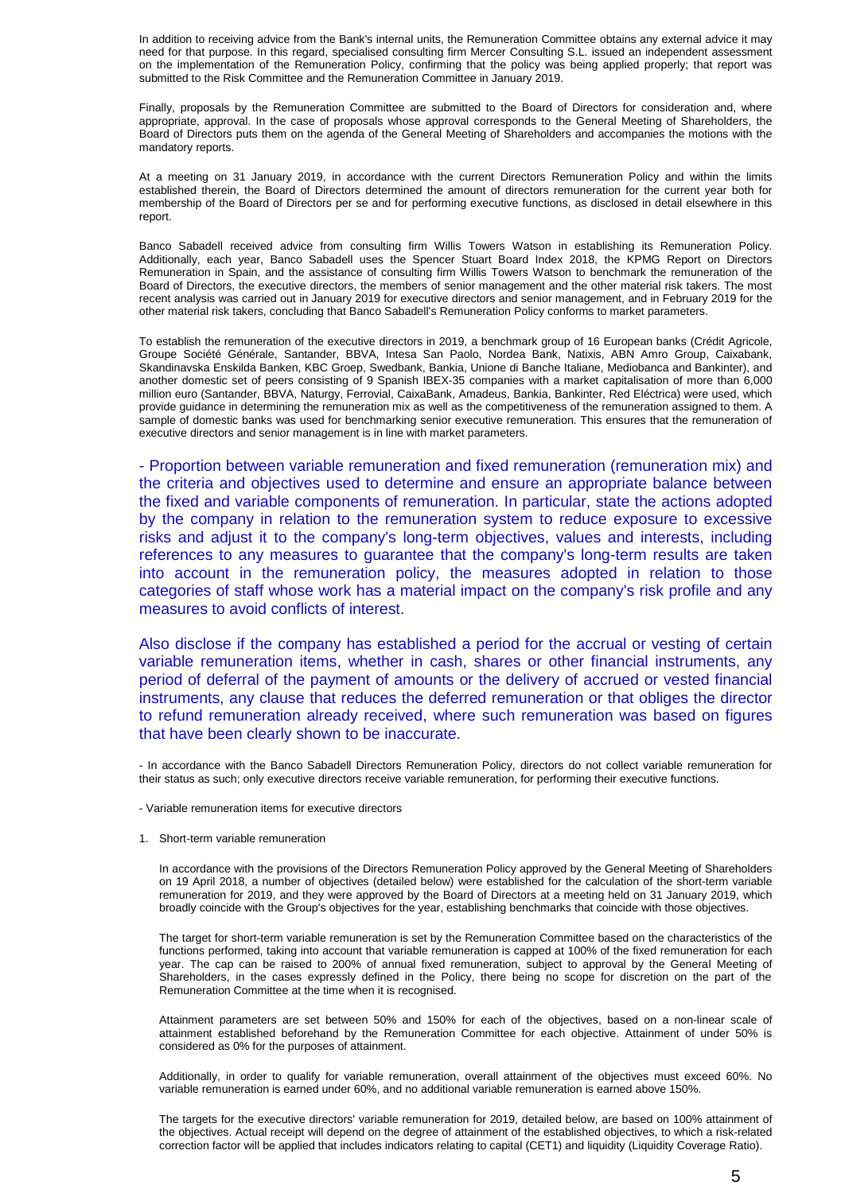In addition to receiving advice from the Bank's internal units, the Remuneration Committee obtains any external advice it may need for that purpose. In this regard, specialised consulting firm Mercer Consulting S.L. issued an independent assessment on the implementation of the Remuneration Policy, confirming that the policy was being applied properly; that report was submitted to the Risk Committee and the Remuneration Committee in January 2019.

Finally, proposals by the Remuneration Committee are submitted to the Board of Directors for consideration and, where appropriate, approval. In the case of proposals whose approval corresponds to the General Meeting of Shareholders, the Board of Directors puts them on the agenda of the General Meeting of Shareholders and accompanies the motions with the mandatory reports.

At a meeting on 31 January 2019, in accordance with the current Directors Remuneration Policy and within the limits established therein, the Board of Directors determined the amount of directors remuneration for the current year both for membership of the Board of Directors per se and for performing executive functions, as disclosed in detail elsewhere in this report.

Banco Sabadell received advice from consulting firm Willis Towers Watson in establishing its Remuneration Policy. Additionally, each year, Banco Sabadell uses the Spencer Stuart Board Index 2018, the KPMG Report on Directors Remuneration in Spain, and the assistance of consulting firm Willis Towers Watson to benchmark the remuneration of the Board of Directors, the executive directors, the members of senior management and the other material risk takers. The most recent analysis was carried out in January 2019 for executive directors and senior management, and in February 2019 for the other material risk takers, concluding that Banco Sabadell's Remuneration Policy conforms to market parameters.

To establish the remuneration of the executive directors in 2019, a benchmark group of 16 European banks (Crédit Agricole, Groupe Société Générale, Santander, BBVA, Intesa San Paolo, Nordea Bank, Natixis, ABN Amro Group, Caixabank, Skandinavska Enskilda Banken, KBC Groep, Swedbank, Bankia, Unione di Banche Italiane, Mediobanca and Bankinter), and another domestic set of peers consisting of 9 Spanish IBEX-35 companies with a market capitalisation of more than 6,000 million euro (Santander, BBVA, Naturgy, Ferrovial, CaixaBank, Amadeus, Bankia, Bankinter, Red Eléctrica) were used, which provide guidance in determining the remuneration mix as well as the competitiveness of the remuneration assigned to them. A sample of domestic banks was used for benchmarking senior executive remuneration. This ensures that the remuneration of executive directors and senior management is in line with market parameters.

- Proportion between variable remuneration and fixed remuneration (remuneration mix) and the criteria and objectives used to determine and ensure an appropriate balance between the fixed and variable components of remuneration. In particular, state the actions adopted by the company in relation to the remuneration system to reduce exposure to excessive risks and adjust it to the company's long-term objectives, values and interests, including references to any measures to guarantee that the company's long-term results are taken into account in the remuneration policy, the measures adopted in relation to those categories of staff whose work has a material impact on the company's risk profile and any measures to avoid conflicts of interest.

Also disclose if the company has established a period for the accrual or vesting of certain variable remuneration items, whether in cash, shares or other financial instruments, any period of deferral of the payment of amounts or the delivery of accrued or vested financial instruments, any clause that reduces the deferred remuneration or that obliges the director to refund remuneration already received, where such remuneration was based on figures that have been clearly shown to be inaccurate.

- In accordance with the Banco Sabadell Directors Remuneration Policy, directors do not collect variable remuneration for their status as such; only executive directors receive variable remuneration, for performing their executive functions.

- Variable remuneration items for executive directors

1. Short-term variable remuneration

   In accordance with the provisions of the Directors Remuneration Policy approved by the General Meeting of Shareholders on 19 April 2018, a number of objectives (detailed below) were established for the calculation of the short-term variable remuneration for 2019, and they were approved by the Board of Directors at a meeting held on 31 January 2019, which broadly coincide with the Group's objectives for the year, establishing benchmarks that coincide with those objectives.

   The target for short-term variable remuneration is set by the Remuneration Committee based on the characteristics of the functions performed, taking into account that variable remuneration is capped at 100% of the fixed remuneration for each year. The cap can be raised to 200% of annual fixed remuneration, subject to approval by the General Meeting of Shareholders, in the cases expressly defined in the Policy, there being no scope for discretion on the part of the Remuneration Committee at the time when it is recognised.

   Attainment parameters are set between 50% and 150% for each of the objectives, based on a non-linear scale of attainment established beforehand by the Remuneration Committee for each objective. Attainment of under 50% is considered as 0% for the purposes of attainment.

   Additionally, in order to qualify for variable remuneration, overall attainment of the objectives must exceed 60%. No variable remuneration is earned under 60%, and no additional variable remuneration is earned above 150%.

   The targets for the executive directors' variable remuneration for 2019, detailed below, are based on 100% attainment of the objectives. Actual receipt will depend on the degree of attainment of the established objectives, to which a risk-related correction factor will be applied that includes indicators relating to capital (CET1) and liquidity (Liquidity Coverage Ratio).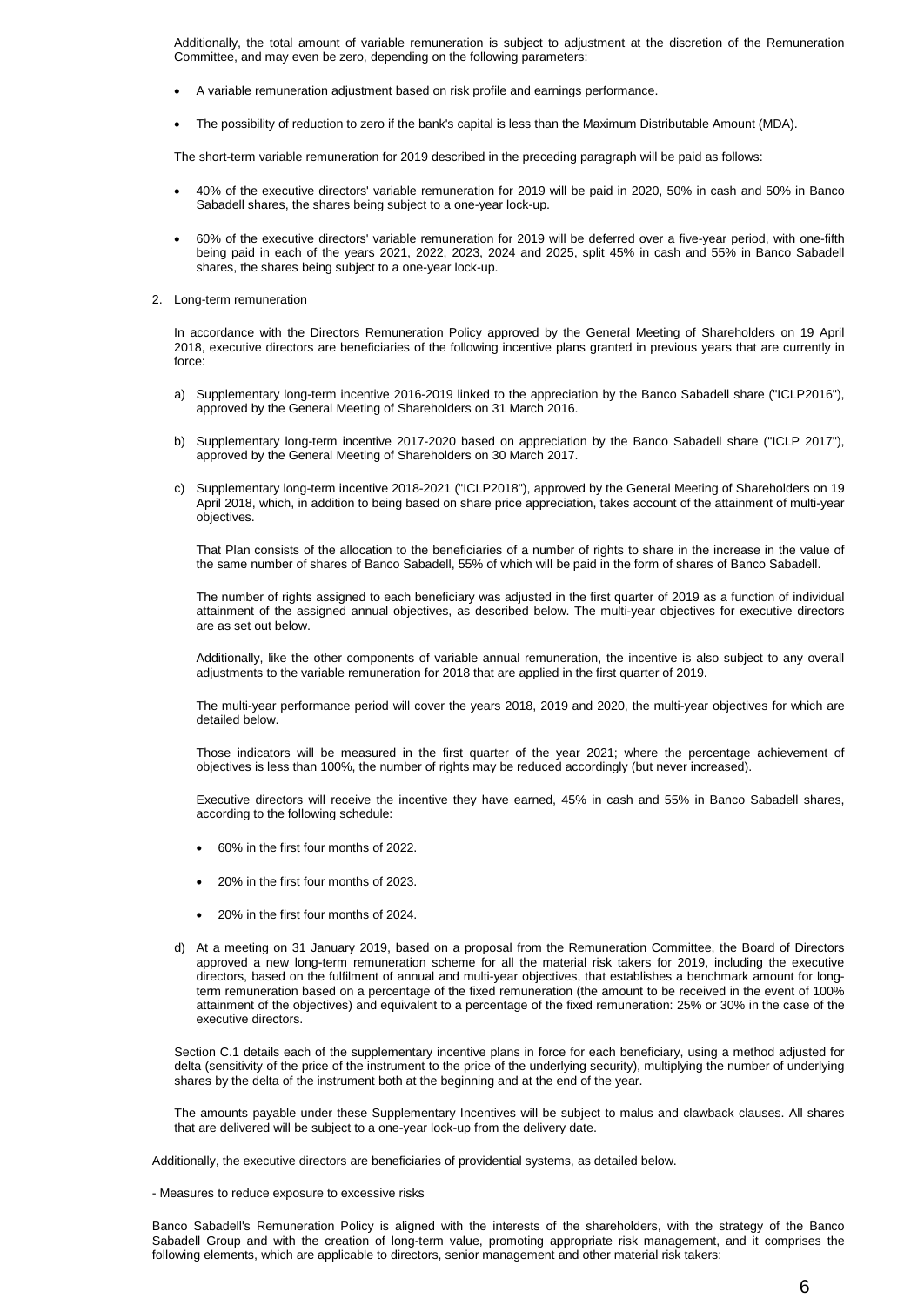Additionally, the total amount of variable remuneration is subject to adjustment at the discretion of the Remuneration Committee, and may even be zero, depending on the following parameters:

- A variable remuneration adjustment based on risk profile and earnings performance.
- The possibility of reduction to zero if the bank's capital is less than the Maximum Distributable Amount (MDA).

The short-term variable remuneration for 2019 described in the preceding paragraph will be paid as follows:

- 40% of the executive directors' variable remuneration for 2019 will be paid in 2020, 50% in cash and 50% in Banco Sabadell shares, the shares being subject to a one-year lock-up.
- 60% of the executive directors' variable remuneration for 2019 will be deferred over a five-year period, with one-fifth being paid in each of the years 2021, 2022, 2023, 2024 and 2025, split 45% in cash and 55% in Banco Sabadell shares, the shares being subject to a one-year lock-up.

2. Long-term remuneration

In accordance with the Directors Remuneration Policy approved by the General Meeting of Shareholders on 19 April 2018, executive directors are beneficiaries of the following incentive plans granted in previous years that are currently in force:

a) Supplementary long-term incentive 2016-2019 linked to the appreciation by the Banco Sabadell share ("ICLP2016"), approved by the General Meeting of Shareholders on 31 March 2016.

b) Supplementary long-term incentive 2017-2020 based on appreciation by the Banco Sabadell share ("ICLP 2017"), approved by the General Meeting of Shareholders on 30 March 2017.

c) Supplementary long-term incentive 2018-2021 ("ICLP2018"), approved by the General Meeting of Shareholders on 19 April 2018, which, in addition to being based on share price appreciation, takes account of the attainment of multi-year objectives.

   That Plan consists of the allocation to the beneficiaries of a number of rights to share in the increase in the value of the same number of shares of Banco Sabadell, 55% of which will be paid in the form of shares of Banco Sabadell.

   The number of rights assigned to each beneficiary was adjusted in the first quarter of 2019 as a function of individual attainment of the assigned annual objectives, as described below. The multi-year objectives for executive directors are as set out below.

   Additionally, like the other components of variable annual remuneration, the incentive is also subject to any overall adjustments to the variable remuneration for 2018 that are applied in the first quarter of 2019.

   The multi-year performance period will cover the years 2018, 2019 and 2020, the multi-year objectives for which are detailed below.

   Those indicators will be measured in the first quarter of the year 2021; where the percentage achievement of objectives is less than 100%, the number of rights may be reduced accordingly (but never increased).

   Executive directors will receive the incentive they have earned, 45% in cash and 55% in Banco Sabadell shares, according to the following schedule:

   - 60% in the first four months of 2022.
   - 20% in the first four months of 2023.
   - 20% in the first four months of 2024.

d) At a meeting on 31 January 2019, based on a proposal from the Remuneration Committee, the Board of Directors approved a new long-term remuneration scheme for all the material risk takers for 2019, including the executive directors, based on the fulfilment of annual and multi-year objectives, that establishes a benchmark amount for long-term remuneration based on a percentage of the fixed remuneration (the amount to be received in the event of 100% attainment of the objectives) and equivalent to a percentage of the fixed remuneration: 25% or 30% in the case of the executive directors.

Section C.1 details each of the supplementary incentive plans in force for each beneficiary, using a method adjusted for delta (sensitivity of the price of the instrument to the price of the underlying security), multiplying the number of underlying shares by the delta of the instrument both at the beginning and at the end of the year.

The amounts payable under these Supplementary Incentives will be subject to malus and clawback clauses. All shares that are delivered will be subject to a one-year lock-up from the delivery date.

Additionally, the executive directors are beneficiaries of providential systems, as detailed below.

- Measures to reduce exposure to excessive risks

Banco Sabadell's Remuneration Policy is aligned with the interests of the shareholders, with the strategy of the Banco Sabadell Group and with the creation of long-term value, promoting appropriate risk management, and it comprises the following elements, which are applicable to directors, senior management and other material risk takers: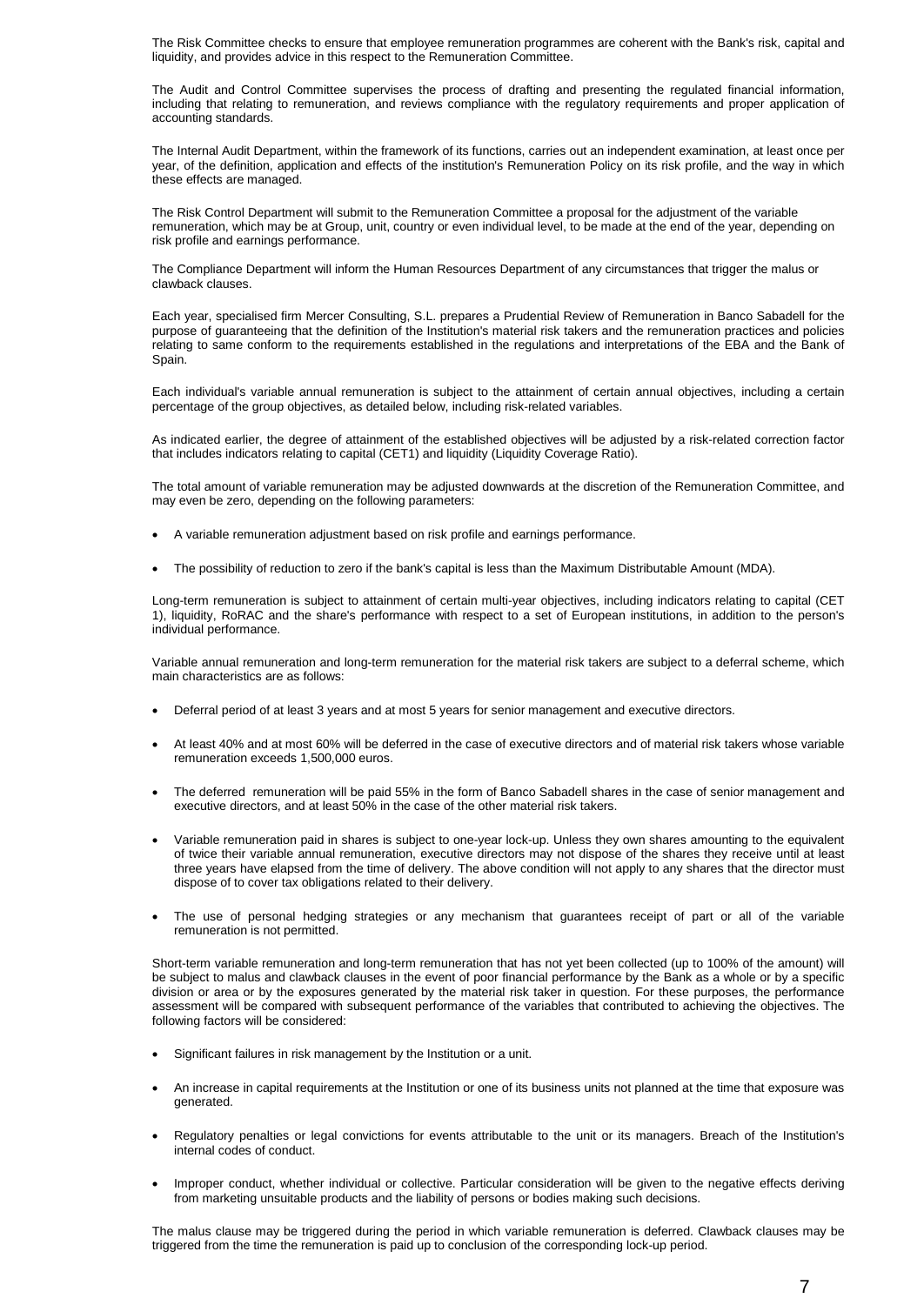The Risk Committee checks to ensure that employee remuneration programmes are coherent with the Bank's risk, capital and liquidity, and provides advice in this respect to the Remuneration Committee.

The Audit and Control Committee supervises the process of drafting and presenting the regulated financial information, including that relating to remuneration, and reviews compliance with the regulatory requirements and proper application of accounting standards.

The Internal Audit Department, within the framework of its functions, carries out an independent examination, at least once per year, of the definition, application and effects of the institution's Remuneration Policy on its risk profile, and the way in which these effects are managed.

The Risk Control Department will submit to the Remuneration Committee a proposal for the adjustment of the variable remuneration, which may be at Group, unit, country or even individual level, to be made at the end of the year, depending on risk profile and earnings performance.

The Compliance Department will inform the Human Resources Department of any circumstances that trigger the malus or clawback clauses.

Each year, specialised firm Mercer Consulting, S.L. prepares a Prudential Review of Remuneration in Banco Sabadell for the purpose of guaranteeing that the definition of the Institution's material risk takers and the remuneration practices and policies relating to same conform to the requirements established in the regulations and interpretations of the EBA and the Bank of Spain.

Each individual's variable annual remuneration is subject to the attainment of certain annual objectives, including a certain percentage of the group objectives, as detailed below, including risk-related variables.

As indicated earlier, the degree of attainment of the established objectives will be adjusted by a risk-related correction factor that includes indicators relating to capital (CET1) and liquidity (Liquidity Coverage Ratio).

The total amount of variable remuneration may be adjusted downwards at the discretion of the Remuneration Committee, and may even be zero, depending on the following parameters:

- A variable remuneration adjustment based on risk profile and earnings performance.
- The possibility of reduction to zero if the bank's capital is less than the Maximum Distributable Amount (MDA).

Long-term remuneration is subject to attainment of certain multi-year objectives, including indicators relating to capital (CET 1), liquidity, RoRAC and the share's performance with respect to a set of European institutions, in addition to the person's individual performance.

Variable annual remuneration and long-term remuneration for the material risk takers are subject to a deferral scheme, which main characteristics are as follows:

- Deferral period of at least 3 years and at most 5 years for senior management and executive directors.
- At least 40% and at most 60% will be deferred in the case of executive directors and of material risk takers whose variable remuneration exceeds 1,500,000 euros.
- The deferred remuneration will be paid 55% in the form of Banco Sabadell shares in the case of senior management and executive directors, and at least 50% in the case of the other material risk takers.
- Variable remuneration paid in shares is subject to one-year lock-up. Unless they own shares amounting to the equivalent of twice their variable annual remuneration, executive directors may not dispose of the shares they receive until at least three years have elapsed from the time of delivery. The above condition will not apply to any shares that the director must dispose of to cover tax obligations related to their delivery.
- The use of personal hedging strategies or any mechanism that guarantees receipt of part or all of the variable remuneration is not permitted.

Short-term variable remuneration and long-term remuneration that has not yet been collected (up to 100% of the amount) will be subject to malus and clawback clauses in the event of poor financial performance by the Bank as a whole or by a specific division or area or by the exposures generated by the material risk taker in question. For these purposes, the performance assessment will be compared with subsequent performance of the variables that contributed to achieving the objectives. The following factors will be considered:

- Significant failures in risk management by the Institution or a unit.
- An increase in capital requirements at the Institution or one of its business units not planned at the time that exposure was generated.
- Regulatory penalties or legal convictions for events attributable to the unit or its managers. Breach of the Institution's internal codes of conduct.
- Improper conduct, whether individual or collective. Particular consideration will be given to the negative effects deriving from marketing unsuitable products and the liability of persons or bodies making such decisions.

The malus clause may be triggered during the period in which variable remuneration is deferred. Clawback clauses may be triggered from the time the remuneration is paid up to conclusion of the corresponding lock-up period.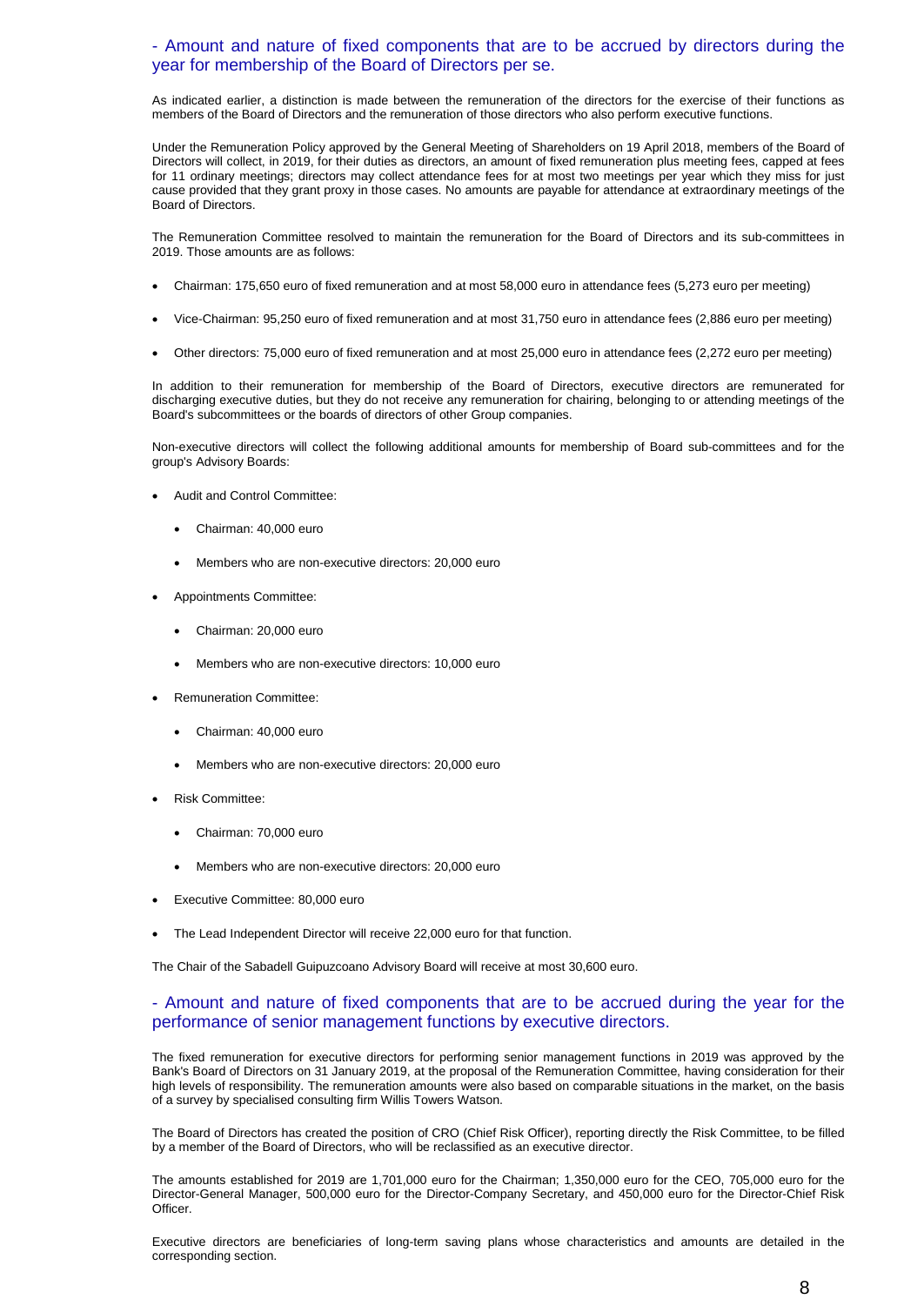## - Amount and nature of fixed components that are to be accrued by directors during the year for membership of the Board of Directors per se.

As indicated earlier, a distinction is made between the remuneration of the directors for the exercise of their functions as members of the Board of Directors and the remuneration of those directors who also perform executive functions.

Under the Remuneration Policy approved by the General Meeting of Shareholders on 19 April 2018, members of the Board of Directors will collect, in 2019, for their duties as directors, an amount of fixed remuneration plus meeting fees, capped at fees for 11 ordinary meetings; directors may collect attendance fees for at most two meetings per year which they miss for just cause provided that they grant proxy in those cases. No amounts are payable for attendance at extraordinary meetings of the Board of Directors.

The Remuneration Committee resolved to maintain the remuneration for the Board of Directors and its sub-committees in 2019. Those amounts are as follows:

- Chairman: 175,650 euro of fixed remuneration and at most 58,000 euro in attendance fees (5,273 euro per meeting)
- Vice-Chairman: 95,250 euro of fixed remuneration and at most 31,750 euro in attendance fees (2,886 euro per meeting)
- Other directors: 75,000 euro of fixed remuneration and at most 25,000 euro in attendance fees (2,272 euro per meeting)

In addition to their remuneration for membership of the Board of Directors, executive directors are remunerated for discharging executive duties, but they do not receive any remuneration for chairing, belonging to or attending meetings of the Board's subcommittees or the boards of directors of other Group companies.

Non-executive directors will collect the following additional amounts for membership of Board sub-committees and for the group's Advisory Boards:

- Audit and Control Committee:
  - Chairman: 40,000 euro
  - Members who are non-executive directors: 20,000 euro
- Appointments Committee:
  - Chairman: 20,000 euro
  - Members who are non-executive directors: 10,000 euro
- Remuneration Committee:
  - Chairman: 40,000 euro
  - Members who are non-executive directors: 20,000 euro
- Risk Committee:
  - Chairman: 70,000 euro
  - Members who are non-executive directors: 20,000 euro
- Executive Committee: 80,000 euro
- The Lead Independent Director will receive 22,000 euro for that function.

The Chair of the Sabadell Guipuzcoano Advisory Board will receive at most 30,600 euro.

## - Amount and nature of fixed components that are to be accrued during the year for the performance of senior management functions by executive directors.

The fixed remuneration for executive directors for performing senior management functions in 2019 was approved by the Bank's Board of Directors on 31 January 2019, at the proposal of the Remuneration Committee, having consideration for their high levels of responsibility. The remuneration amounts were also based on comparable situations in the market, on the basis of a survey by specialised consulting firm Willis Towers Watson.

The Board of Directors has created the position of CRO (Chief Risk Officer), reporting directly the Risk Committee, to be filled by a member of the Board of Directors, who will be reclassified as an executive director.

The amounts established for 2019 are 1,701,000 euro for the Chairman; 1,350,000 euro for the CEO, 705,000 euro for the Director-General Manager, 500,000 euro for the Director-Company Secretary, and 450,000 euro for the Director-Chief Risk Officer.

Executive directors are beneficiaries of long-term saving plans whose characteristics and amounts are detailed in the corresponding section.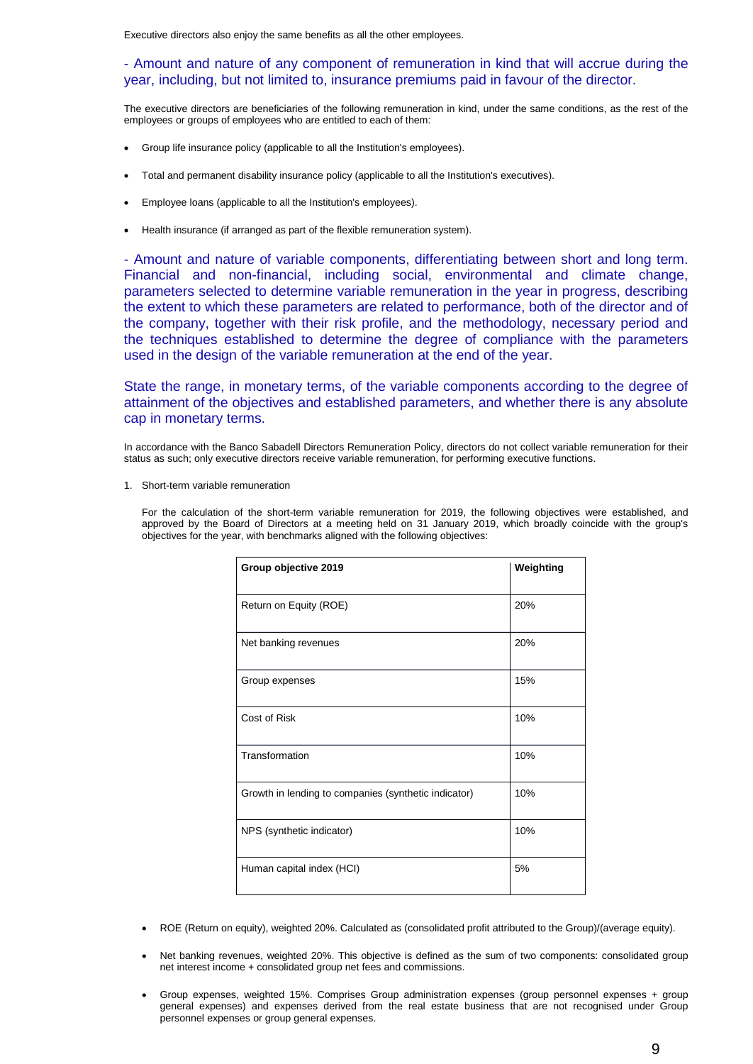Executive directors also enjoy the same benefits as all the other employees.

### - Amount and nature of any component of remuneration in kind that will accrue during the year, including, but not limited to, insurance premiums paid in favour of the director.

The executive directors are beneficiaries of the following remuneration in kind, under the same conditions, as the rest of the employees or groups of employees who are entitled to each of them:

- Group life insurance policy (applicable to all the Institution's employees).
- Total and permanent disability insurance policy (applicable to all the Institution's executives).
- Employee loans (applicable to all the Institution's employees).
- Health insurance (if arranged as part of the flexible remuneration system).

### - Amount and nature of variable components, differentiating between short and long term. Financial and non-financial, including social, environmental and climate change, parameters selected to determine variable remuneration in the year in progress, describing the extent to which these parameters are related to performance, both of the director and of the company, together with their risk profile, and the methodology, necessary period and the techniques established to determine the degree of compliance with the parameters used in the design of the variable remuneration at the end of the year.

### State the range, in monetary terms, of the variable components according to the degree of attainment of the objectives and established parameters, and whether there is any absolute cap in monetary terms.

In accordance with the Banco Sabadell Directors Remuneration Policy, directors do not collect variable remuneration for their status as such; only executive directors receive variable remuneration, for performing executive functions.

1. Short-term variable remuneration

   For the calculation of the short-term variable remuneration for 2019, the following objectives were established, and approved by the Board of Directors at a meeting held on 31 January 2019, which broadly coincide with the group's objectives for the year, with benchmarks aligned with the following objectives:

| Group objective 2019 | Weighting |
|---|---|
| Return on Equity (ROE) | 20% |
| Net banking revenues | 20% |
| Group expenses | 15% |
| Cost of Risk | 10% |
| Transformation | 10% |
| Growth in lending to companies (synthetic indicator) | 10% |
| NPS (synthetic indicator) | 10% |
| Human capital index (HCI) | 5% |

- ROE (Return on equity), weighted 20%. Calculated as (consolidated profit attributed to the Group)/(average equity).
- Net banking revenues, weighted 20%. This objective is defined as the sum of two components: consolidated group net interest income + consolidated group net fees and commissions.
- Group expenses, weighted 15%. Comprises Group administration expenses (group personnel expenses + group general expenses) and expenses derived from the real estate business that are not recognised under Group personnel expenses or group general expenses.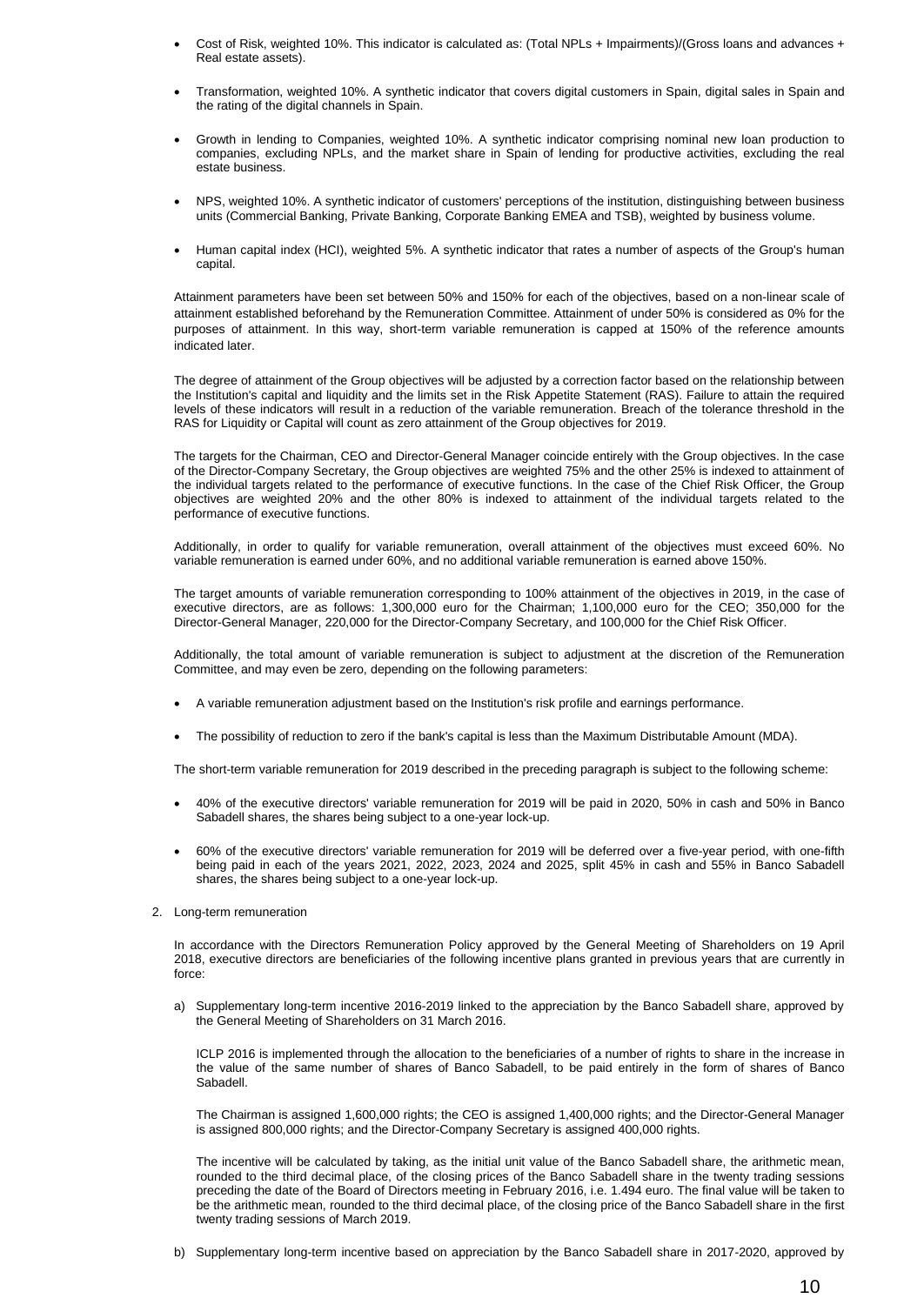- Cost of Risk, weighted 10%. This indicator is calculated as: (Total NPLs + Impairments)/(Gross loans and advances + Real estate assets).

- Transformation, weighted 10%. A synthetic indicator that covers digital customers in Spain, digital sales in Spain and the rating of the digital channels in Spain.

- Growth in lending to Companies, weighted 10%. A synthetic indicator comprising nominal new loan production to companies, excluding NPLs, and the market share in Spain of lending for productive activities, excluding the real estate business.

- NPS, weighted 10%. A synthetic indicator of customers' perceptions of the institution, distinguishing between business units (Commercial Banking, Private Banking, Corporate Banking EMEA and TSB), weighted by business volume.

- Human capital index (HCI), weighted 5%. A synthetic indicator that rates a number of aspects of the Group's human capital.

Attainment parameters have been set between 50% and 150% for each of the objectives, based on a non-linear scale of attainment established beforehand by the Remuneration Committee. Attainment of under 50% is considered as 0% for the purposes of attainment. In this way, short-term variable remuneration is capped at 150% of the reference amounts indicated later.

The degree of attainment of the Group objectives will be adjusted by a correction factor based on the relationship between the Institution's capital and liquidity and the limits set in the Risk Appetite Statement (RAS). Failure to attain the required levels of these indicators will result in a reduction of the variable remuneration. Breach of the tolerance threshold in the RAS for Liquidity or Capital will count as zero attainment of the Group objectives for 2019.

The targets for the Chairman, CEO and Director-General Manager coincide entirely with the Group objectives. In the case of the Director-Company Secretary, the Group objectives are weighted 75% and the other 25% is indexed to attainment of the individual targets related to the performance of executive functions. In the case of the Chief Risk Officer, the Group objectives are weighted 20% and the other 80% is indexed to attainment of the individual targets related to the performance of executive functions.

Additionally, in order to qualify for variable remuneration, overall attainment of the objectives must exceed 60%. No variable remuneration is earned under 60%, and no additional variable remuneration is earned above 150%.

The target amounts of variable remuneration corresponding to 100% attainment of the objectives in 2019, in the case of executive directors, are as follows: 1,300,000 euro for the Chairman; 1,100,000 euro for the CEO; 350,000 for the Director-General Manager, 220,000 for the Director-Company Secretary, and 100,000 for the Chief Risk Officer.

Additionally, the total amount of variable remuneration is subject to adjustment at the discretion of the Remuneration Committee, and may even be zero, depending on the following parameters:

- A variable remuneration adjustment based on the Institution's risk profile and earnings performance.

- The possibility of reduction to zero if the bank's capital is less than the Maximum Distributable Amount (MDA).

The short-term variable remuneration for 2019 described in the preceding paragraph is subject to the following scheme:

- 40% of the executive directors' variable remuneration for 2019 will be paid in 2020, 50% in cash and 50% in Banco Sabadell shares, the shares being subject to a one-year lock-up.

- 60% of the executive directors' variable remuneration for 2019 will be deferred over a five-year period, with one-fifth being paid in each of the years 2021, 2022, 2023, 2024 and 2025, split 45% in cash and 55% in Banco Sabadell shares, the shares being subject to a one-year lock-up.

2. Long-term remuneration

In accordance with the Directors Remuneration Policy approved by the General Meeting of Shareholders on 19 April 2018, executive directors are beneficiaries of the following incentive plans granted in previous years that are currently in force:

a) Supplementary long-term incentive 2016-2019 linked to the appreciation by the Banco Sabadell share, approved by the General Meeting of Shareholders on 31 March 2016.

   ICLP 2016 is implemented through the allocation to the beneficiaries of a number of rights to share in the increase in the value of the same number of shares of Banco Sabadell, to be paid entirely in the form of shares of Banco Sabadell.

   The Chairman is assigned 1,600,000 rights; the CEO is assigned 1,400,000 rights; and the Director-General Manager is assigned 800,000 rights; and the Director-Company Secretary is assigned 400,000 rights.

   The incentive will be calculated by taking, as the initial unit value of the Banco Sabadell share, the arithmetic mean, rounded to the third decimal place, of the closing prices of the Banco Sabadell share in the twenty trading sessions preceding the date of the Board of Directors meeting in February 2016, i.e. 1.494 euro. The final value will be taken to be the arithmetic mean, rounded to the third decimal place, of the closing price of the Banco Sabadell share in the first twenty trading sessions of March 2019.

b) Supplementary long-term incentive based on appreciation by the Banco Sabadell share in 2017-2020, approved by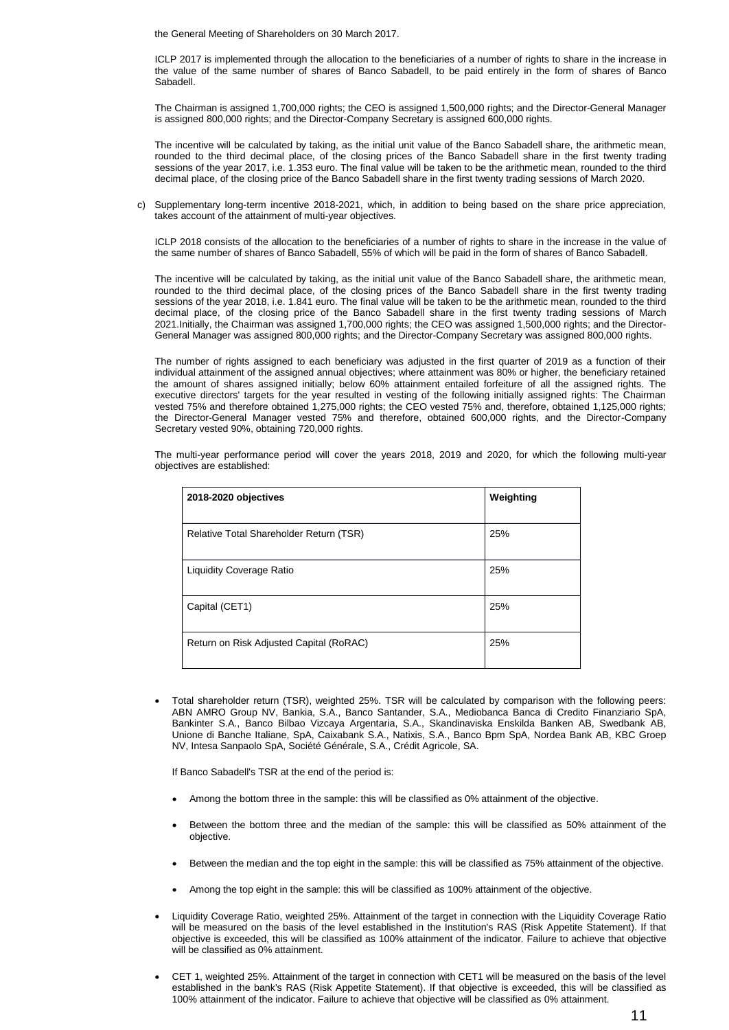the General Meeting of Shareholders on 30 March 2017.

ICLP 2017 is implemented through the allocation to the beneficiaries of a number of rights to share in the increase in the value of the same number of shares of Banco Sabadell, to be paid entirely in the form of shares of Banco Sabadell.

The Chairman is assigned 1,700,000 rights; the CEO is assigned 1,500,000 rights; and the Director-General Manager is assigned 800,000 rights; and the Director-Company Secretary is assigned 600,000 rights.

The incentive will be calculated by taking, as the initial unit value of the Banco Sabadell share, the arithmetic mean, rounded to the third decimal place, of the closing prices of the Banco Sabadell share in the first twenty trading sessions of the year 2017, i.e. 1.353 euro. The final value will be taken to be the arithmetic mean, rounded to the third decimal place, of the closing price of the Banco Sabadell share in the first twenty trading sessions of March 2020.

c) Supplementary long-term incentive 2018-2021, which, in addition to being based on the share price appreciation, takes account of the attainment of multi-year objectives.

ICLP 2018 consists of the allocation to the beneficiaries of a number of rights to share in the increase in the value of the same number of shares of Banco Sabadell, 55% of which will be paid in the form of shares of Banco Sabadell.

The incentive will be calculated by taking, as the initial unit value of the Banco Sabadell share, the arithmetic mean, rounded to the third decimal place, of the closing prices of the Banco Sabadell share in the first twenty trading sessions of the year 2018, i.e. 1.841 euro. The final value will be taken to be the arithmetic mean, rounded to the third decimal place, of the closing price of the Banco Sabadell share in the first twenty trading sessions of March 2021.Initially, the Chairman was assigned 1,700,000 rights; the CEO was assigned 1,500,000 rights; and the Director-General Manager was assigned 800,000 rights; and the Director-Company Secretary was assigned 800,000 rights.

The number of rights assigned to each beneficiary was adjusted in the first quarter of 2019 as a function of their individual attainment of the assigned annual objectives; where attainment was 80% or higher, the beneficiary retained the amount of shares assigned initially; below 60% attainment entailed forfeiture of all the assigned rights. The executive directors' targets for the year resulted in vesting of the following initially assigned rights: The Chairman vested 75% and therefore obtained 1,275,000 rights; the CEO vested 75% and, therefore, obtained 1,125,000 rights; the Director-General Manager vested 75% and therefore, obtained 600,000 rights, and the Director-Company Secretary vested 90%, obtaining 720,000 rights.

The multi-year performance period will cover the years 2018, 2019 and 2020, for which the following multi-year objectives are established:

| **2018-2020 objectives** | **Weighting** |
|---|---|
| Relative Total Shareholder Return (TSR) | 25% |
| Liquidity Coverage Ratio | 25% |
| Capital (CET1) | 25% |
| Return on Risk Adjusted Capital (RoRAC) | 25% |

- Total shareholder return (TSR), weighted 25%. TSR will be calculated by comparison with the following peers: ABN AMRO Group NV, Bankia, S.A., Banco Santander, S.A., Mediobanca Banca di Credito Finanziario SpA, Bankinter S.A., Banco Bilbao Vizcaya Argentaria, S.A., Skandinaviska Enskilda Banken AB, Swedbank AB, Unione di Banche Italiane, SpA, Caixabank S.A., Natixis, S.A., Banco Bpm SpA, Nordea Bank AB, KBC Groep NV, Intesa Sanpaolo SpA, Société Générale, S.A., Crédit Agricole, SA.

  If Banco Sabadell's TSR at the end of the period is:

  - Among the bottom three in the sample: this will be classified as 0% attainment of the objective.
  - Between the bottom three and the median of the sample: this will be classified as 50% attainment of the objective.
  - Between the median and the top eight in the sample: this will be classified as 75% attainment of the objective.
  - Among the top eight in the sample: this will be classified as 100% attainment of the objective.

- Liquidity Coverage Ratio, weighted 25%. Attainment of the target in connection with the Liquidity Coverage Ratio will be measured on the basis of the level established in the Institution's RAS (Risk Appetite Statement). If that objective is exceeded, this will be classified as 100% attainment of the indicator. Failure to achieve that objective will be classified as 0% attainment.

- CET 1, weighted 25%. Attainment of the target in connection with CET1 will be measured on the basis of the level established in the bank's RAS (Risk Appetite Statement). If that objective is exceeded, this will be classified as 100% attainment of the indicator. Failure to achieve that objective will be classified as 0% attainment.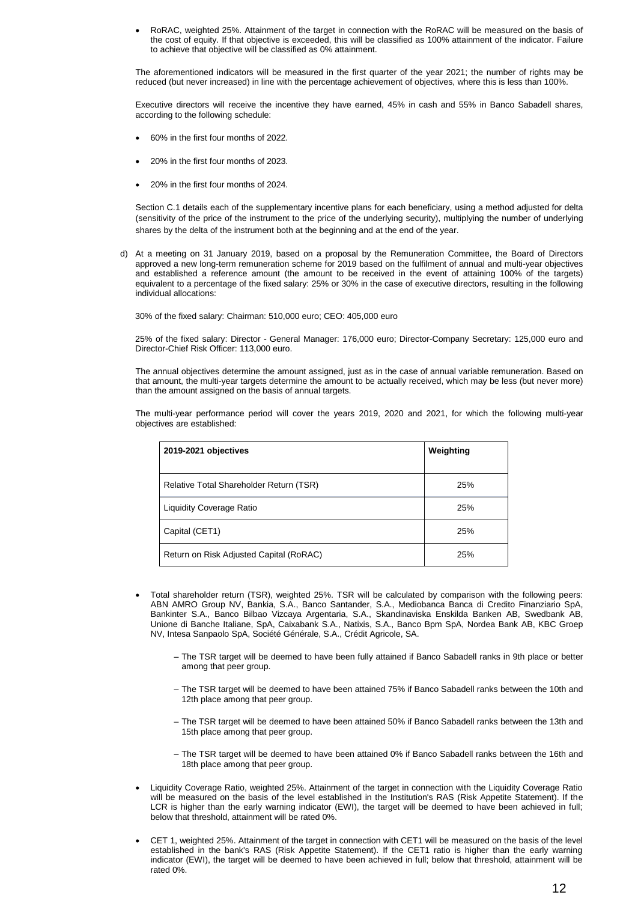- RoRAC, weighted 25%. Attainment of the target in connection with the RoRAC will be measured on the basis of the cost of equity. If that objective is exceeded, this will be classified as 100% attainment of the indicator. Failure to achieve that objective will be classified as 0% attainment.

The aforementioned indicators will be measured in the first quarter of the year 2021; the number of rights may be reduced (but never increased) in line with the percentage achievement of objectives, where this is less than 100%.

Executive directors will receive the incentive they have earned, 45% in cash and 55% in Banco Sabadell shares, according to the following schedule:

- 60% in the first four months of 2022.
- 20% in the first four months of 2023.
- 20% in the first four months of 2024.

Section C.1 details each of the supplementary incentive plans for each beneficiary, using a method adjusted for delta (sensitivity of the price of the instrument to the price of the underlying security), multiplying the number of underlying shares by the delta of the instrument both at the beginning and at the end of the year.

d) At a meeting on 31 January 2019, based on a proposal by the Remuneration Committee, the Board of Directors approved a new long-term remuneration scheme for 2019 based on the fulfilment of annual and multi-year objectives and established a reference amount (the amount to be received in the event of attaining 100% of the targets) equivalent to a percentage of the fixed salary: 25% or 30% in the case of executive directors, resulting in the following individual allocations:

30% of the fixed salary: Chairman: 510,000 euro; CEO: 405,000 euro

25% of the fixed salary: Director - General Manager: 176,000 euro; Director-Company Secretary: 125,000 euro and Director-Chief Risk Officer: 113,000 euro.

The annual objectives determine the amount assigned, just as in the case of annual variable remuneration. Based on that amount, the multi-year targets determine the amount to be actually received, which may be less (but never more) than the amount assigned on the basis of annual targets.

The multi-year performance period will cover the years 2019, 2020 and 2021, for which the following multi-year objectives are established:

| **2019-2021 objectives** | **Weighting** |
|---|---|
| Relative Total Shareholder Return (TSR) | 25% |
| Liquidity Coverage Ratio | 25% |
| Capital (CET1) | 25% |
| Return on Risk Adjusted Capital (RoRAC) | 25% |

- Total shareholder return (TSR), weighted 25%. TSR will be calculated by comparison with the following peers: ABN AMRO Group NV, Bankia, S.A., Banco Santander, S.A., Mediobanca Banca di Credito Finanziario SpA, Bankinter S.A., Banco Bilbao Vizcaya Argentaria, S.A., Skandinaviska Enskilda Banken AB, Swedbank AB, Unione di Banche Italiane, SpA, Caixabank S.A., Natixis, S.A., Banco Bpm SpA, Nordea Bank AB, KBC Groep NV, Intesa Sanpaolo SpA, Société Générale, S.A., Crédit Agricole, SA.

  – The TSR target will be deemed to have been fully attained if Banco Sabadell ranks in 9th place or better among that peer group.

  – The TSR target will be deemed to have been attained 75% if Banco Sabadell ranks between the 10th and 12th place among that peer group.

  – The TSR target will be deemed to have been attained 50% if Banco Sabadell ranks between the 13th and 15th place among that peer group.

  – The TSR target will be deemed to have been attained 0% if Banco Sabadell ranks between the 16th and 18th place among that peer group.

- Liquidity Coverage Ratio, weighted 25%. Attainment of the target in connection with the Liquidity Coverage Ratio will be measured on the basis of the level established in the Institution's RAS (Risk Appetite Statement). If the LCR is higher than the early warning indicator (EWI), the target will be deemed to have been achieved in full; below that threshold, attainment will be rated 0%.

- CET 1, weighted 25%. Attainment of the target in connection with CET1 will be measured on the basis of the level established in the bank's RAS (Risk Appetite Statement). If the CET1 ratio is higher than the early warning indicator (EWI), the target will be deemed to have been achieved in full; below that threshold, attainment will be rated 0%.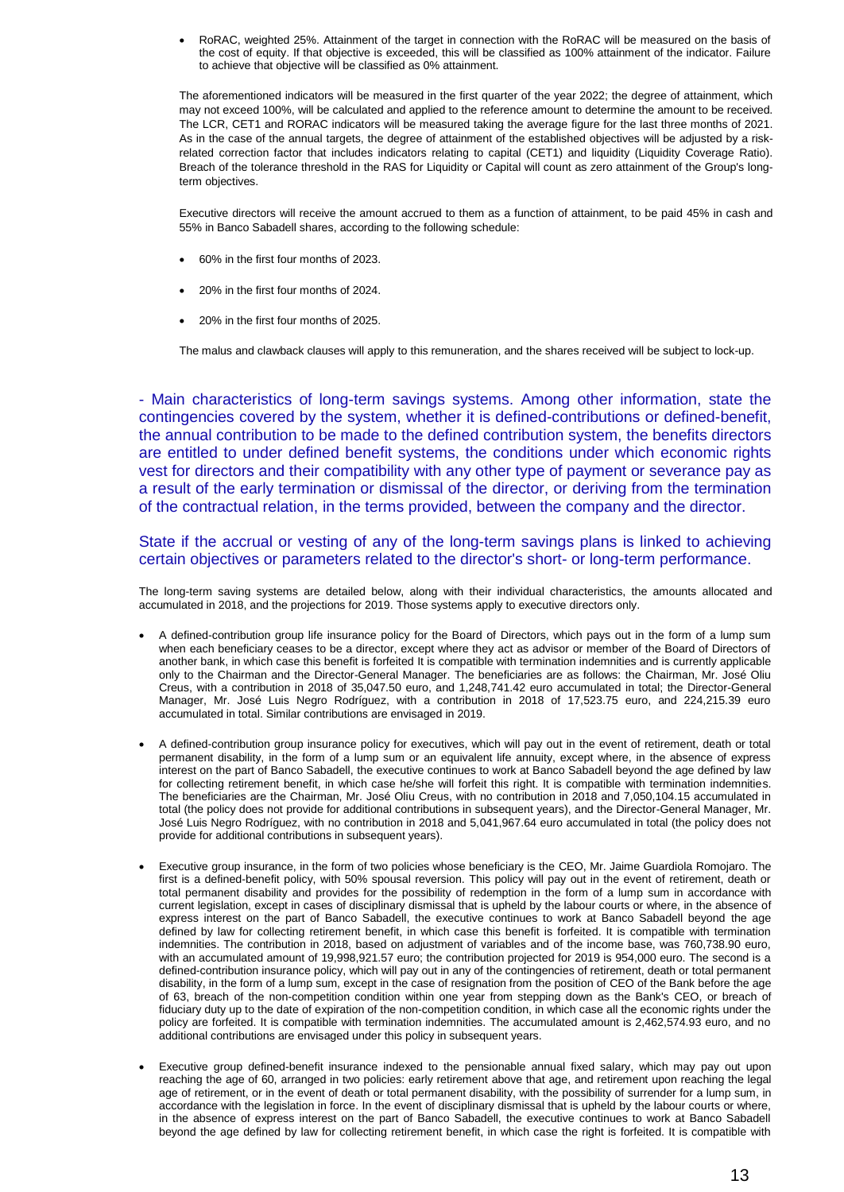- RoRAC, weighted 25%. Attainment of the target in connection with the RoRAC will be measured on the basis of the cost of equity. If that objective is exceeded, this will be classified as 100% attainment of the indicator. Failure to achieve that objective will be classified as 0% attainment.

The aforementioned indicators will be measured in the first quarter of the year 2022; the degree of attainment, which may not exceed 100%, will be calculated and applied to the reference amount to determine the amount to be received. The LCR, CET1 and RORAC indicators will be measured taking the average figure for the last three months of 2021. As in the case of the annual targets, the degree of attainment of the established objectives will be adjusted by a risk-related correction factor that includes indicators relating to capital (CET1) and liquidity (Liquidity Coverage Ratio). Breach of the tolerance threshold in the RAS for Liquidity or Capital will count as zero attainment of the Group's long-term objectives.

Executive directors will receive the amount accrued to them as a function of attainment, to be paid 45% in cash and 55% in Banco Sabadell shares, according to the following schedule:

- 60% in the first four months of 2023.
- 20% in the first four months of 2024.
- 20% in the first four months of 2025.

The malus and clawback clauses will apply to this remuneration, and the shares received will be subject to lock-up.

- Main characteristics of long-term savings systems. Among other information, state the contingencies covered by the system, whether it is defined-contributions or defined-benefit, the annual contribution to be made to the defined contribution system, the benefits directors are entitled to under defined benefit systems, the conditions under which economic rights vest for directors and their compatibility with any other type of payment or severance pay as a result of the early termination or dismissal of the director, or deriving from the termination of the contractual relation, in the terms provided, between the company and the director.

State if the accrual or vesting of any of the long-term savings plans is linked to achieving certain objectives or parameters related to the director's short- or long-term performance.

The long-term saving systems are detailed below, along with their individual characteristics, the amounts allocated and accumulated in 2018, and the projections for 2019. Those systems apply to executive directors only.

- A defined-contribution group life insurance policy for the Board of Directors, which pays out in the form of a lump sum when each beneficiary ceases to be a director, except where they act as advisor or member of the Board of Directors of another bank, in which case this benefit is forfeited It is compatible with termination indemnities and is currently applicable only to the Chairman and the Director-General Manager. The beneficiaries are as follows: the Chairman, Mr. José Oliu Creus, with a contribution in 2018 of 35,047.50 euro, and 1,248,741.42 euro accumulated in total; the Director-General Manager, Mr. José Luis Negro Rodríguez, with a contribution in 2018 of 17,523.75 euro, and 224,215.39 euro accumulated in total. Similar contributions are envisaged in 2019.

- A defined-contribution group insurance policy for executives, which will pay out in the event of retirement, death or total permanent disability, in the form of a lump sum or an equivalent life annuity, except where, in the absence of express interest on the part of Banco Sabadell, the executive continues to work at Banco Sabadell beyond the age defined by law for collecting retirement benefit, in which case he/she will forfeit this right. It is compatible with termination indemnities. The beneficiaries are the Chairman, Mr. José Oliu Creus, with no contribution in 2018 and 7,050,104.15 accumulated in total (the policy does not provide for additional contributions in subsequent years), and the Director-General Manager, Mr. José Luis Negro Rodríguez, with no contribution in 2018 and 5,041,967.64 euro accumulated in total (the policy does not provide for additional contributions in subsequent years).

- Executive group insurance, in the form of two policies whose beneficiary is the CEO, Mr. Jaime Guardiola Romojaro. The first is a defined-benefit policy, with 50% spousal reversion. This policy will pay out in the event of retirement, death or total permanent disability and provides for the possibility of redemption in the form of a lump sum in accordance with current legislation, except in cases of disciplinary dismissal that is upheld by the labour courts or where, in the absence of express interest on the part of Banco Sabadell, the executive continues to work at Banco Sabadell beyond the age defined by law for collecting retirement benefit, in which case this benefit is forfeited. It is compatible with termination indemnities. The contribution in 2018, based on adjustment of variables and of the income base, was 760,738.90 euro, with an accumulated amount of 19,998,921.57 euro; the contribution projected for 2019 is 954,000 euro. The second is a defined-contribution insurance policy, which will pay out in any of the contingencies of retirement, death or total permanent disability, in the form of a lump sum, except in the case of resignation from the position of CEO of the Bank before the age of 63, breach of the non-competition condition within one year from stepping down as the Bank's CEO, or breach of fiduciary duty up to the date of expiration of the non-competition condition, in which case all the economic rights under the policy are forfeited. It is compatible with termination indemnities. The accumulated amount is 2,462,574.93 euro, and no additional contributions are envisaged under this policy in subsequent years.

- Executive group defined-benefit insurance indexed to the pensionable annual fixed salary, which may pay out upon reaching the age of 60, arranged in two policies: early retirement above that age, and retirement upon reaching the legal age of retirement, or in the event of death or total permanent disability, with the possibility of surrender for a lump sum, in accordance with the legislation in force. In the event of disciplinary dismissal that is upheld by the labour courts or where, in the absence of express interest on the part of Banco Sabadell, the executive continues to work at Banco Sabadell beyond the age defined by law for collecting retirement benefit, in which case the right is forfeited. It is compatible with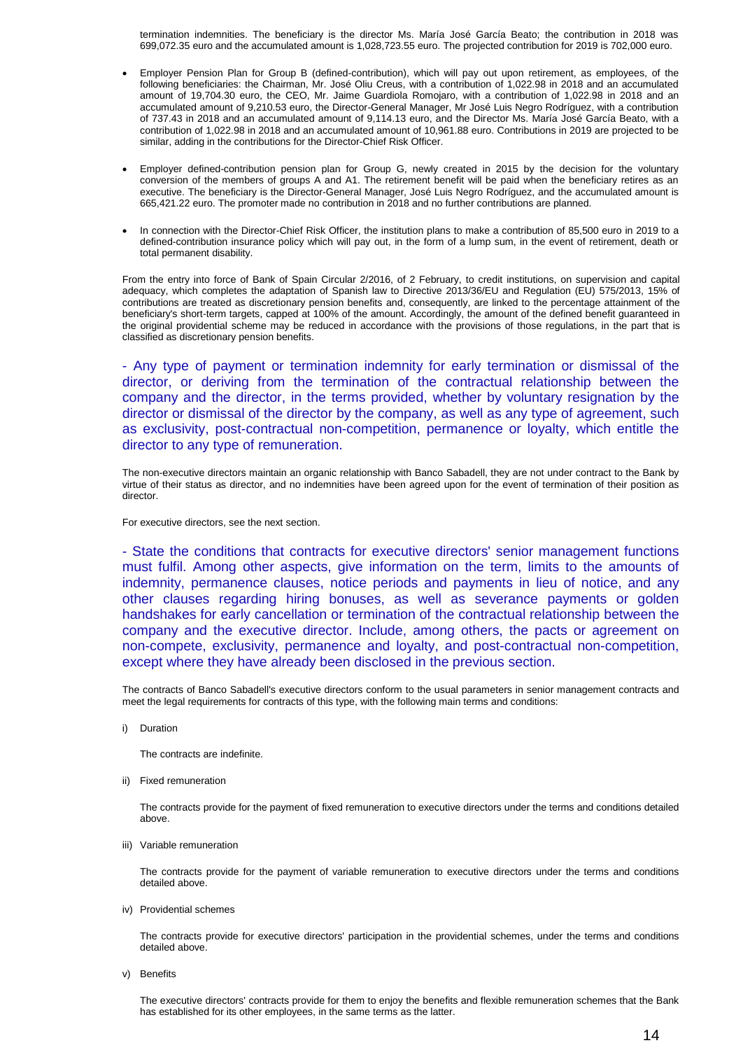termination indemnities. The beneficiary is the director Ms. María José García Beato; the contribution in 2018 was 699,072.35 euro and the accumulated amount is 1,028,723.55 euro. The projected contribution for 2019 is 702,000 euro.

- Employer Pension Plan for Group B (defined-contribution), which will pay out upon retirement, as employees, of the following beneficiaries: the Chairman, Mr. José Oliu Creus, with a contribution of 1,022.98 in 2018 and an accumulated amount of 19,704.30 euro, the CEO, Mr. Jaime Guardiola Romojaro, with a contribution of 1,022.98 in 2018 and an accumulated amount of 9,210.53 euro, the Director-General Manager, Mr José Luis Negro Rodríguez, with a contribution of 737.43 in 2018 and an accumulated amount of 9,114.13 euro, and the Director Ms. María José García Beato, with a contribution of 1,022.98 in 2018 and an accumulated amount of 10,961.88 euro. Contributions in 2019 are projected to be similar, adding in the contributions for the Director-Chief Risk Officer.

- Employer defined-contribution pension plan for Group G, newly created in 2015 by the decision for the voluntary conversion of the members of groups A and A1. The retirement benefit will be paid when the beneficiary retires as an executive. The beneficiary is the Director-General Manager, José Luis Negro Rodríguez, and the accumulated amount is 665,421.22 euro. The promoter made no contribution in 2018 and no further contributions are planned.

- In connection with the Director-Chief Risk Officer, the institution plans to make a contribution of 85,500 euro in 2019 to a defined-contribution insurance policy which will pay out, in the form of a lump sum, in the event of retirement, death or total permanent disability.

From the entry into force of Bank of Spain Circular 2/2016, of 2 February, to credit institutions, on supervision and capital adequacy, which completes the adaptation of Spanish law to Directive 2013/36/EU and Regulation (EU) 575/2013, 15% of contributions are treated as discretionary pension benefits and, consequently, are linked to the percentage attainment of the beneficiary's short-term targets, capped at 100% of the amount. Accordingly, the amount of the defined benefit guaranteed in the original providential scheme may be reduced in accordance with the provisions of those regulations, in the part that is classified as discretionary pension benefits.

- Any type of payment or termination indemnity for early termination or dismissal of the director, or deriving from the termination of the contractual relationship between the company and the director, in the terms provided, whether by voluntary resignation by the director or dismissal of the director by the company, as well as any type of agreement, such as exclusivity, post-contractual non-competition, permanence or loyalty, which entitle the director to any type of remuneration.

The non-executive directors maintain an organic relationship with Banco Sabadell, they are not under contract to the Bank by virtue of their status as director, and no indemnities have been agreed upon for the event of termination of their position as director.

For executive directors, see the next section.

- State the conditions that contracts for executive directors' senior management functions must fulfil. Among other aspects, give information on the term, limits to the amounts of indemnity, permanence clauses, notice periods and payments in lieu of notice, and any other clauses regarding hiring bonuses, as well as severance payments or golden handshakes for early cancellation or termination of the contractual relationship between the company and the executive director. Include, among others, the pacts or agreement on non-compete, exclusivity, permanence and loyalty, and post-contractual non-competition, except where they have already been disclosed in the previous section.

The contracts of Banco Sabadell's executive directors conform to the usual parameters in senior management contracts and meet the legal requirements for contracts of this type, with the following main terms and conditions:

i) Duration

   The contracts are indefinite.

ii) Fixed remuneration

   The contracts provide for the payment of fixed remuneration to executive directors under the terms and conditions detailed above.

iii) Variable remuneration

   The contracts provide for the payment of variable remuneration to executive directors under the terms and conditions detailed above.

iv) Providential schemes

   The contracts provide for executive directors' participation in the providential schemes, under the terms and conditions detailed above.

v) Benefits

   The executive directors' contracts provide for them to enjoy the benefits and flexible remuneration schemes that the Bank has established for its other employees, in the same terms as the latter.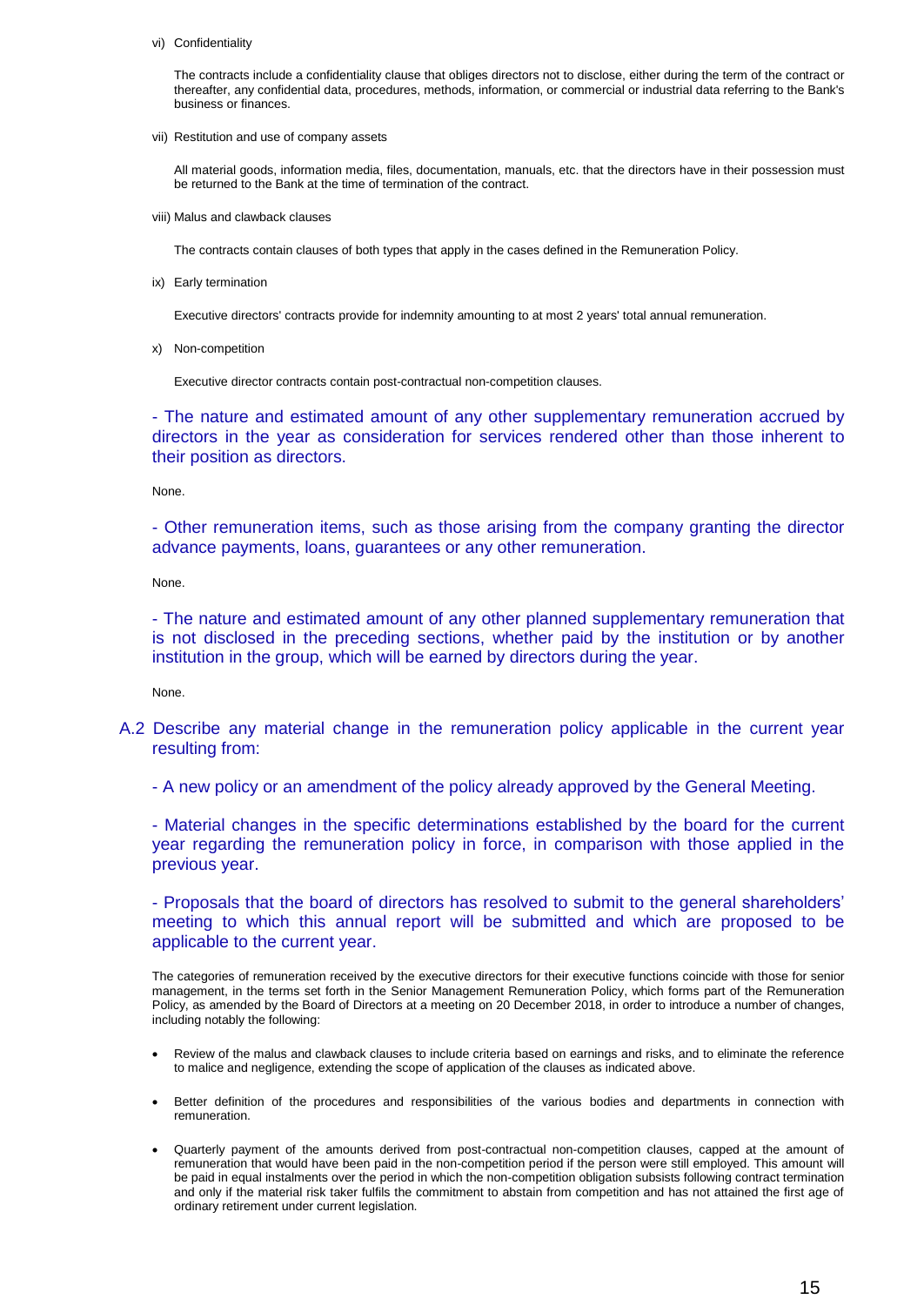vi) Confidentiality

The contracts include a confidentiality clause that obliges directors not to disclose, either during the term of the contract or thereafter, any confidential data, procedures, methods, information, or commercial or industrial data referring to the Bank's business or finances.

vii) Restitution and use of company assets

All material goods, information media, files, documentation, manuals, etc. that the directors have in their possession must be returned to the Bank at the time of termination of the contract.

viii) Malus and clawback clauses

The contracts contain clauses of both types that apply in the cases defined in the Remuneration Policy.

ix) Early termination

Executive directors' contracts provide for indemnity amounting to at most 2 years' total annual remuneration.

x) Non-competition

Executive director contracts contain post-contractual non-competition clauses.

- The nature and estimated amount of any other supplementary remuneration accrued by directors in the year as consideration for services rendered other than those inherent to their position as directors.

None.

- Other remuneration items, such as those arising from the company granting the director advance payments, loans, guarantees or any other remuneration.

None.

- The nature and estimated amount of any other planned supplementary remuneration that is not disclosed in the preceding sections, whether paid by the institution or by another institution in the group, which will be earned by directors during the year.

None.

## A.2 Describe any material change in the remuneration policy applicable in the current year resulting from:

- A new policy or an amendment of the policy already approved by the General Meeting.

- Material changes in the specific determinations established by the board for the current year regarding the remuneration policy in force, in comparison with those applied in the previous year.

- Proposals that the board of directors has resolved to submit to the general shareholders' meeting to which this annual report will be submitted and which are proposed to be applicable to the current year.

The categories of remuneration received by the executive directors for their executive functions coincide with those for senior management, in the terms set forth in the Senior Management Remuneration Policy, which forms part of the Remuneration Policy, as amended by the Board of Directors at a meeting on 20 December 2018, in order to introduce a number of changes, including notably the following:

- Review of the malus and clawback clauses to include criteria based on earnings and risks, and to eliminate the reference to malice and negligence, extending the scope of application of the clauses as indicated above.

- Better definition of the procedures and responsibilities of the various bodies and departments in connection with remuneration.

- Quarterly payment of the amounts derived from post-contractual non-competition clauses, capped at the amount of remuneration that would have been paid in the non-competition period if the person were still employed. This amount will be paid in equal instalments over the period in which the non-competition obligation subsists following contract termination and only if the material risk taker fulfils the commitment to abstain from competition and has not attained the first age of ordinary retirement under current legislation.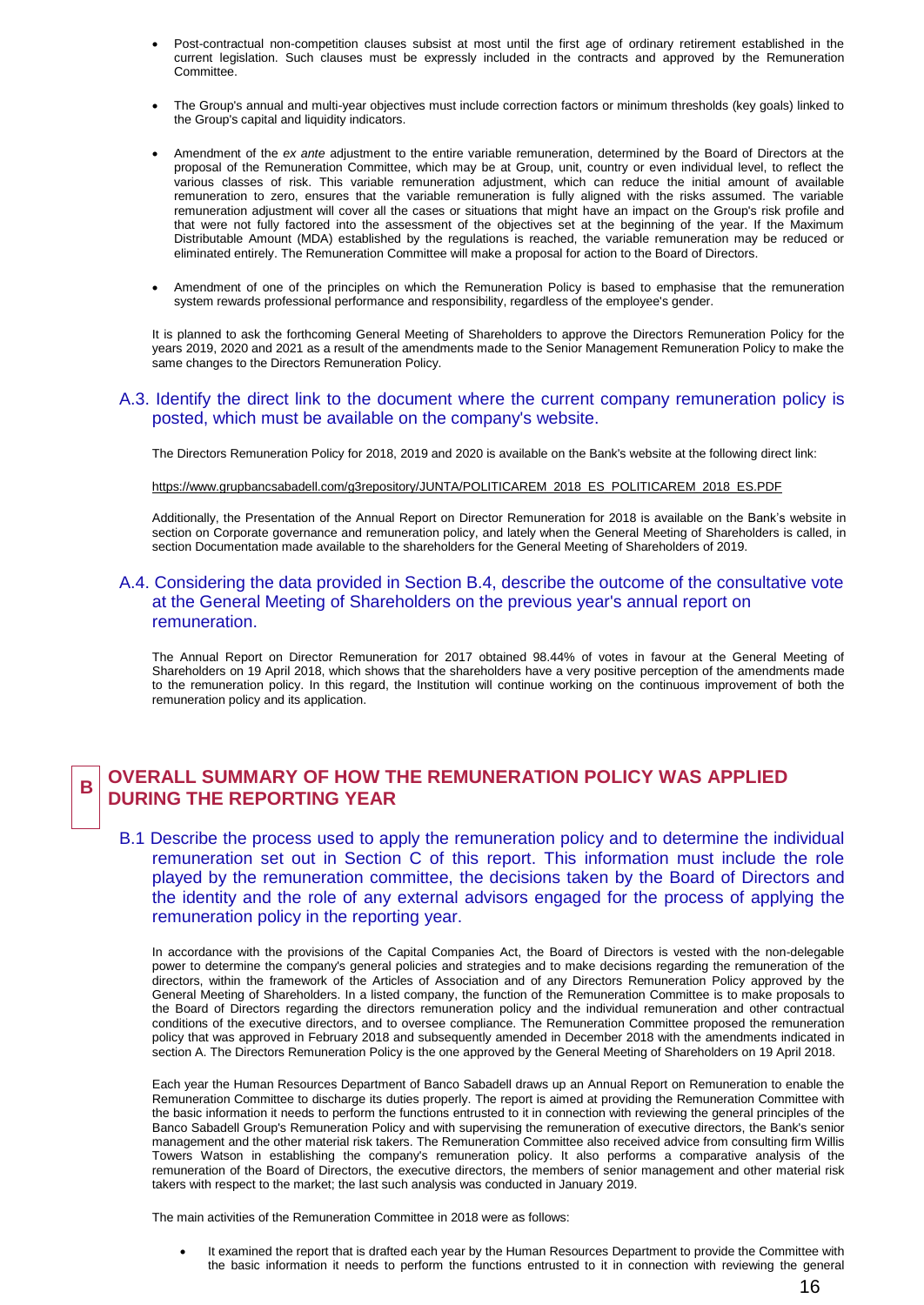- Post-contractual non-competition clauses subsist at most until the first age of ordinary retirement established in the current legislation. Such clauses must be expressly included in the contracts and approved by the Remuneration Committee.

- The Group's annual and multi-year objectives must include correction factors or minimum thresholds (key goals) linked to the Group's capital and liquidity indicators.

- Amendment of the *ex ante* adjustment to the entire variable remuneration, determined by the Board of Directors at the proposal of the Remuneration Committee, which may be at Group, unit, country or even individual level, to reflect the various classes of risk. This variable remuneration adjustment, which can reduce the initial amount of available remuneration to zero, ensures that the variable remuneration is fully aligned with the risks assumed. The variable remuneration adjustment will cover all the cases or situations that might have an impact on the Group's risk profile and that were not fully factored into the assessment of the objectives set at the beginning of the year. If the Maximum Distributable Amount (MDA) established by the regulations is reached, the variable remuneration may be reduced or eliminated entirely. The Remuneration Committee will make a proposal for action to the Board of Directors.

- Amendment of one of the principles on which the Remuneration Policy is based to emphasise that the remuneration system rewards professional performance and responsibility, regardless of the employee's gender.

It is planned to ask the forthcoming General Meeting of Shareholders to approve the Directors Remuneration Policy for the years 2019, 2020 and 2021 as a result of the amendments made to the Senior Management Remuneration Policy to make the same changes to the Directors Remuneration Policy.

### A.3. Identify the direct link to the document where the current company remuneration policy is posted, which must be available on the company's website.

The Directors Remuneration Policy for 2018, 2019 and 2020 is available on the Bank's website at the following direct link:

https://www.grupbancsabadell.com/g3repository/JUNTA/POLITICAREM_2018_ES_POLITICAREM_2018_ES.PDF

Additionally, the Presentation of the Annual Report on Director Remuneration for 2018 is available on the Bank's website in section on Corporate governance and remuneration policy, and lately when the General Meeting of Shareholders is called, in section Documentation made available to the shareholders for the General Meeting of Shareholders of 2019.

### A.4. Considering the data provided in Section B.4, describe the outcome of the consultative vote at the General Meeting of Shareholders on the previous year's annual report on remuneration.

The Annual Report on Director Remuneration for 2017 obtained 98.44% of votes in favour at the General Meeting of Shareholders on 19 April 2018, which shows that the shareholders have a very positive perception of the amendments made to the remuneration policy. In this regard, the Institution will continue working on the continuous improvement of both the remuneration policy and its application.

## B OVERALL SUMMARY OF HOW THE REMUNERATION POLICY WAS APPLIED DURING THE REPORTING YEAR

### B.1 Describe the process used to apply the remuneration policy and to determine the individual remuneration set out in Section C of this report. This information must include the role played by the remuneration committee, the decisions taken by the Board of Directors and the identity and the role of any external advisors engaged for the process of applying the remuneration policy in the reporting year.

In accordance with the provisions of the Capital Companies Act, the Board of Directors is vested with the non-delegable power to determine the company's general policies and strategies and to make decisions regarding the remuneration of the directors, within the framework of the Articles of Association and of any Directors Remuneration Policy approved by the General Meeting of Shareholders. In a listed company, the function of the Remuneration Committee is to make proposals to the Board of Directors regarding the directors remuneration policy and the individual remuneration and other contractual conditions of the executive directors, and to oversee compliance. The Remuneration Committee proposed the remuneration policy that was approved in February 2018 and subsequently amended in December 2018 with the amendments indicated in section A. The Directors Remuneration Policy is the one approved by the General Meeting of Shareholders on 19 April 2018.

Each year the Human Resources Department of Banco Sabadell draws up an Annual Report on Remuneration to enable the Remuneration Committee to discharge its duties properly. The report is aimed at providing the Remuneration Committee with the basic information it needs to perform the functions entrusted to it in connection with reviewing the general principles of the Banco Sabadell Group's Remuneration Policy and with supervising the remuneration of executive directors, the Bank's senior management and the other material risk takers. The Remuneration Committee also received advice from consulting firm Willis Towers Watson in establishing the company's remuneration policy. It also performs a comparative analysis of the remuneration of the Board of Directors, the executive directors, the members of senior management and other material risk takers with respect to the market; the last such analysis was conducted in January 2019.

The main activities of the Remuneration Committee in 2018 were as follows:

- It examined the report that is drafted each year by the Human Resources Department to provide the Committee with the basic information it needs to perform the functions entrusted to it in connection with reviewing the general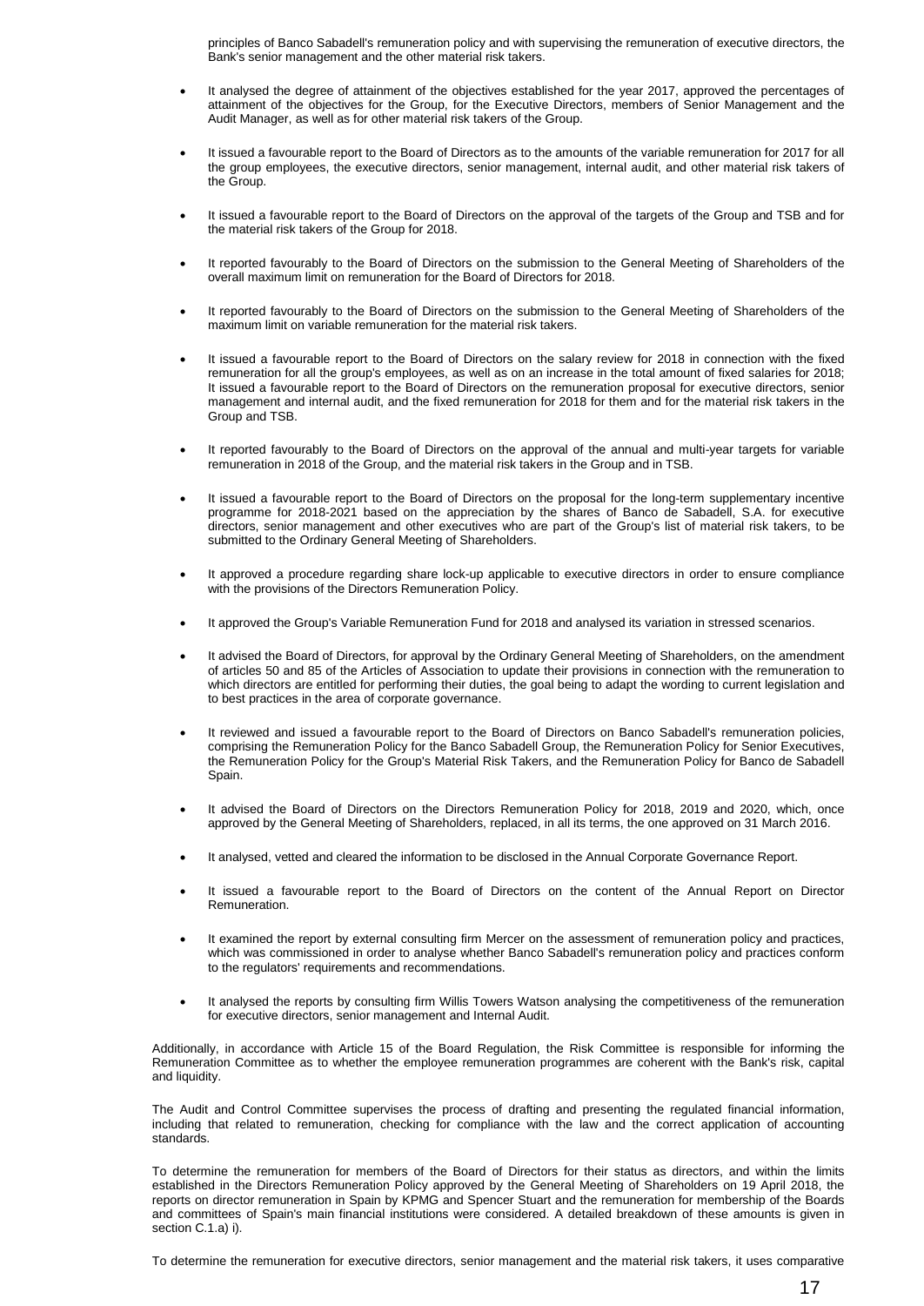principles of Banco Sabadell's remuneration policy and with supervising the remuneration of executive directors, the Bank's senior management and the other material risk takers.

- It analysed the degree of attainment of the objectives established for the year 2017, approved the percentages of attainment of the objectives for the Group, for the Executive Directors, members of Senior Management and the Audit Manager, as well as for other material risk takers of the Group.
- It issued a favourable report to the Board of Directors as to the amounts of the variable remuneration for 2017 for all the group employees, the executive directors, senior management, internal audit, and other material risk takers of the Group.
- It issued a favourable report to the Board of Directors on the approval of the targets of the Group and TSB and for the material risk takers of the Group for 2018.
- It reported favourably to the Board of Directors on the submission to the General Meeting of Shareholders of the overall maximum limit on remuneration for the Board of Directors for 2018.
- It reported favourably to the Board of Directors on the submission to the General Meeting of Shareholders of the maximum limit on variable remuneration for the material risk takers.
- It issued a favourable report to the Board of Directors on the salary review for 2018 in connection with the fixed remuneration for all the group's employees, as well as on an increase in the total amount of fixed salaries for 2018; It issued a favourable report to the Board of Directors on the remuneration proposal for executive directors, senior management and internal audit, and the fixed remuneration for 2018 for them and for the material risk takers in the Group and TSB.
- It reported favourably to the Board of Directors on the approval of the annual and multi-year targets for variable remuneration in 2018 of the Group, and the material risk takers in the Group and in TSB.
- It issued a favourable report to the Board of Directors on the proposal for the long-term supplementary incentive programme for 2018-2021 based on the appreciation by the shares of Banco de Sabadell, S.A. for executive directors, senior management and other executives who are part of the Group's list of material risk takers, to be submitted to the Ordinary General Meeting of Shareholders.
- It approved a procedure regarding share lock-up applicable to executive directors in order to ensure compliance with the provisions of the Directors Remuneration Policy.
- It approved the Group's Variable Remuneration Fund for 2018 and analysed its variation in stressed scenarios.
- It advised the Board of Directors, for approval by the Ordinary General Meeting of Shareholders, on the amendment of articles 50 and 85 of the Articles of Association to update their provisions in connection with the remuneration to which directors are entitled for performing their duties, the goal being to adapt the wording to current legislation and to best practices in the area of corporate governance.
- It reviewed and issued a favourable report to the Board of Directors on Banco Sabadell's remuneration policies, comprising the Remuneration Policy for the Banco Sabadell Group, the Remuneration Policy for Senior Executives, the Remuneration Policy for the Group's Material Risk Takers, and the Remuneration Policy for Banco de Sabadell Spain.
- It advised the Board of Directors on the Directors Remuneration Policy for 2018, 2019 and 2020, which, once approved by the General Meeting of Shareholders, replaced, in all its terms, the one approved on 31 March 2016.
- It analysed, vetted and cleared the information to be disclosed in the Annual Corporate Governance Report.
- It issued a favourable report to the Board of Directors on the content of the Annual Report on Director Remuneration.
- It examined the report by external consulting firm Mercer on the assessment of remuneration policy and practices, which was commissioned in order to analyse whether Banco Sabadell's remuneration policy and practices conform to the regulators' requirements and recommendations.
- It analysed the reports by consulting firm Willis Towers Watson analysing the competitiveness of the remuneration for executive directors, senior management and Internal Audit.

Additionally, in accordance with Article 15 of the Board Regulation, the Risk Committee is responsible for informing the Remuneration Committee as to whether the employee remuneration programmes are coherent with the Bank's risk, capital and liquidity.

The Audit and Control Committee supervises the process of drafting and presenting the regulated financial information, including that related to remuneration, checking for compliance with the law and the correct application of accounting standards.

To determine the remuneration for members of the Board of Directors for their status as directors, and within the limits established in the Directors Remuneration Policy approved by the General Meeting of Shareholders on 19 April 2018, the reports on director remuneration in Spain by KPMG and Spencer Stuart and the remuneration for membership of the Boards and committees of Spain's main financial institutions were considered. A detailed breakdown of these amounts is given in section C.1.a) i).

To determine the remuneration for executive directors, senior management and the material risk takers, it uses comparative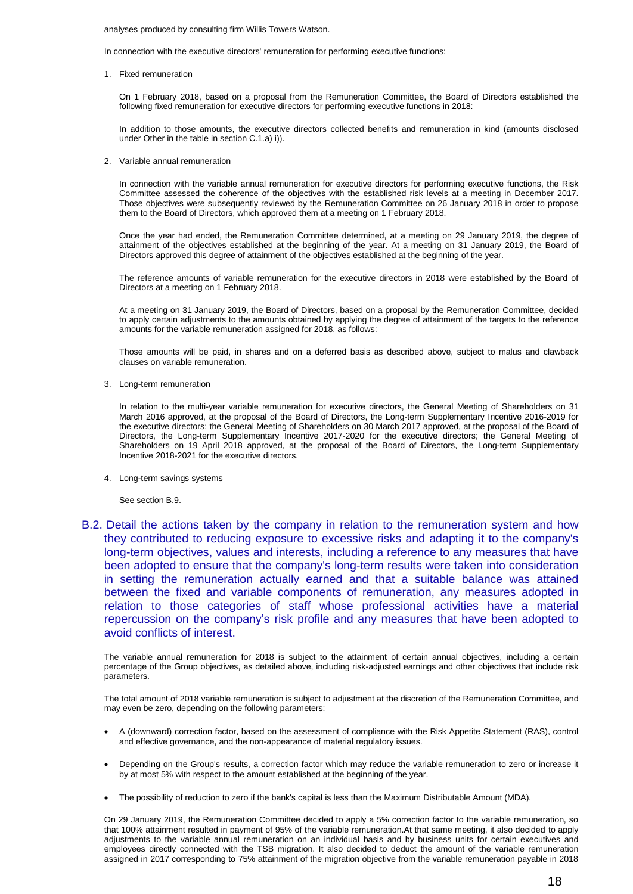analyses produced by consulting firm Willis Towers Watson.

In connection with the executive directors' remuneration for performing executive functions:

1. Fixed remuneration

   On 1 February 2018, based on a proposal from the Remuneration Committee, the Board of Directors established the following fixed remuneration for executive directors for performing executive functions in 2018:

   In addition to those amounts, the executive directors collected benefits and remuneration in kind (amounts disclosed under Other in the table in section C.1.a) i)).

2. Variable annual remuneration

   In connection with the variable annual remuneration for executive directors for performing executive functions, the Risk Committee assessed the coherence of the objectives with the established risk levels at a meeting in December 2017. Those objectives were subsequently reviewed by the Remuneration Committee on 26 January 2018 in order to propose them to the Board of Directors, which approved them at a meeting on 1 February 2018.

   Once the year had ended, the Remuneration Committee determined, at a meeting on 29 January 2019, the degree of attainment of the objectives established at the beginning of the year. At a meeting on 31 January 2019, the Board of Directors approved this degree of attainment of the objectives established at the beginning of the year.

   The reference amounts of variable remuneration for the executive directors in 2018 were established by the Board of Directors at a meeting on 1 February 2018.

   At a meeting on 31 January 2019, the Board of Directors, based on a proposal by the Remuneration Committee, decided to apply certain adjustments to the amounts obtained by applying the degree of attainment of the targets to the reference amounts for the variable remuneration assigned for 2018, as follows:

   Those amounts will be paid, in shares and on a deferred basis as described above, subject to malus and clawback clauses on variable remuneration.

3. Long-term remuneration

   In relation to the multi-year variable remuneration for executive directors, the General Meeting of Shareholders on 31 March 2016 approved, at the proposal of the Board of Directors, the Long-term Supplementary Incentive 2016-2019 for the executive directors; the General Meeting of Shareholders on 30 March 2017 approved, at the proposal of the Board of Directors, the Long-term Supplementary Incentive 2017-2020 for the executive directors; the General Meeting of Shareholders on 19 April 2018 approved, at the proposal of the Board of Directors, the Long-term Supplementary Incentive 2018-2021 for the executive directors.

4. Long-term savings systems

   See section B.9.

## B.2. Detail the actions taken by the company in relation to the remuneration system and how they contributed to reducing exposure to excessive risks and adapting it to the company's long-term objectives, values and interests, including a reference to any measures that have been adopted to ensure that the company's long-term results were taken into consideration in setting the remuneration actually earned and that a suitable balance was attained between the fixed and variable components of remuneration, any measures adopted in relation to those categories of staff whose professional activities have a material repercussion on the company's risk profile and any measures that have been adopted to avoid conflicts of interest.

The variable annual remuneration for 2018 is subject to the attainment of certain annual objectives, including a certain percentage of the Group objectives, as detailed above, including risk-adjusted earnings and other objectives that include risk parameters.

The total amount of 2018 variable remuneration is subject to adjustment at the discretion of the Remuneration Committee, and may even be zero, depending on the following parameters:

- A (downward) correction factor, based on the assessment of compliance with the Risk Appetite Statement (RAS), control and effective governance, and the non-appearance of material regulatory issues.
- Depending on the Group's results, a correction factor which may reduce the variable remuneration to zero or increase it by at most 5% with respect to the amount established at the beginning of the year.
- The possibility of reduction to zero if the bank's capital is less than the Maximum Distributable Amount (MDA).

On 29 January 2019, the Remuneration Committee decided to apply a 5% correction factor to the variable remuneration, so that 100% attainment resulted in payment of 95% of the variable remuneration.At that same meeting, it also decided to apply adjustments to the variable annual remuneration on an individual basis and by business units for certain executives and employees directly connected with the TSB migration. It also decided to deduct the amount of the variable remuneration assigned in 2017 corresponding to 75% attainment of the migration objective from the variable remuneration payable in 2018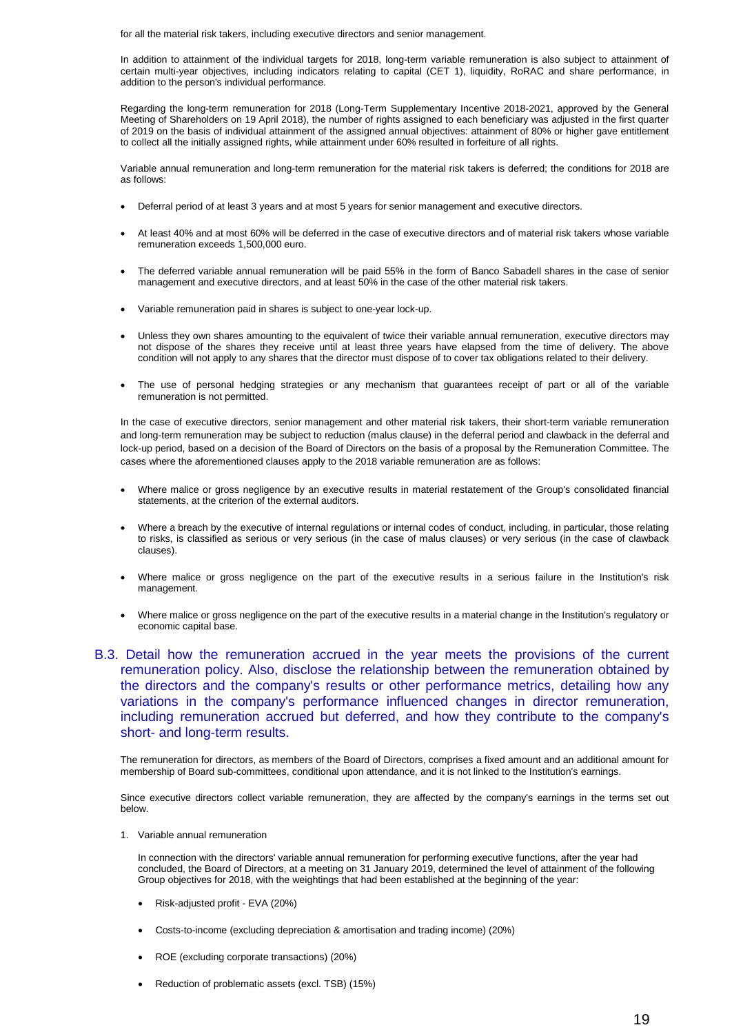for all the material risk takers, including executive directors and senior management.

In addition to attainment of the individual targets for 2018, long-term variable remuneration is also subject to attainment of certain multi-year objectives, including indicators relating to capital (CET 1), liquidity, RoRAC and share performance, in addition to the person's individual performance.

Regarding the long-term remuneration for 2018 (Long-Term Supplementary Incentive 2018-2021, approved by the General Meeting of Shareholders on 19 April 2018), the number of rights assigned to each beneficiary was adjusted in the first quarter of 2019 on the basis of individual attainment of the assigned annual objectives: attainment of 80% or higher gave entitlement to collect all the initially assigned rights, while attainment under 60% resulted in forfeiture of all rights.

Variable annual remuneration and long-term remuneration for the material risk takers is deferred; the conditions for 2018 are as follows:

- Deferral period of at least 3 years and at most 5 years for senior management and executive directors.
- At least 40% and at most 60% will be deferred in the case of executive directors and of material risk takers whose variable remuneration exceeds 1,500,000 euro.
- The deferred variable annual remuneration will be paid 55% in the form of Banco Sabadell shares in the case of senior management and executive directors, and at least 50% in the case of the other material risk takers.
- Variable remuneration paid in shares is subject to one-year lock-up.
- Unless they own shares amounting to the equivalent of twice their variable annual remuneration, executive directors may not dispose of the shares they receive until at least three years have elapsed from the time of delivery. The above condition will not apply to any shares that the director must dispose of to cover tax obligations related to their delivery.
- The use of personal hedging strategies or any mechanism that guarantees receipt of part or all of the variable remuneration is not permitted.

In the case of executive directors, senior management and other material risk takers, their short-term variable remuneration and long-term remuneration may be subject to reduction (malus clause) in the deferral period and clawback in the deferral and lock-up period, based on a decision of the Board of Directors on the basis of a proposal by the Remuneration Committee. The cases where the aforementioned clauses apply to the 2018 variable remuneration are as follows:

- Where malice or gross negligence by an executive results in material restatement of the Group's consolidated financial statements, at the criterion of the external auditors.
- Where a breach by the executive of internal regulations or internal codes of conduct, including, in particular, those relating to risks, is classified as serious or very serious (in the case of malus clauses) or very serious (in the case of clawback clauses).
- Where malice or gross negligence on the part of the executive results in a serious failure in the Institution's risk management.
- Where malice or gross negligence on the part of the executive results in a material change in the Institution's regulatory or economic capital base.

## B.3. Detail how the remuneration accrued in the year meets the provisions of the current remuneration policy. Also, disclose the relationship between the remuneration obtained by the directors and the company's results or other performance metrics, detailing how any variations in the company's performance influenced changes in director remuneration, including remuneration accrued but deferred, and how they contribute to the company's short- and long-term results.

The remuneration for directors, as members of the Board of Directors, comprises a fixed amount and an additional amount for membership of Board sub-committees, conditional upon attendance, and it is not linked to the Institution's earnings.

Since executive directors collect variable remuneration, they are affected by the company's earnings in the terms set out below.

1. Variable annual remuneration

   In connection with the directors' variable annual remuneration for performing executive functions, after the year had concluded, the Board of Directors, at a meeting on 31 January 2019, determined the level of attainment of the following Group objectives for 2018, with the weightings that had been established at the beginning of the year:

   - Risk-adjusted profit - EVA (20%)
   - Costs-to-income (excluding depreciation & amortisation and trading income) (20%)
   - ROE (excluding corporate transactions) (20%)
   - Reduction of problematic assets (excl. TSB) (15%)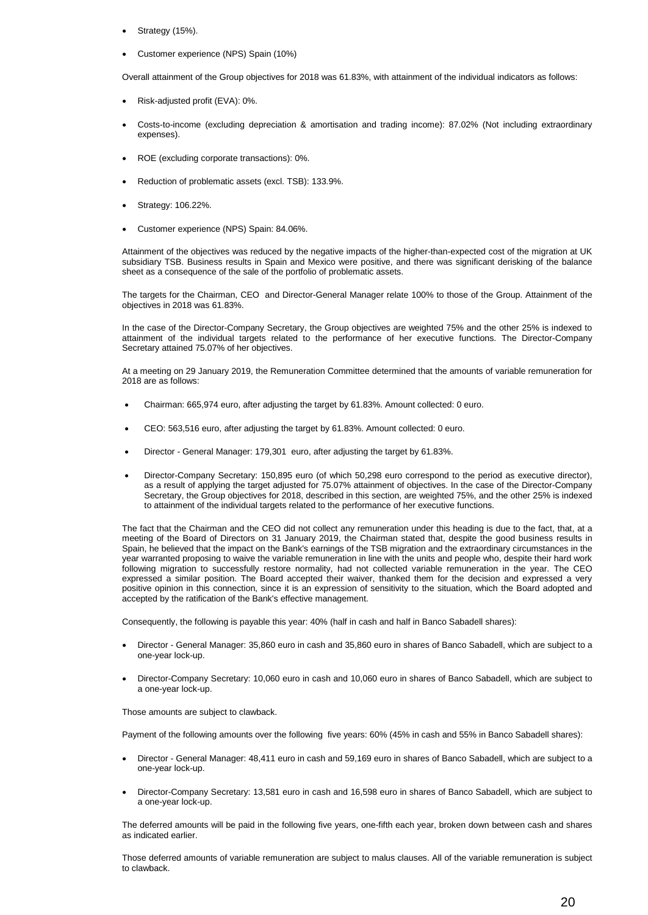- Strategy (15%).
- Customer experience (NPS) Spain (10%)

Overall attainment of the Group objectives for 2018 was 61.83%, with attainment of the individual indicators as follows:

- Risk-adjusted profit (EVA): 0%.
- Costs-to-income (excluding depreciation & amortisation and trading income): 87.02% (Not including extraordinary expenses).
- ROE (excluding corporate transactions): 0%.
- Reduction of problematic assets (excl. TSB): 133.9%.
- Strategy: 106.22%.
- Customer experience (NPS) Spain: 84.06%.

Attainment of the objectives was reduced by the negative impacts of the higher-than-expected cost of the migration at UK subsidiary TSB. Business results in Spain and Mexico were positive, and there was significant derisking of the balance sheet as a consequence of the sale of the portfolio of problematic assets.

The targets for the Chairman, CEO and Director-General Manager relate 100% to those of the Group. Attainment of the objectives in 2018 was 61.83%.

In the case of the Director-Company Secretary, the Group objectives are weighted 75% and the other 25% is indexed to attainment of the individual targets related to the performance of her executive functions. The Director-Company Secretary attained 75.07% of her objectives.

At a meeting on 29 January 2019, the Remuneration Committee determined that the amounts of variable remuneration for 2018 are as follows:

- Chairman: 665,974 euro, after adjusting the target by 61.83%. Amount collected: 0 euro.
- CEO: 563,516 euro, after adjusting the target by 61.83%. Amount collected: 0 euro.
- Director - General Manager: 179,301 euro, after adjusting the target by 61.83%.
- Director-Company Secretary: 150,895 euro (of which 50,298 euro correspond to the period as executive director), as a result of applying the target adjusted for 75.07% attainment of objectives. In the case of the Director-Company Secretary, the Group objectives for 2018, described in this section, are weighted 75%, and the other 25% is indexed to attainment of the individual targets related to the performance of her executive functions.

The fact that the Chairman and the CEO did not collect any remuneration under this heading is due to the fact, that, at a meeting of the Board of Directors on 31 January 2019, the Chairman stated that, despite the good business results in Spain, he believed that the impact on the Bank's earnings of the TSB migration and the extraordinary circumstances in the year warranted proposing to waive the variable remuneration in line with the units and people who, despite their hard work following migration to successfully restore normality, had not collected variable remuneration in the year. The CEO expressed a similar position. The Board accepted their waiver, thanked them for the decision and expressed a very positive opinion in this connection, since it is an expression of sensitivity to the situation, which the Board adopted and accepted by the ratification of the Bank's effective management.

Consequently, the following is payable this year: 40% (half in cash and half in Banco Sabadell shares):

- Director - General Manager: 35,860 euro in cash and 35,860 euro in shares of Banco Sabadell, which are subject to a one-year lock-up.
- Director-Company Secretary: 10,060 euro in cash and 10,060 euro in shares of Banco Sabadell, which are subject to a one-year lock-up.

Those amounts are subject to clawback.

Payment of the following amounts over the following five years: 60% (45% in cash and 55% in Banco Sabadell shares):

- Director - General Manager: 48,411 euro in cash and 59,169 euro in shares of Banco Sabadell, which are subject to a one-year lock-up.
- Director-Company Secretary: 13,581 euro in cash and 16,598 euro in shares of Banco Sabadell, which are subject to a one-year lock-up.

The deferred amounts will be paid in the following five years, one-fifth each year, broken down between cash and shares as indicated earlier.

Those deferred amounts of variable remuneration are subject to malus clauses. All of the variable remuneration is subject to clawback.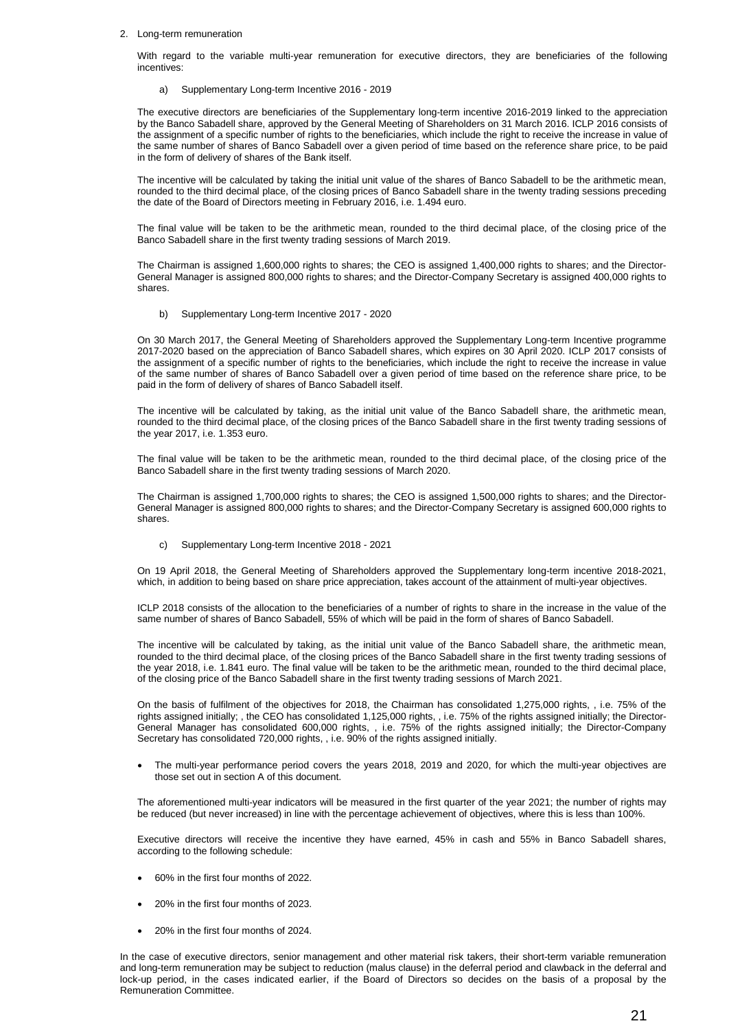2. Long-term remuneration

With regard to the variable multi-year remuneration for executive directors, they are beneficiaries of the following incentives:

a) Supplementary Long-term Incentive 2016 - 2019

The executive directors are beneficiaries of the Supplementary long-term incentive 2016-2019 linked to the appreciation by the Banco Sabadell share, approved by the General Meeting of Shareholders on 31 March 2016. ICLP 2016 consists of the assignment of a specific number of rights to the beneficiaries, which include the right to receive the increase in value of the same number of shares of Banco Sabadell over a given period of time based on the reference share price, to be paid in the form of delivery of shares of the Bank itself.

The incentive will be calculated by taking the initial unit value of the shares of Banco Sabadell to be the arithmetic mean, rounded to the third decimal place, of the closing prices of Banco Sabadell share in the twenty trading sessions preceding the date of the Board of Directors meeting in February 2016, i.e. 1.494 euro.

The final value will be taken to be the arithmetic mean, rounded to the third decimal place, of the closing price of the Banco Sabadell share in the first twenty trading sessions of March 2019.

The Chairman is assigned 1,600,000 rights to shares; the CEO is assigned 1,400,000 rights to shares; and the Director-General Manager is assigned 800,000 rights to shares; and the Director-Company Secretary is assigned 400,000 rights to shares.

b) Supplementary Long-term Incentive 2017 - 2020

On 30 March 2017, the General Meeting of Shareholders approved the Supplementary Long-term Incentive programme 2017-2020 based on the appreciation of Banco Sabadell shares, which expires on 30 April 2020. ICLP 2017 consists of the assignment of a specific number of rights to the beneficiaries, which include the right to receive the increase in value of the same number of shares of Banco Sabadell over a given period of time based on the reference share price, to be paid in the form of delivery of shares of Banco Sabadell itself.

The incentive will be calculated by taking, as the initial unit value of the Banco Sabadell share, the arithmetic mean, rounded to the third decimal place, of the closing prices of the Banco Sabadell share in the first twenty trading sessions of the year 2017, i.e. 1.353 euro.

The final value will be taken to be the arithmetic mean, rounded to the third decimal place, of the closing price of the Banco Sabadell share in the first twenty trading sessions of March 2020.

The Chairman is assigned 1,700,000 rights to shares; the CEO is assigned 1,500,000 rights to shares; and the Director-General Manager is assigned 800,000 rights to shares; and the Director-Company Secretary is assigned 600,000 rights to shares.

c) Supplementary Long-term Incentive 2018 - 2021

On 19 April 2018, the General Meeting of Shareholders approved the Supplementary long-term incentive 2018-2021, which, in addition to being based on share price appreciation, takes account of the attainment of multi-year objectives.

ICLP 2018 consists of the allocation to the beneficiaries of a number of rights to share in the increase in the value of the same number of shares of Banco Sabadell, 55% of which will be paid in the form of shares of Banco Sabadell.

The incentive will be calculated by taking, as the initial unit value of the Banco Sabadell share, the arithmetic mean, rounded to the third decimal place, of the closing prices of the Banco Sabadell share in the first twenty trading sessions of the year 2018, i.e. 1.841 euro. The final value will be taken to be the arithmetic mean, rounded to the third decimal place, of the closing price of the Banco Sabadell share in the first twenty trading sessions of March 2021.

On the basis of fulfilment of the objectives for 2018, the Chairman has consolidated 1,275,000 rights, , i.e. 75% of the rights assigned initially; , the CEO has consolidated 1,125,000 rights, , i.e. 75% of the rights assigned initially; the Director-General Manager has consolidated 600,000 rights, , i.e. 75% of the rights assigned initially; the Director-Company Secretary has consolidated 720,000 rights, , i.e. 90% of the rights assigned initially.

- The multi-year performance period covers the years 2018, 2019 and 2020, for which the multi-year objectives are those set out in section A of this document.

The aforementioned multi-year indicators will be measured in the first quarter of the year 2021; the number of rights may be reduced (but never increased) in line with the percentage achievement of objectives, where this is less than 100%.

Executive directors will receive the incentive they have earned, 45% in cash and 55% in Banco Sabadell shares, according to the following schedule:

- 60% in the first four months of 2022.
- 20% in the first four months of 2023.
- 20% in the first four months of 2024.

In the case of executive directors, senior management and other material risk takers, their short-term variable remuneration and long-term remuneration may be subject to reduction (malus clause) in the deferral period and clawback in the deferral and lock-up period, in the cases indicated earlier, if the Board of Directors so decides on the basis of a proposal by the Remuneration Committee.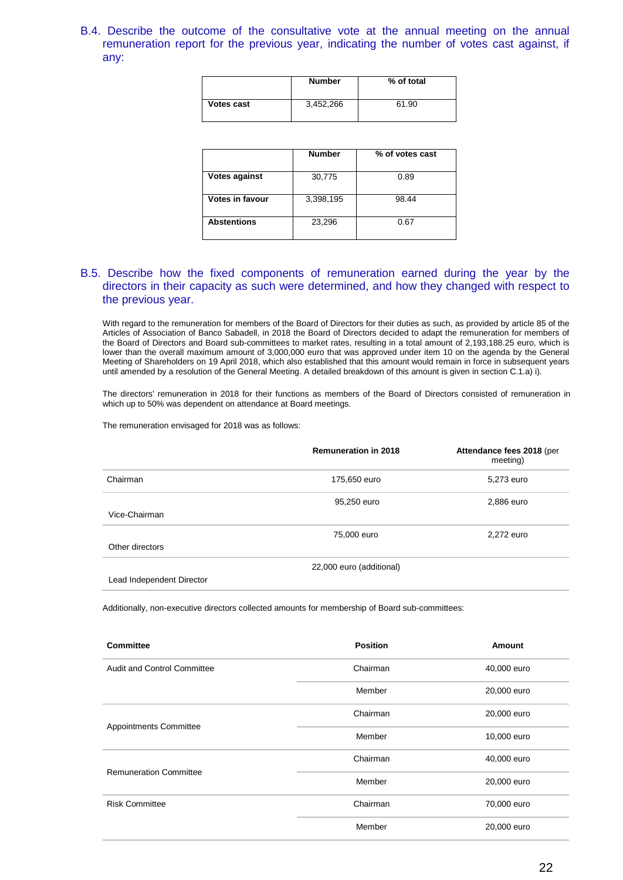### B.4. Describe the outcome of the consultative vote at the annual meeting on the annual remuneration report for the previous year, indicating the number of votes cast against, if any:

| | Number | % of total |
|---|---|---|
| Votes cast | 3,452,266 | 61.90 |

| | Number | % of votes cast |
|---|---|---|
| Votes against | 30,775 | 0.89 |
| Votes in favour | 3,398,195 | 98.44 |
| Abstentions | 23,296 | 0.67 |

### B.5. Describe how the fixed components of remuneration earned during the year by the directors in their capacity as such were determined, and how they changed with respect to the previous year.

With regard to the remuneration for members of the Board of Directors for their duties as such, as provided by article 85 of the Articles of Association of Banco Sabadell, in 2018 the Board of Directors decided to adapt the remuneration for members of the Board of Directors and Board sub-committees to market rates, resulting in a total amount of 2,193,188.25 euro, which is lower than the overall maximum amount of 3,000,000 euro that was approved under item 10 on the agenda by the General Meeting of Shareholders on 19 April 2018, which also established that this amount would remain in force in subsequent years until amended by a resolution of the General Meeting. A detailed breakdown of this amount is given in section C.1.a) i).

The directors' remuneration in 2018 for their functions as members of the Board of Directors consisted of remuneration in which up to 50% was dependent on attendance at Board meetings.

The remuneration envisaged for 2018 was as follows:

| | Remuneration in 2018 | Attendance fees 2018 (per meeting) |
|---|---|---|
| Chairman | 175,650 euro | 5,273 euro |
| Vice-Chairman | 95,250 euro | 2,886 euro |
| Other directors | 75,000 euro | 2,272 euro |
| Lead Independent Director | 22,000 euro (additional) | |

Additionally, non-executive directors collected amounts for membership of Board sub-committees:

| Committee | Position | Amount |
|---|---|---|
| Audit and Control Committee | Chairman | 40,000 euro |
| | Member | 20,000 euro |
| Appointments Committee | Chairman | 20,000 euro |
| | Member | 10,000 euro |
| Remuneration Committee | Chairman | 40,000 euro |
| | Member | 20,000 euro |
| Risk Committee | Chairman | 70,000 euro |
| | Member | 20,000 euro |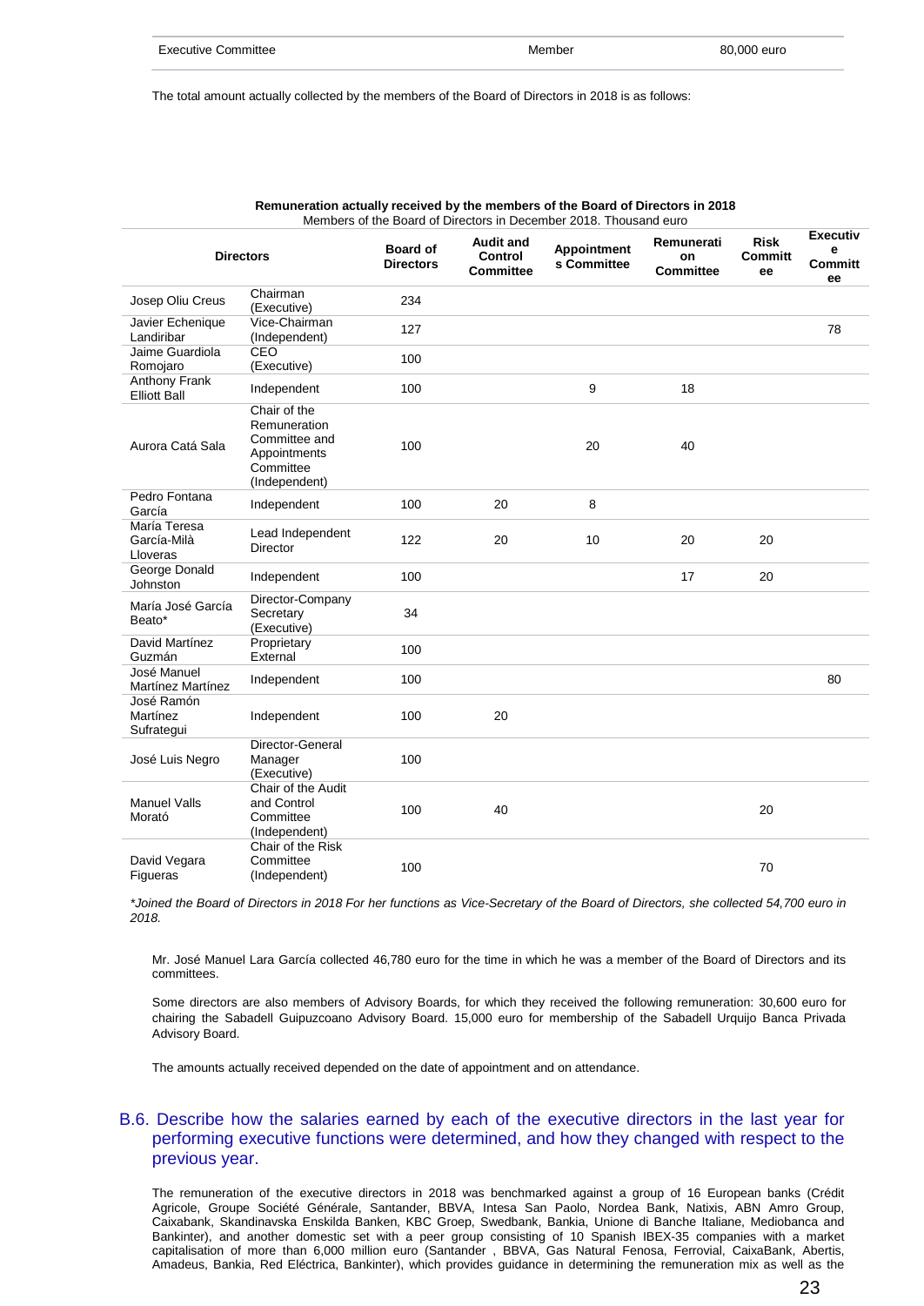| Executive Committee | Member | 80,000 euro |
|---|---|---|

The total amount actually collected by the members of the Board of Directors in 2018 is as follows:

**Remuneration actually received by the members of the Board of Directors in 2018**
Members of the Board of Directors in December 2018. Thousand euro

| Directors | | Board of Directors | Audit and Control Committee | Appointments Committee | Remuneration Committee | Risk Committee | Executive Committee |
|---|---|---|---|---|---|---|---|
| Josep Oliu Creus | Chairman (Executive) | 234 | | | | | |
| Javier Echenique Landiribar | Vice-Chairman (Independent) | 127 | | | | | 78 |
| Jaime Guardiola Romojaro | CEO (Executive) | 100 | | | | | |
| Anthony Frank Elliott Ball | Independent | 100 | | 9 | 18 | | |
| Aurora Catá Sala | Chair of the Remuneration Committee and Appointments Committee (Independent) | 100 | | 20 | 40 | | |
| Pedro Fontana García | Independent | 100 | 20 | 8 | | | |
| María Teresa García-Milà Lloveras | Lead Independent Director | 122 | 20 | 10 | 20 | 20 | |
| George Donald Johnston | Independent | 100 | | | 17 | 20 | |
| María José García Beato* | Director-Company Secretary (Executive) | 34 | | | | | |
| David Martínez Guzmán | Proprietary External | 100 | | | | | |
| José Manuel Martínez Martínez | Independent | 100 | | | | | 80 |
| José Ramón Martínez Sufrategui | Independent | 100 | 20 | | | | |
| José Luis Negro | Director-General Manager (Executive) | 100 | | | | | |
| Manuel Valls Morató | Chair of the Audit and Control Committee (Independent) | 100 | 40 | | | 20 | |
| David Vegara Figueras | Chair of the Risk Committee (Independent) | 100 | | | | 70 | |

*\*Joined the Board of Directors in 2018 For her functions as Vice-Secretary of the Board of Directors, she collected 54,700 euro in 2018.*

Mr. José Manuel Lara García collected 46,780 euro for the time in which he was a member of the Board of Directors and its committees.

Some directors are also members of Advisory Boards, for which they received the following remuneration: 30,600 euro for chairing the Sabadell Guipuzcoano Advisory Board. 15,000 euro for membership of the Sabadell Urquijo Banca Privada Advisory Board.

The amounts actually received depended on the date of appointment and on attendance.

## B.6. Describe how the salaries earned by each of the executive directors in the last year for performing executive functions were determined, and how they changed with respect to the previous year.

The remuneration of the executive directors in 2018 was benchmarked against a group of 16 European banks (Crédit Agricole, Groupe Société Générale, Santander, BBVA, Intesa San Paolo, Nordea Bank, Natixis, ABN Amro Group, Caixabank, Skandinavska Enskilda Banken, KBC Groep, Swedbank, Bankia, Unione di Banche Italiane, Mediobanca and Bankinter), and another domestic set with a peer group consisting of 10 Spanish IBEX-35 companies with a market capitalisation of more than 6,000 million euro (Santander , BBVA, Gas Natural Fenosa, Ferrovial, CaixaBank, Abertis, Amadeus, Bankia, Red Eléctrica, Bankinter), which provides guidance in determining the remuneration mix as well as the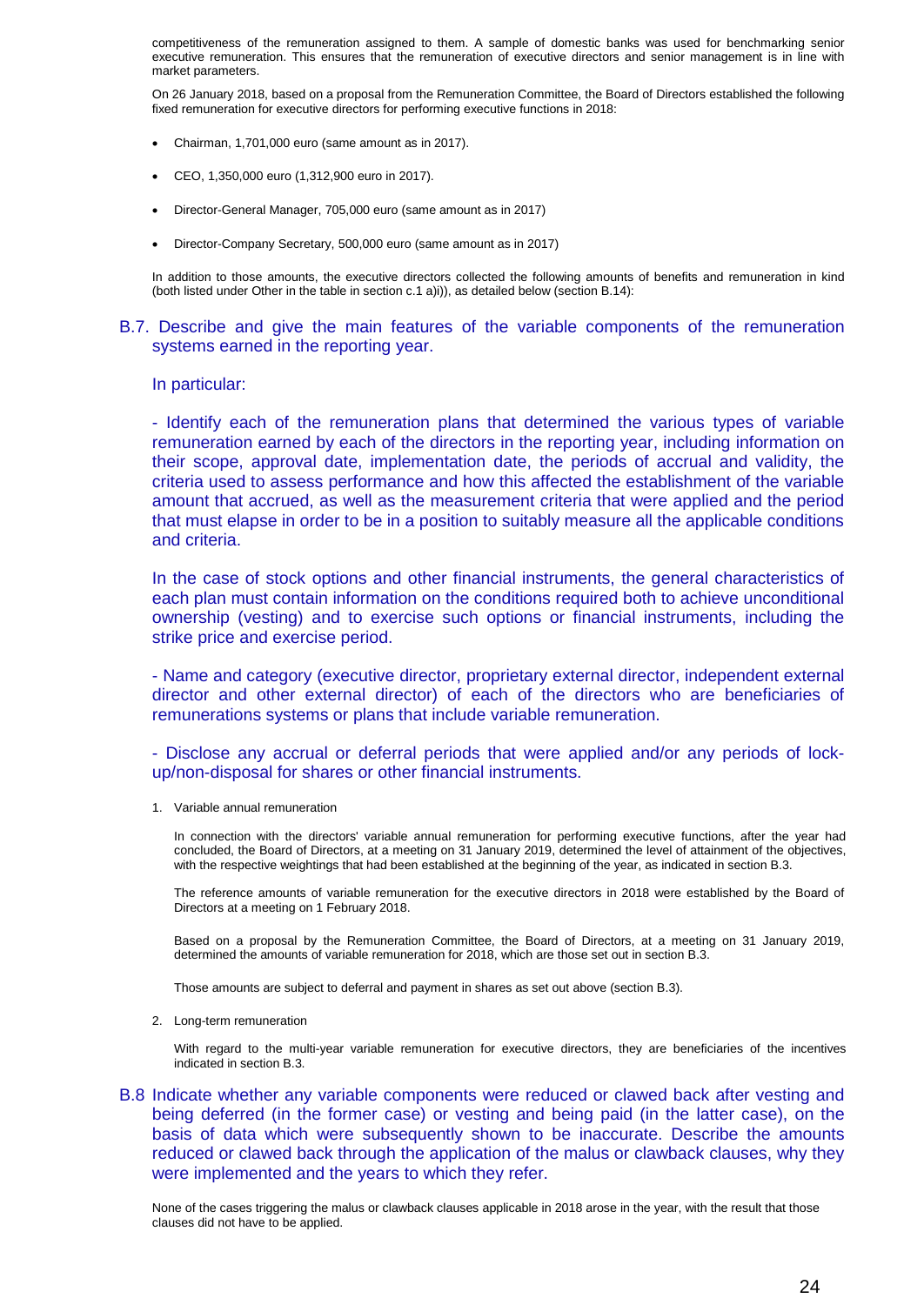competitiveness of the remuneration assigned to them. A sample of domestic banks was used for benchmarking senior executive remuneration. This ensures that the remuneration of executive directors and senior management is in line with market parameters.

On 26 January 2018, based on a proposal from the Remuneration Committee, the Board of Directors established the following fixed remuneration for executive directors for performing executive functions in 2018:

- Chairman, 1,701,000 euro (same amount as in 2017).
- CEO, 1,350,000 euro (1,312,900 euro in 2017).
- Director-General Manager, 705,000 euro (same amount as in 2017)
- Director-Company Secretary, 500,000 euro (same amount as in 2017)

In addition to those amounts, the executive directors collected the following amounts of benefits and remuneration in kind (both listed under Other in the table in section c.1 a)i)), as detailed below (section B.14):

## B.7. Describe and give the main features of the variable components of the remuneration systems earned in the reporting year.

In particular:

- Identify each of the remuneration plans that determined the various types of variable remuneration earned by each of the directors in the reporting year, including information on their scope, approval date, implementation date, the periods of accrual and validity, the criteria used to assess performance and how this affected the establishment of the variable amount that accrued, as well as the measurement criteria that were applied and the period that must elapse in order to be in a position to suitably measure all the applicable conditions and criteria.

In the case of stock options and other financial instruments, the general characteristics of each plan must contain information on the conditions required both to achieve unconditional ownership (vesting) and to exercise such options or financial instruments, including the strike price and exercise period.

- Name and category (executive director, proprietary external director, independent external director and other external director) of each of the directors who are beneficiaries of remunerations systems or plans that include variable remuneration.

- Disclose any accrual or deferral periods that were applied and/or any periods of lock-up/non-disposal for shares or other financial instruments.

1. Variable annual remuneration

   In connection with the directors' variable annual remuneration for performing executive functions, after the year had concluded, the Board of Directors, at a meeting on 31 January 2019, determined the level of attainment of the objectives, with the respective weightings that had been established at the beginning of the year, as indicated in section B.3.

   The reference amounts of variable remuneration for the executive directors in 2018 were established by the Board of Directors at a meeting on 1 February 2018.

   Based on a proposal by the Remuneration Committee, the Board of Directors, at a meeting on 31 January 2019, determined the amounts of variable remuneration for 2018, which are those set out in section B.3.

   Those amounts are subject to deferral and payment in shares as set out above (section B.3).

2. Long-term remuneration

   With regard to the multi-year variable remuneration for executive directors, they are beneficiaries of the incentives indicated in section B.3.

## B.8 Indicate whether any variable components were reduced or clawed back after vesting and being deferred (in the former case) or vesting and being paid (in the latter case), on the basis of data which were subsequently shown to be inaccurate. Describe the amounts reduced or clawed back through the application of the malus or clawback clauses, why they were implemented and the years to which they refer.

None of the cases triggering the malus or clawback clauses applicable in 2018 arose in the year, with the result that those clauses did not have to be applied.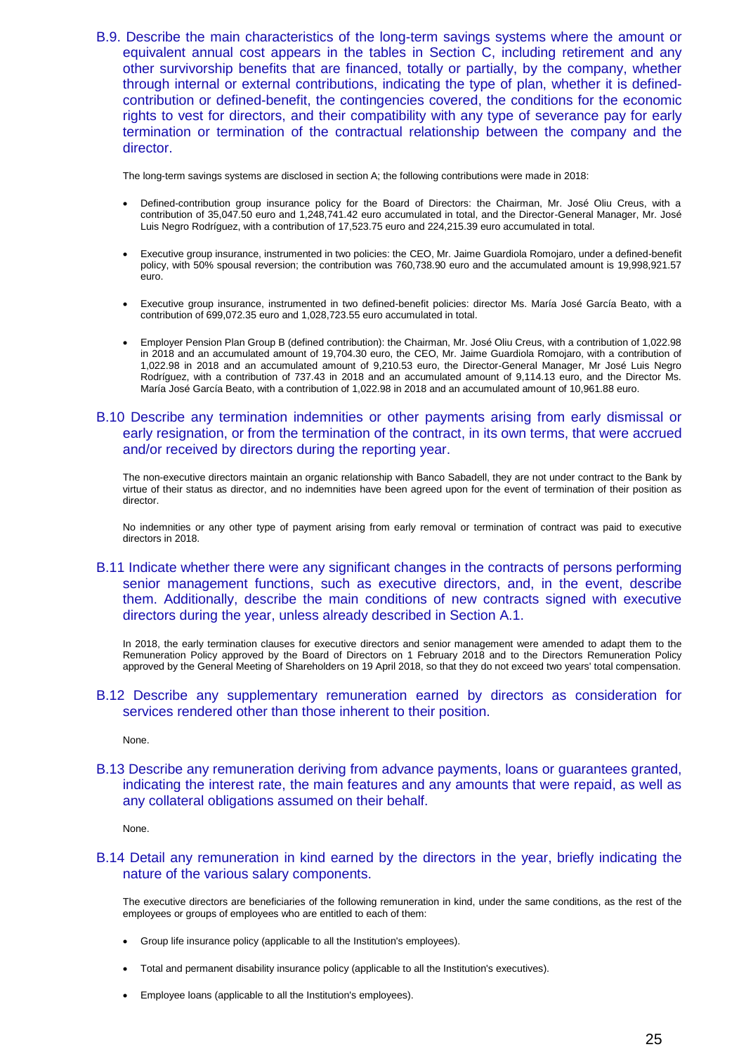### B.9. Describe the main characteristics of the long-term savings systems where the amount or equivalent annual cost appears in the tables in Section C, including retirement and any other survivorship benefits that are financed, totally or partially, by the company, whether through internal or external contributions, indicating the type of plan, whether it is defined-contribution or defined-benefit, the contingencies covered, the conditions for the economic rights to vest for directors, and their compatibility with any type of severance pay for early termination or termination of the contractual relationship between the company and the director.

The long-term savings systems are disclosed in section A; the following contributions were made in 2018:

- Defined-contribution group insurance policy for the Board of Directors: the Chairman, Mr. José Oliu Creus, with a contribution of 35,047.50 euro and 1,248,741.42 euro accumulated in total, and the Director-General Manager, Mr. José Luis Negro Rodríguez, with a contribution of 17,523.75 euro and 224,215.39 euro accumulated in total.
- Executive group insurance, instrumented in two policies: the CEO, Mr. Jaime Guardiola Romojaro, under a defined-benefit policy, with 50% spousal reversion; the contribution was 760,738.90 euro and the accumulated amount is 19,998,921.57 euro.
- Executive group insurance, instrumented in two defined-benefit policies: director Ms. María José García Beato, with a contribution of 699,072.35 euro and 1,028,723.55 euro accumulated in total.
- Employer Pension Plan Group B (defined contribution): the Chairman, Mr. José Oliu Creus, with a contribution of 1,022.98 in 2018 and an accumulated amount of 19,704.30 euro, the CEO, Mr. Jaime Guardiola Romojaro, with a contribution of 1,022.98 in 2018 and an accumulated amount of 9,210.53 euro, the Director-General Manager, Mr José Luis Negro Rodríguez, with a contribution of 737.43 in 2018 and an accumulated amount of 9,114.13 euro, and the Director Ms. María José García Beato, with a contribution of 1,022.98 in 2018 and an accumulated amount of 10,961.88 euro.

### B.10 Describe any termination indemnities or other payments arising from early dismissal or early resignation, or from the termination of the contract, in its own terms, that were accrued and/or received by directors during the reporting year.

The non-executive directors maintain an organic relationship with Banco Sabadell, they are not under contract to the Bank by virtue of their status as director, and no indemnities have been agreed upon for the event of termination of their position as director.

No indemnities or any other type of payment arising from early removal or termination of contract was paid to executive directors in 2018.

### B.11 Indicate whether there were any significant changes in the contracts of persons performing senior management functions, such as executive directors, and, in the event, describe them. Additionally, describe the main conditions of new contracts signed with executive directors during the year, unless already described in Section A.1.

In 2018, the early termination clauses for executive directors and senior management were amended to adapt them to the Remuneration Policy approved by the Board of Directors on 1 February 2018 and to the Directors Remuneration Policy approved by the General Meeting of Shareholders on 19 April 2018, so that they do not exceed two years' total compensation.

### B.12 Describe any supplementary remuneration earned by directors as consideration for services rendered other than those inherent to their position.

None.

### B.13 Describe any remuneration deriving from advance payments, loans or guarantees granted, indicating the interest rate, the main features and any amounts that were repaid, as well as any collateral obligations assumed on their behalf.

None.

### B.14 Detail any remuneration in kind earned by the directors in the year, briefly indicating the nature of the various salary components.

The executive directors are beneficiaries of the following remuneration in kind, under the same conditions, as the rest of the employees or groups of employees who are entitled to each of them:

- Group life insurance policy (applicable to all the Institution's employees).
- Total and permanent disability insurance policy (applicable to all the Institution's executives).
- Employee loans (applicable to all the Institution's employees).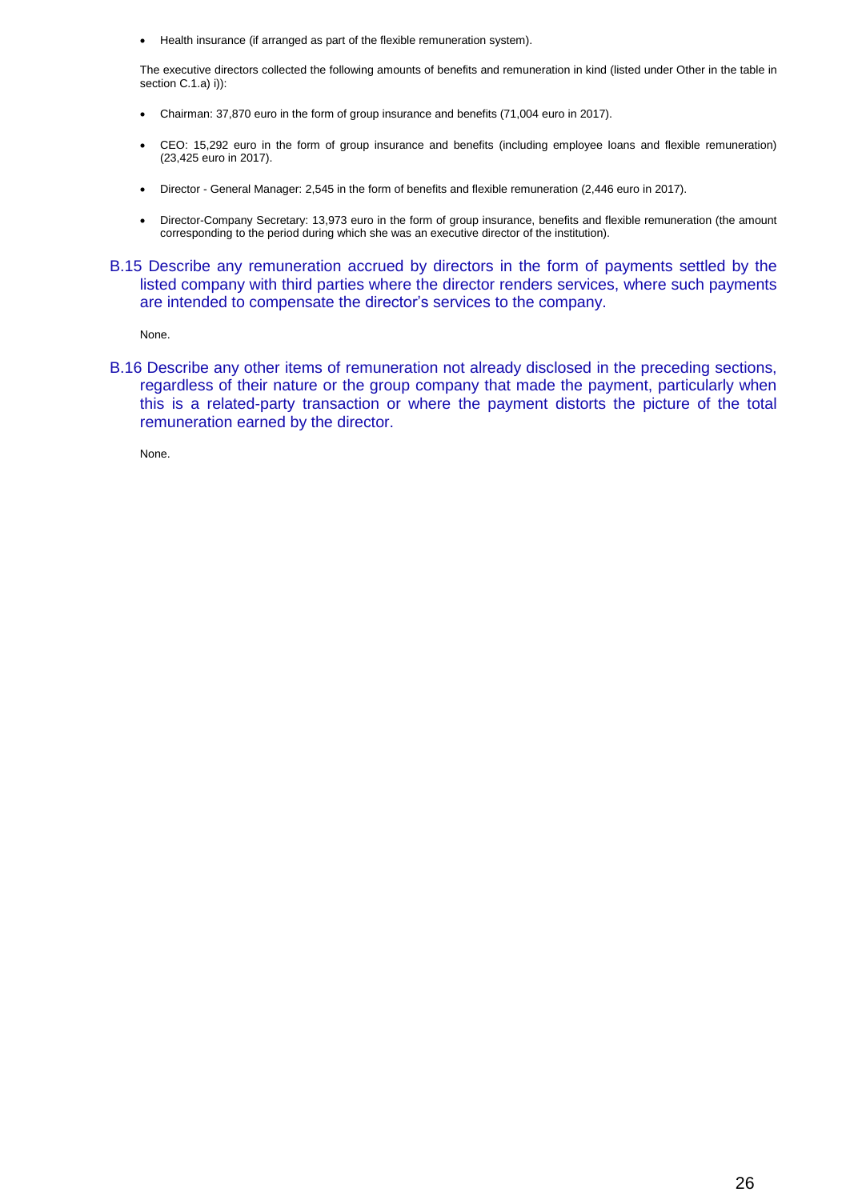- Health insurance (if arranged as part of the flexible remuneration system).

The executive directors collected the following amounts of benefits and remuneration in kind (listed under Other in the table in section C.1.a) i)):

- Chairman: 37,870 euro in the form of group insurance and benefits (71,004 euro in 2017).
- CEO: 15,292 euro in the form of group insurance and benefits (including employee loans and flexible remuneration) (23,425 euro in 2017).
- Director - General Manager: 2,545 in the form of benefits and flexible remuneration (2,446 euro in 2017).
- Director-Company Secretary: 13,973 euro in the form of group insurance, benefits and flexible remuneration (the amount corresponding to the period during which she was an executive director of the institution).

## B.15 Describe any remuneration accrued by directors in the form of payments settled by the listed company with third parties where the director renders services, where such payments are intended to compensate the director's services to the company.

None.

## B.16 Describe any other items of remuneration not already disclosed in the preceding sections, regardless of their nature or the group company that made the payment, particularly when this is a related-party transaction or where the payment distorts the picture of the total remuneration earned by the director.

None.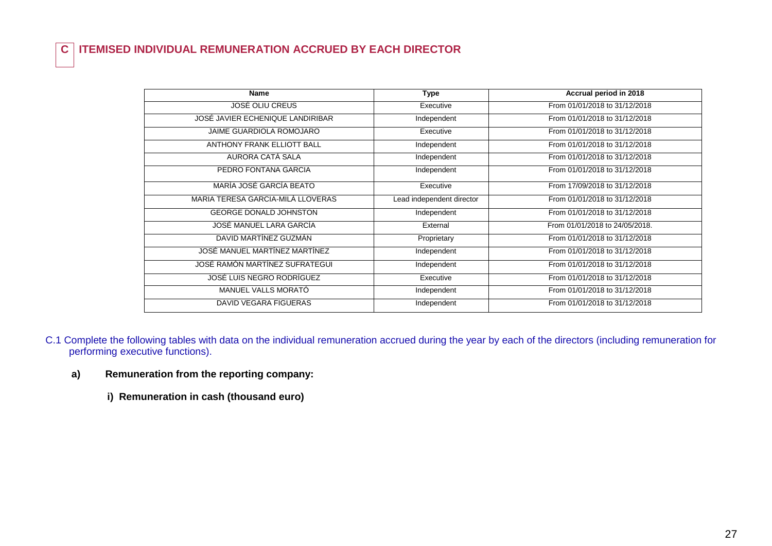## C ITEMISED INDIVIDUAL REMUNERATION ACCRUED BY EACH DIRECTOR

| Name | Type | Accrual period in 2018 |
|---|---|---|
| JOSÉ OLIU CREUS | Executive | From 01/01/2018 to 31/12/2018 |
| JOSÉ JAVIER ECHENIQUE LANDIRIBAR | Independent | From 01/01/2018 to 31/12/2018 |
| JAIME GUARDIOLA ROMOJARO | Executive | From 01/01/2018 to 31/12/2018 |
| ANTHONY FRANK ELLIOTT BALL | Independent | From 01/01/2018 to 31/12/2018 |
| AURORA CATÁ SALA | Independent | From 01/01/2018 to 31/12/2018 |
| PEDRO FONTANA GARCIA | Independent | From 01/01/2018 to 31/12/2018 |
| MARÍA JOSÉ GARCÍA BEATO | Executive | From 17/09/2018 to 31/12/2018 |
| MARIA TERESA GARCIA-MILÀ LLOVERAS | Lead independent director | From 01/01/2018 to 31/12/2018 |
| GEORGE DONALD JOHNSTON | Independent | From 01/01/2018 to 31/12/2018 |
| JOSÉ MANUEL LARA GARCÍA | External | From 01/01/2018 to 24/05/2018. |
| DAVID MARTÍNEZ GUZMÁN | Proprietary | From 01/01/2018 to 31/12/2018 |
| JOSÉ MANUEL MARTÍNEZ MARTÍNEZ | Independent | From 01/01/2018 to 31/12/2018 |
| JOSÉ RAMÓN MARTÍNEZ SUFRATEGUI | Independent | From 01/01/2018 to 31/12/2018 |
| JOSÉ LUIS NEGRO RODRÍGUEZ | Executive | From 01/01/2018 to 31/12/2018 |
| MANUEL VALLS MORATÓ | Independent | From 01/01/2018 to 31/12/2018 |
| DAVID VEGARA FIGUERAS | Independent | From 01/01/2018 to 31/12/2018 |

C.1 Complete the following tables with data on the individual remuneration accrued during the year by each of the directors (including remuneration for performing executive functions).

**a) Remuneration from the reporting company:**

**i) Remuneration in cash (thousand euro)**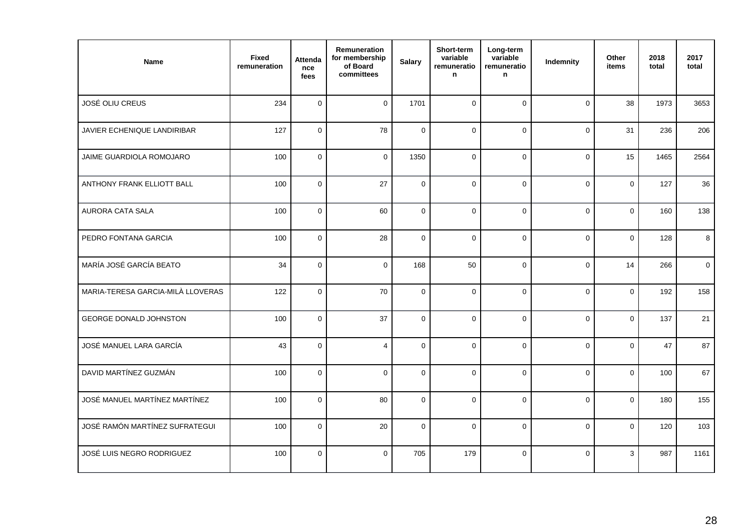| Name | Fixed remuneration | Attendance fees | Remuneration for membership of Board committees | Salary | Short-term variable remuneration | Long-term variable remuneration | Indemnity | Other items | 2018 total | 2017 total |
|---|---|---|---|---|---|---|---|---|---|---|
| JOSÉ OLIU CREUS | 234 | 0 | 0 | 1701 | 0 | 0 | 0 | 38 | 1973 | 3653 |
| JAVIER ECHENIQUE LANDIRIBAR | 127 | 0 | 78 | 0 | 0 | 0 | 0 | 31 | 236 | 206 |
| JAIME GUARDIOLA ROMOJARO | 100 | 0 | 0 | 1350 | 0 | 0 | 0 | 15 | 1465 | 2564 |
| ANTHONY FRANK ELLIOTT BALL | 100 | 0 | 27 | 0 | 0 | 0 | 0 | 0 | 127 | 36 |
| AURORA CATA SALA | 100 | 0 | 60 | 0 | 0 | 0 | 0 | 0 | 160 | 138 |
| PEDRO FONTANA GARCIA | 100 | 0 | 28 | 0 | 0 | 0 | 0 | 0 | 128 | 8 |
| MARÍA JOSÉ GARCÍA BEATO | 34 | 0 | 0 | 168 | 50 | 0 | 0 | 14 | 266 | 0 |
| MARIA-TERESA GARCIA-MILÀ LLOVERAS | 122 | 0 | 70 | 0 | 0 | 0 | 0 | 0 | 192 | 158 |
| GEORGE DONALD JOHNSTON | 100 | 0 | 37 | 0 | 0 | 0 | 0 | 0 | 137 | 21 |
| JOSÉ MANUEL LARA GARCÍA | 43 | 0 | 4 | 0 | 0 | 0 | 0 | 0 | 47 | 87 |
| DAVID MARTÍNEZ GUZMÁN | 100 | 0 | 0 | 0 | 0 | 0 | 0 | 0 | 100 | 67 |
| JOSÉ MANUEL MARTÍNEZ MARTÍNEZ | 100 | 0 | 80 | 0 | 0 | 0 | 0 | 0 | 180 | 155 |
| JOSÉ RAMÓN MARTÍNEZ SUFRATEGUI | 100 | 0 | 20 | 0 | 0 | 0 | 0 | 0 | 120 | 103 |
| JOSÉ LUIS NEGRO RODRIGUEZ | 100 | 0 | 0 | 705 | 179 | 0 | 0 | 3 | 987 | 1161 |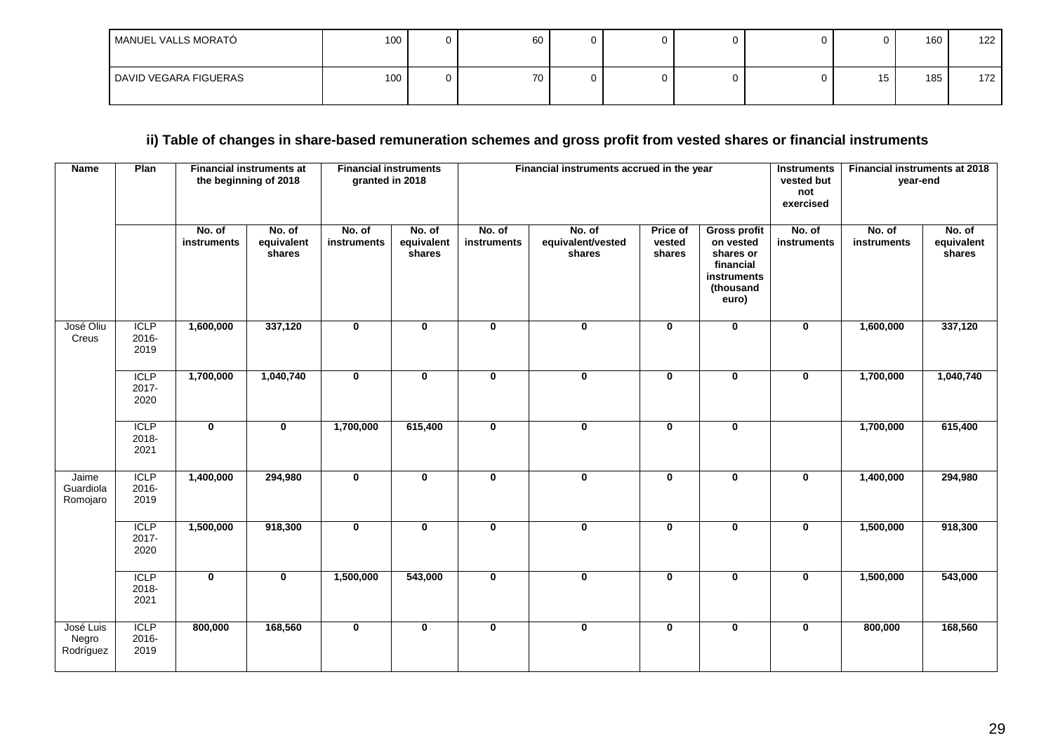| MANUEL VALLS MORATÓ | 100 | 0 | 60 | 0 | 0 | 0 | 0 | 0 | 160 | 122 |
|---|---|---|---|---|---|---|---|---|---|---|
| DAVID VEGARA FIGUERAS | 100 | 0 | 70 | 0 | 0 | 0 | 0 | 15 | 185 | 172 |

### ii) Table of changes in share-based remuneration schemes and gross profit from vested shares or financial instruments

| Name | Plan | Financial instruments at the beginning of 2018 | | Financial instruments granted in 2018 | | Financial instruments accrued in the year | | | | Instruments vested but not exercised | Financial instruments at 2018 year-end | |
|---|---|---|---|---|---|---|---|---|---|---|---|---|
| | | No. of instruments | No. of equivalent shares | No. of instruments | No. of equivalent shares | No. of instruments | No. of equivalent/vested shares | Price of vested shares | Gross profit on vested shares or financial instruments (thousand euro) | No. of instruments | No. of instruments | No. of equivalent shares |
| José Oliu Creus | ICLP 2016-2019 | **1,600,000** | **337,120** | **0** | **0** | **0** | **0** | **0** | **0** | **0** | **1,600,000** | **337,120** |
| | ICLP 2017-2020 | **1,700,000** | **1,040,740** | **0** | **0** | **0** | **0** | **0** | **0** | **0** | **1,700,000** | **1,040,740** |
| | ICLP 2018-2021 | **0** | **0** | **1,700,000** | **615,400** | **0** | **0** | **0** | **0** | | **1,700,000** | **615,400** |
| Jaime Guardiola Romojaro | ICLP 2016-2019 | **1,400,000** | **294,980** | **0** | **0** | **0** | **0** | **0** | **0** | **0** | **1,400,000** | **294,980** |
| | ICLP 2017-2020 | **1,500,000** | **918,300** | **0** | **0** | **0** | **0** | **0** | **0** | **0** | **1,500,000** | **918,300** |
| | ICLP 2018-2021 | **0** | **0** | **1,500,000** | **543,000** | **0** | **0** | **0** | **0** | **0** | **1,500,000** | **543,000** |
| José Luis Negro Rodríguez | ICLP 2016-2019 | **800,000** | **168,560** | **0** | **0** | **0** | **0** | **0** | **0** | **0** | **800,000** | **168,560** |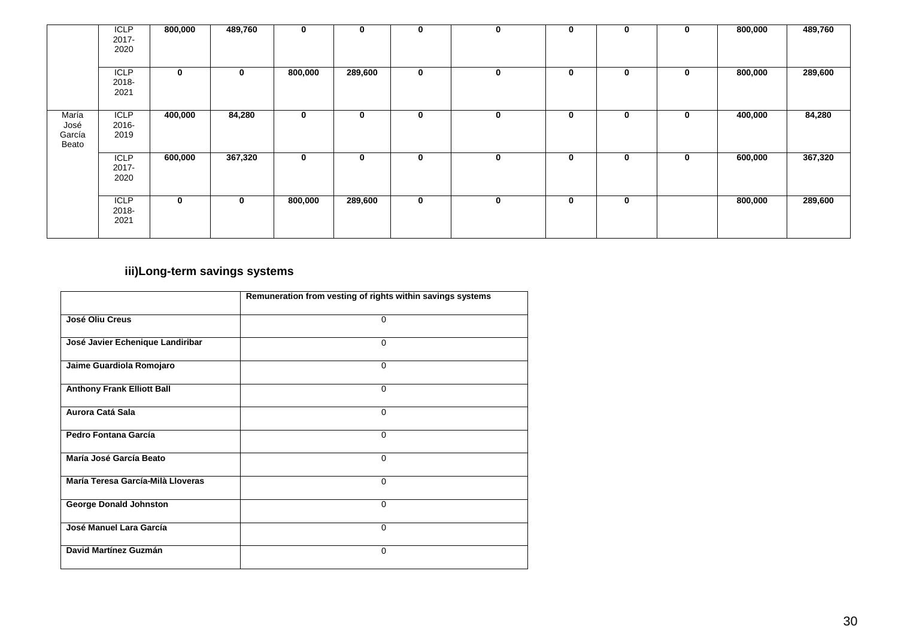| | | | | | | | | | | | | |
|---|---|---|---|---|---|---|---|---|---|---|---|---|
| | ICLP 2017-2020 | **800,000** | **489,760** | **0** | **0** | **0** | **0** | **0** | **0** | **0** | **800,000** | **489,760** |
| | ICLP 2018-2021 | **0** | **0** | **800,000** | **289,600** | **0** | **0** | **0** | **0** | **0** | **800,000** | **289,600** |
| María José García Beato | ICLP 2016-2019 | **400,000** | **84,280** | **0** | **0** | **0** | **0** | **0** | **0** | **0** | **400,000** | **84,280** |
| | ICLP 2017-2020 | **600,000** | **367,320** | **0** | **0** | **0** | **0** | **0** | **0** | **0** | **600,000** | **367,320** |
| | ICLP 2018-2021 | **0** | **0** | **800,000** | **289,600** | **0** | **0** | **0** | **0** | | **800,000** | **289,600** |

### iii)Long-term savings systems

| | **Remuneration from vesting of rights within savings systems** |
|---|---|
| **José Oliu Creus** | 0 |
| **José Javier Echenique Landiribar** | 0 |
| **Jaime Guardiola Romojaro** | 0 |
| **Anthony Frank Elliott Ball** | 0 |
| **Aurora Catá Sala** | 0 |
| **Pedro Fontana García** | 0 |
| **María José García Beato** | 0 |
| **María Teresa García-Milà Lloveras** | 0 |
| **George Donald Johnston** | 0 |
| **José Manuel Lara García** | 0 |
| **David Martínez Guzmán** | 0 |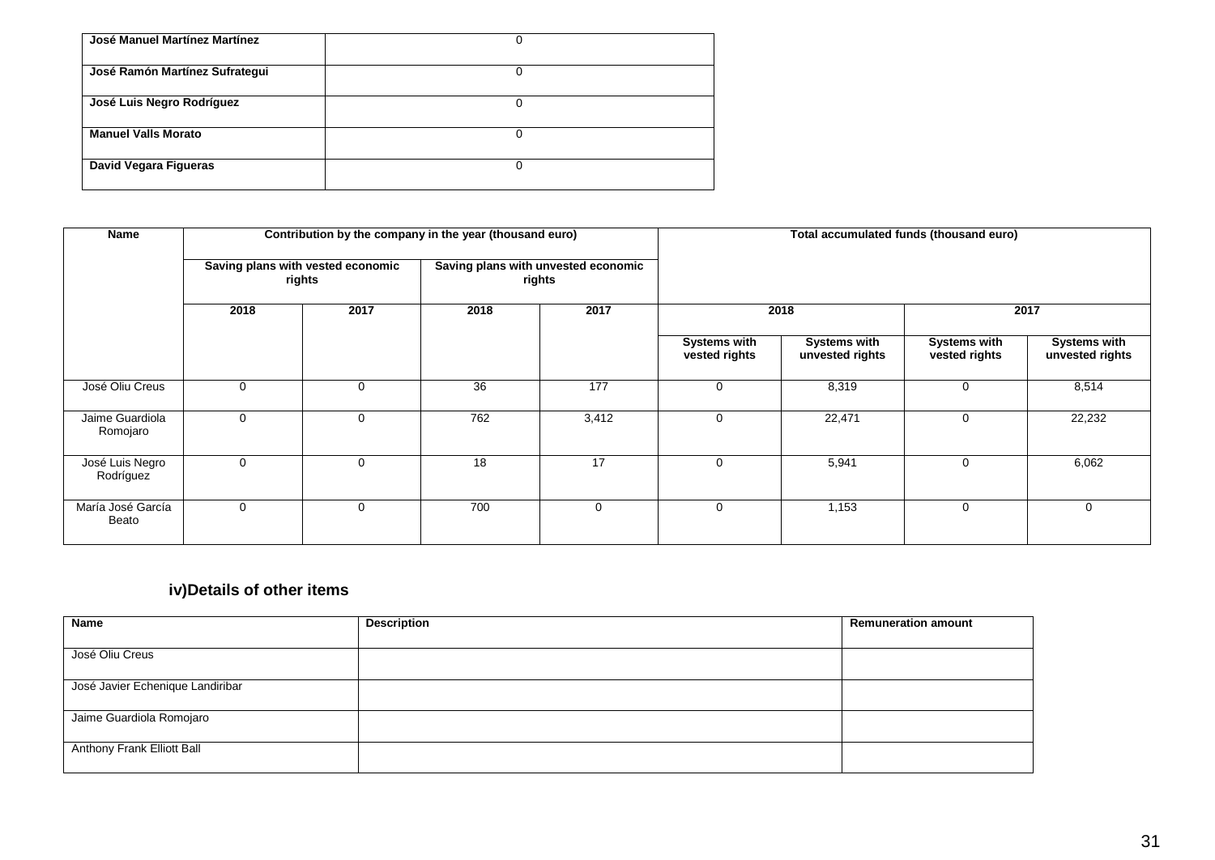| | |
|---|---|
| **José Manuel Martínez Martínez** | 0 |
| **José Ramón Martínez Sufrategui** | 0 |
| **José Luis Negro Rodríguez** | 0 |
| **Manuel Valls Morato** | 0 |
| **David Vegara Figueras** | 0 |

| Name | Contribution by the company in the year (thousand euro) | | | | Total accumulated funds (thousand euro) | | | |
|---|---|---|---|---|---|---|---|---|
| | Saving plans with vested economic rights | | Saving plans with unvested economic rights | | | | | |
| | 2018 | 2017 | 2018 | 2017 | 2018 | | 2017 | |
| | | | | | Systems with vested rights | Systems with unvested rights | Systems with vested rights | Systems with unvested rights |
| José Oliu Creus | 0 | 0 | 36 | 177 | 0 | 8,319 | 0 | 8,514 |
| Jaime Guardiola Romojaro | 0 | 0 | 762 | 3,412 | 0 | 22,471 | 0 | 22,232 |
| José Luis Negro Rodríguez | 0 | 0 | 18 | 17 | 0 | 5,941 | 0 | 6,062 |
| María José García Beato | 0 | 0 | 700 | 0 | 0 | 1,153 | 0 | 0 |

### iv)Details of other items

| Name | Description | Remuneration amount |
|---|---|---|
| José Oliu Creus | | |
| José Javier Echenique Landiribar | | |
| Jaime Guardiola Romojaro | | |
| Anthony Frank Elliott Ball | | |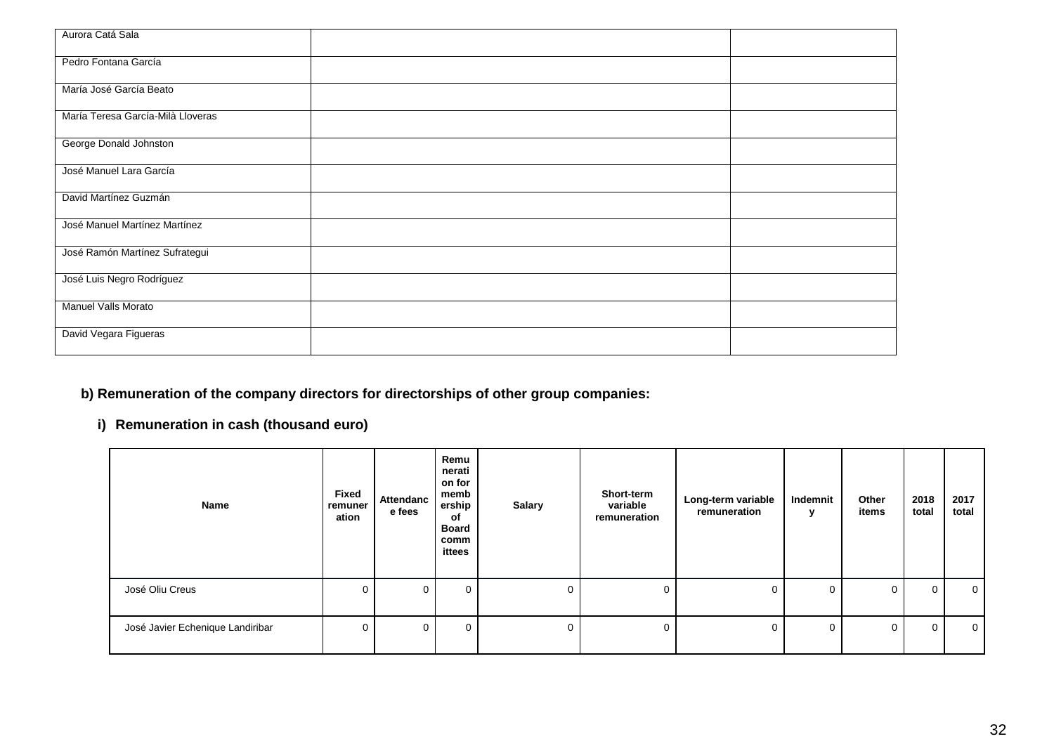| | | |
|---|---|---|
| Aurora Catá Sala | | |
| Pedro Fontana García | | |
| María José García Beato | | |
| María Teresa García-Milà Lloveras | | |
| George Donald Johnston | | |
| José Manuel Lara García | | |
| David Martínez Guzmán | | |
| José Manuel Martínez Martínez | | |
| José Ramón Martínez Sufrategui | | |
| José Luis Negro Rodríguez | | |
| Manuel Valls Morato | | |
| David Vegara Figueras | | |

**b) Remuneration of the company directors for directorships of other group companies:**

**i) Remuneration in cash (thousand euro)**

| Name | Fixed remuneration | Attendance fees | Remuneration for membership of Board committees | Salary | Short-term variable remuneration | Long-term variable remuneration | Indemnity | Other items | 2018 total | 2017 total |
|---|---|---|---|---|---|---|---|---|---|---|
| José Oliu Creus | 0 | 0 | 0 | 0 | 0 | 0 | 0 | 0 | 0 | 0 |
| José Javier Echenique Landiribar | 0 | 0 | 0 | 0 | 0 | 0 | 0 | 0 | 0 | 0 |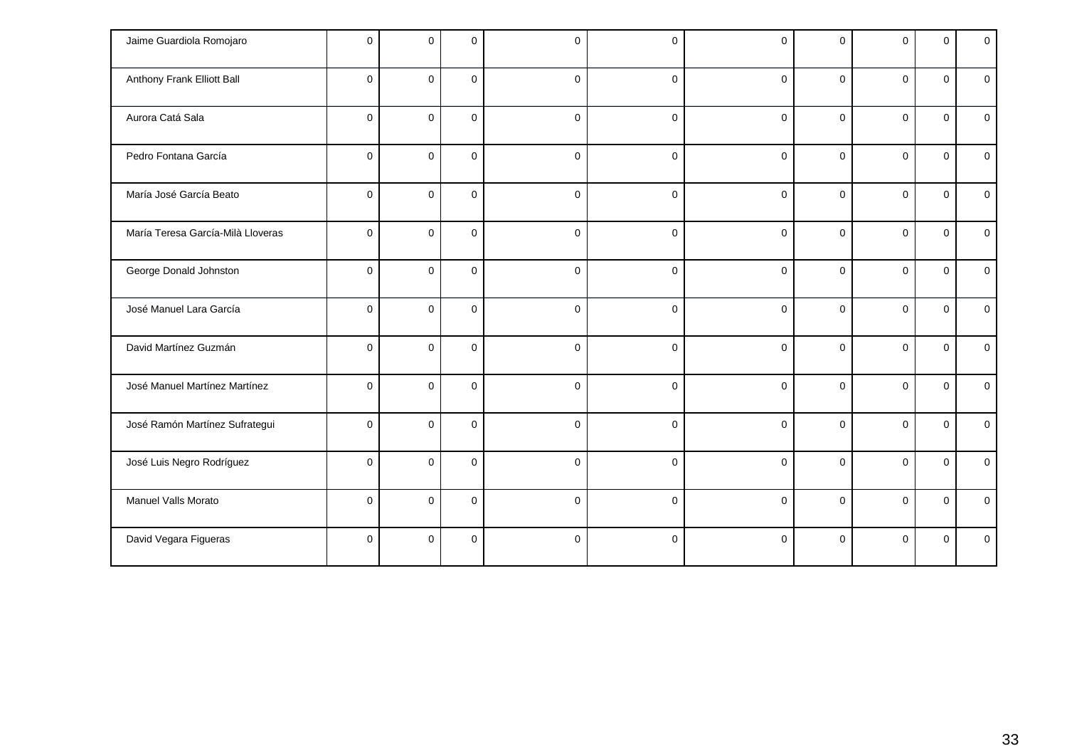| | | | | | | | | | | |
|---|---|---|---|---|---|---|---|---|---|---|
| Jaime Guardiola Romojaro | 0 | 0 | 0 | 0 | 0 | 0 | 0 | 0 | 0 | 0 |
| Anthony Frank Elliott Ball | 0 | 0 | 0 | 0 | 0 | 0 | 0 | 0 | 0 | 0 |
| Aurora Catá Sala | 0 | 0 | 0 | 0 | 0 | 0 | 0 | 0 | 0 | 0 |
| Pedro Fontana García | 0 | 0 | 0 | 0 | 0 | 0 | 0 | 0 | 0 | 0 |
| María José García Beato | 0 | 0 | 0 | 0 | 0 | 0 | 0 | 0 | 0 | 0 |
| María Teresa García-Milà Lloveras | 0 | 0 | 0 | 0 | 0 | 0 | 0 | 0 | 0 | 0 |
| George Donald Johnston | 0 | 0 | 0 | 0 | 0 | 0 | 0 | 0 | 0 | 0 |
| José Manuel Lara García | 0 | 0 | 0 | 0 | 0 | 0 | 0 | 0 | 0 | 0 |
| David Martínez Guzmán | 0 | 0 | 0 | 0 | 0 | 0 | 0 | 0 | 0 | 0 |
| José Manuel Martínez Martínez | 0 | 0 | 0 | 0 | 0 | 0 | 0 | 0 | 0 | 0 |
| José Ramón Martínez Sufrategui | 0 | 0 | 0 | 0 | 0 | 0 | 0 | 0 | 0 | 0 |
| José Luis Negro Rodríguez | 0 | 0 | 0 | 0 | 0 | 0 | 0 | 0 | 0 | 0 |
| Manuel Valls Morato | 0 | 0 | 0 | 0 | 0 | 0 | 0 | 0 | 0 | 0 |
| David Vegara Figueras | 0 | 0 | 0 | 0 | 0 | 0 | 0 | 0 | 0 | 0 |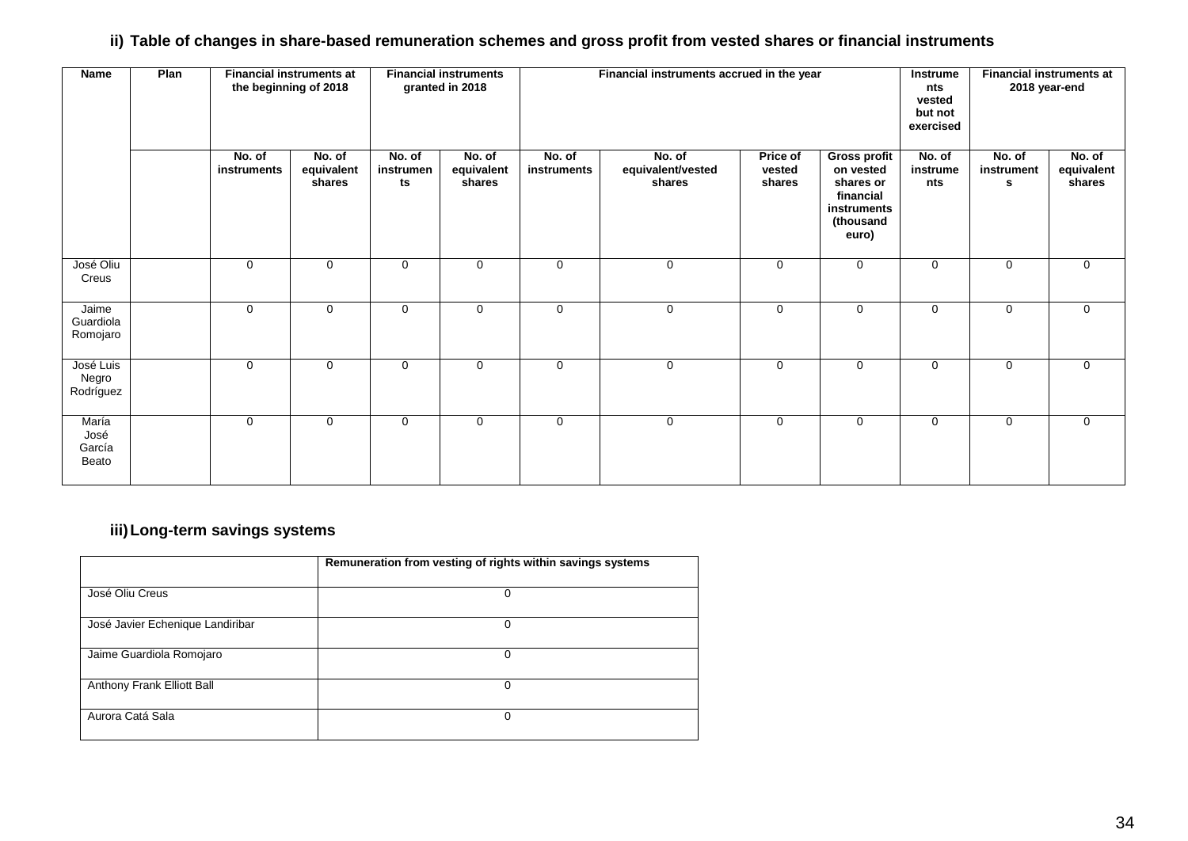### ii) Table of changes in share-based remuneration schemes and gross profit from vested shares or financial instruments

| Name | Plan | Financial instruments at the beginning of 2018 | | Financial instruments granted in 2018 | | Financial instruments accrued in the year | | | | Instruments vested but not exercised | Financial instruments at 2018 year-end | |
|---|---|---|---|---|---|---|---|---|---|---|---|---|
| | | No. of instruments | No. of equivalent shares | No. of instruments | No. of equivalent shares | No. of instruments | No. of equivalent/vested shares | Price of vested shares | Gross profit on vested shares or financial instruments (thousand euro) | No. of instruments | No. of instruments | No. of equivalent shares |
| José Oliu Creus | | 0 | 0 | 0 | 0 | 0 | 0 | 0 | 0 | 0 | 0 | 0 |
| Jaime Guardiola Romojaro | | 0 | 0 | 0 | 0 | 0 | 0 | 0 | 0 | 0 | 0 | 0 |
| José Luis Negro Rodríguez | | 0 | 0 | 0 | 0 | 0 | 0 | 0 | 0 | 0 | 0 | 0 |
| María José García Beato | | 0 | 0 | 0 | 0 | 0 | 0 | 0 | 0 | 0 | 0 | 0 |

### iii) Long-term savings systems

| | Remuneration from vesting of rights within savings systems |
|---|---|
| José Oliu Creus | 0 |
| José Javier Echenique Landiribar | 0 |
| Jaime Guardiola Romojaro | 0 |
| Anthony Frank Elliott Ball | 0 |
| Aurora Catá Sala | 0 |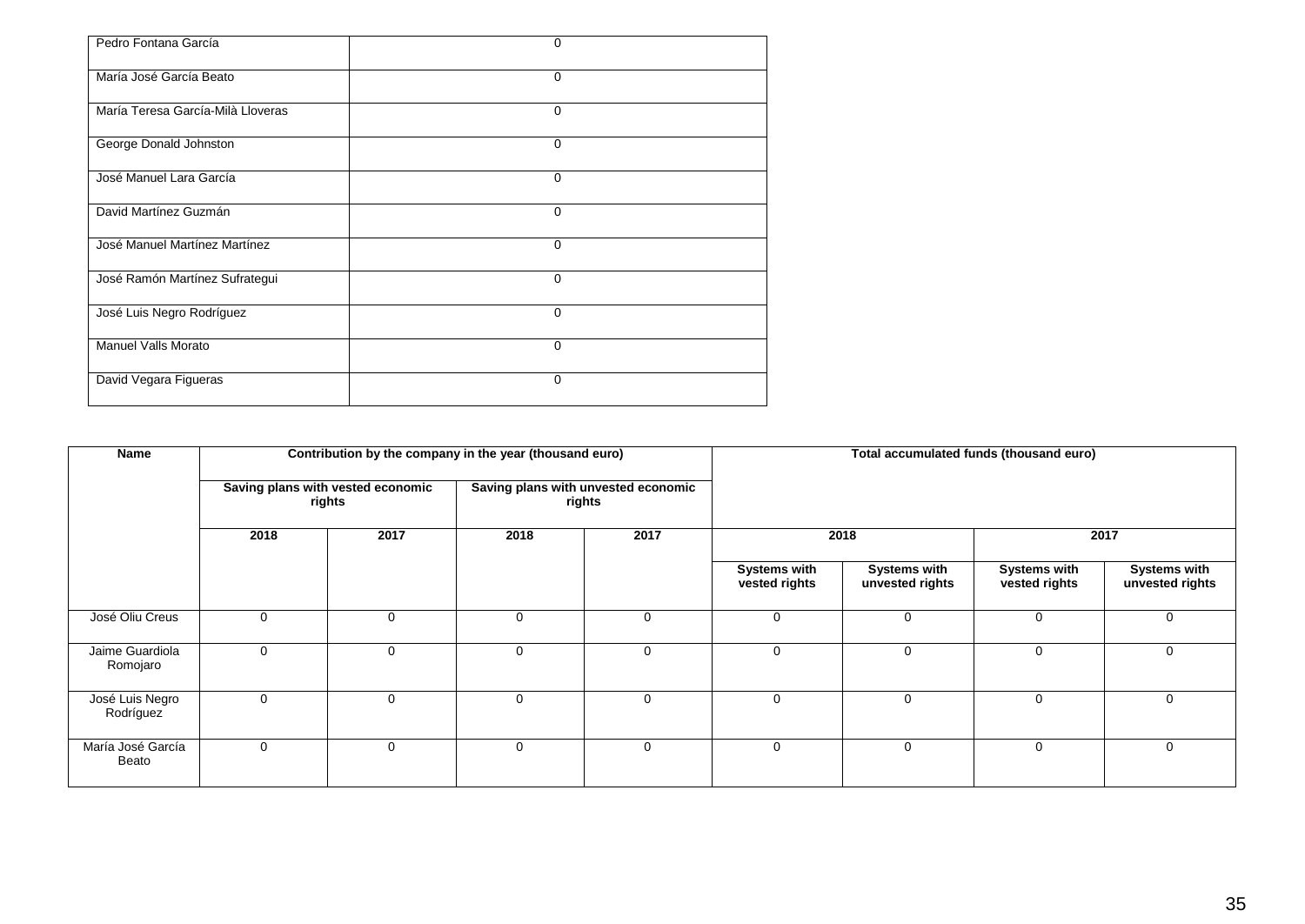| | |
|---|---|
| Pedro Fontana García | 0 |
| María José García Beato | 0 |
| María Teresa García-Milà Lloveras | 0 |
| George Donald Johnston | 0 |
| José Manuel Lara García | 0 |
| David Martínez Guzmán | 0 |
| José Manuel Martínez Martínez | 0 |
| José Ramón Martínez Sufrategui | 0 |
| José Luis Negro Rodríguez | 0 |
| Manuel Valls Morato | 0 |
| David Vegara Figueras | 0 |

| Name | Contribution by the company in the year (thousand euro) | | | | Total accumulated funds (thousand euro) | | | |
|---|---|---|---|---|---|---|---|---|
| | Saving plans with vested economic rights | | Saving plans with unvested economic rights | | | | | |
| | 2018 | 2017 | 2018 | 2017 | 2018 | | 2017 | |
| | | | | | Systems with vested rights | Systems with unvested rights | Systems with vested rights | Systems with unvested rights |
| José Oliu Creus | 0 | 0 | 0 | 0 | 0 | 0 | 0 | 0 |
| Jaime Guardiola Romojaro | 0 | 0 | 0 | 0 | 0 | 0 | 0 | 0 |
| José Luis Negro Rodríguez | 0 | 0 | 0 | 0 | 0 | 0 | 0 | 0 |
| María José García Beato | 0 | 0 | 0 | 0 | 0 | 0 | 0 | 0 |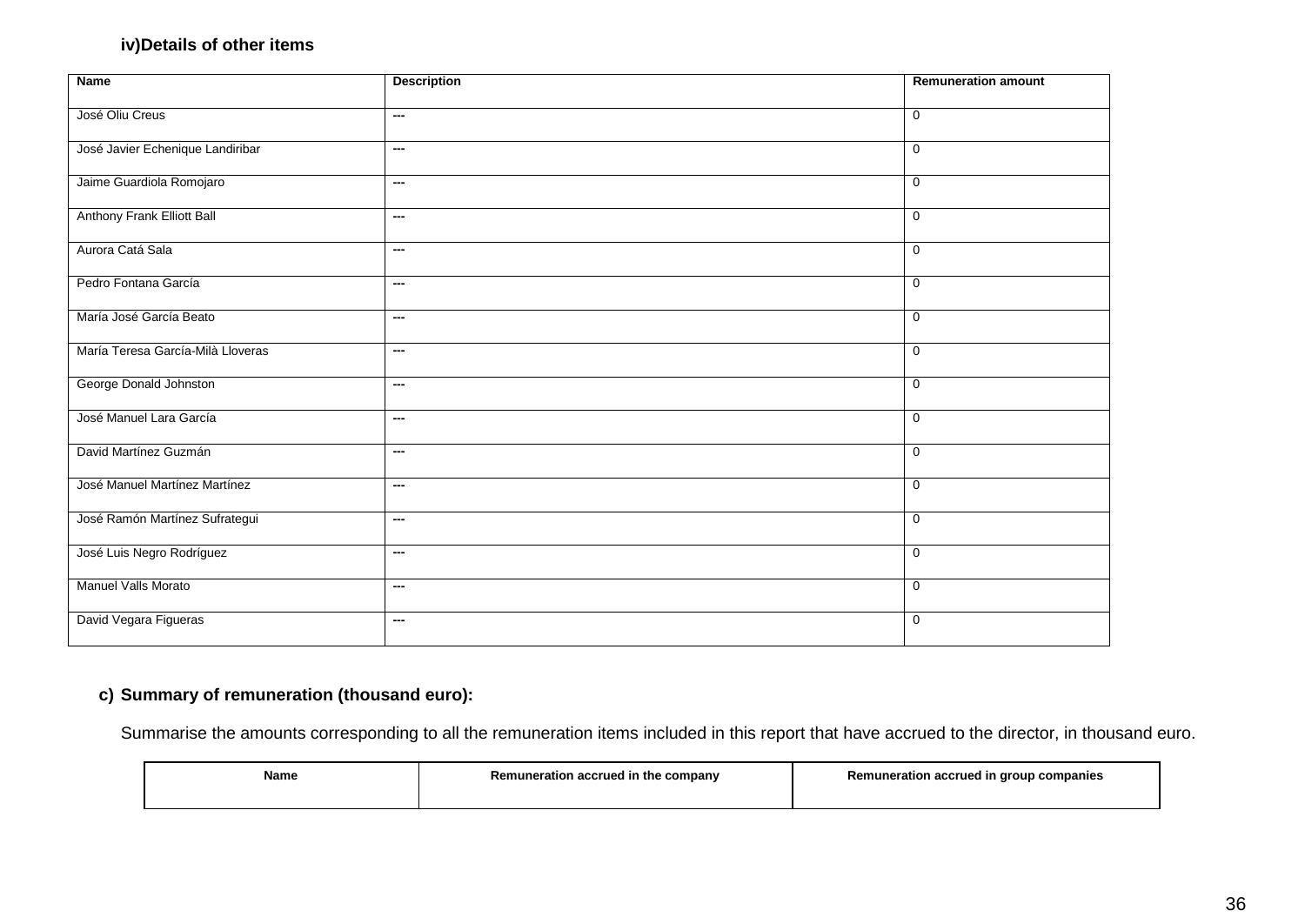### iv)Details of other items

| Name | Description | Remuneration amount |
|---|---|---|
| José Oliu Creus | --- | 0 |
| José Javier Echenique Landiribar | --- | 0 |
| Jaime Guardiola Romojaro | --- | 0 |
| Anthony Frank Elliott Ball | --- | 0 |
| Aurora Catá Sala | --- | 0 |
| Pedro Fontana García | --- | 0 |
| María José García Beato | --- | 0 |
| María Teresa García-Milà Lloveras | --- | 0 |
| George Donald Johnston | --- | 0 |
| José Manuel Lara García | --- | 0 |
| David Martínez Guzmán | --- | 0 |
| José Manuel Martínez Martínez | --- | 0 |
| José Ramón Martínez Sufrategui | --- | 0 |
| José Luis Negro Rodríguez | --- | 0 |
| Manuel Valls Morato | --- | 0 |
| David Vegara Figueras | --- | 0 |

### c) Summary of remuneration (thousand euro):

Summarise the amounts corresponding to all the remuneration items included in this report that have accrued to the director, in thousand euro.

| Name | Remuneration accrued in the company | Remuneration accrued in group companies |
|---|---|---|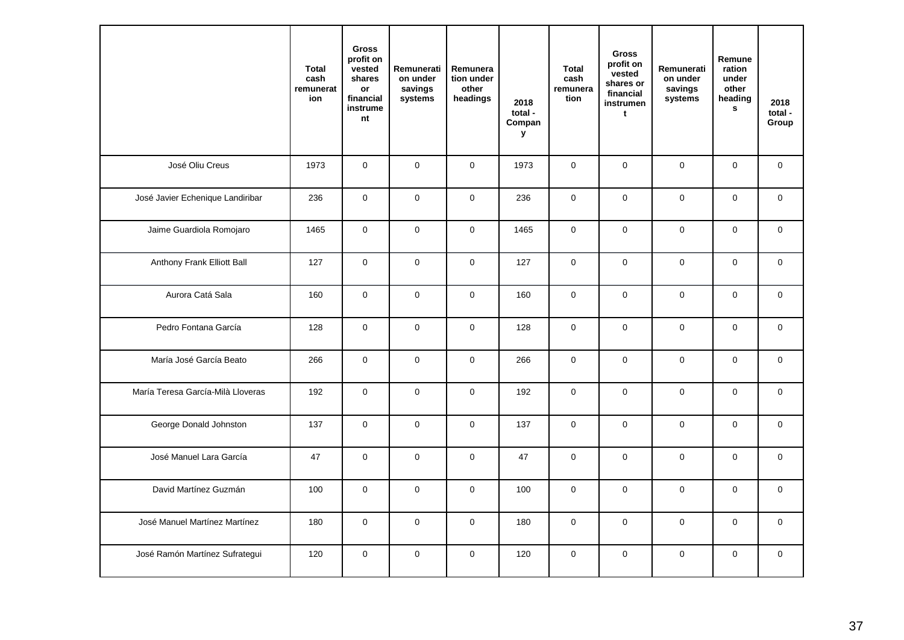| | Total cash remuneration | Gross profit on vested shares or financial instrument | Remuneration under savings systems | Remuneration under other headings | 2018 total - Company | Total cash remuneration | Gross profit on vested shares or financial instrument | Remuneration under savings systems | Remuneration under other headings | 2018 total - Group |
|---|---|---|---|---|---|---|---|---|---|---|
| José Oliu Creus | 1973 | 0 | 0 | 0 | 1973 | 0 | 0 | 0 | 0 | 0 |
| José Javier Echenique Landiribar | 236 | 0 | 0 | 0 | 236 | 0 | 0 | 0 | 0 | 0 |
| Jaime Guardiola Romojaro | 1465 | 0 | 0 | 0 | 1465 | 0 | 0 | 0 | 0 | 0 |
| Anthony Frank Elliott Ball | 127 | 0 | 0 | 0 | 127 | 0 | 0 | 0 | 0 | 0 |
| Aurora Catá Sala | 160 | 0 | 0 | 0 | 160 | 0 | 0 | 0 | 0 | 0 |
| Pedro Fontana García | 128 | 0 | 0 | 0 | 128 | 0 | 0 | 0 | 0 | 0 |
| María José García Beato | 266 | 0 | 0 | 0 | 266 | 0 | 0 | 0 | 0 | 0 |
| María Teresa García-Milà Lloveras | 192 | 0 | 0 | 0 | 192 | 0 | 0 | 0 | 0 | 0 |
| George Donald Johnston | 137 | 0 | 0 | 0 | 137 | 0 | 0 | 0 | 0 | 0 |
| José Manuel Lara García | 47 | 0 | 0 | 0 | 47 | 0 | 0 | 0 | 0 | 0 |
| David Martínez Guzmán | 100 | 0 | 0 | 0 | 100 | 0 | 0 | 0 | 0 | 0 |
| José Manuel Martínez Martínez | 180 | 0 | 0 | 0 | 180 | 0 | 0 | 0 | 0 | 0 |
| José Ramón Martínez Sufrategui | 120 | 0 | 0 | 0 | 120 | 0 | 0 | 0 | 0 | 0 |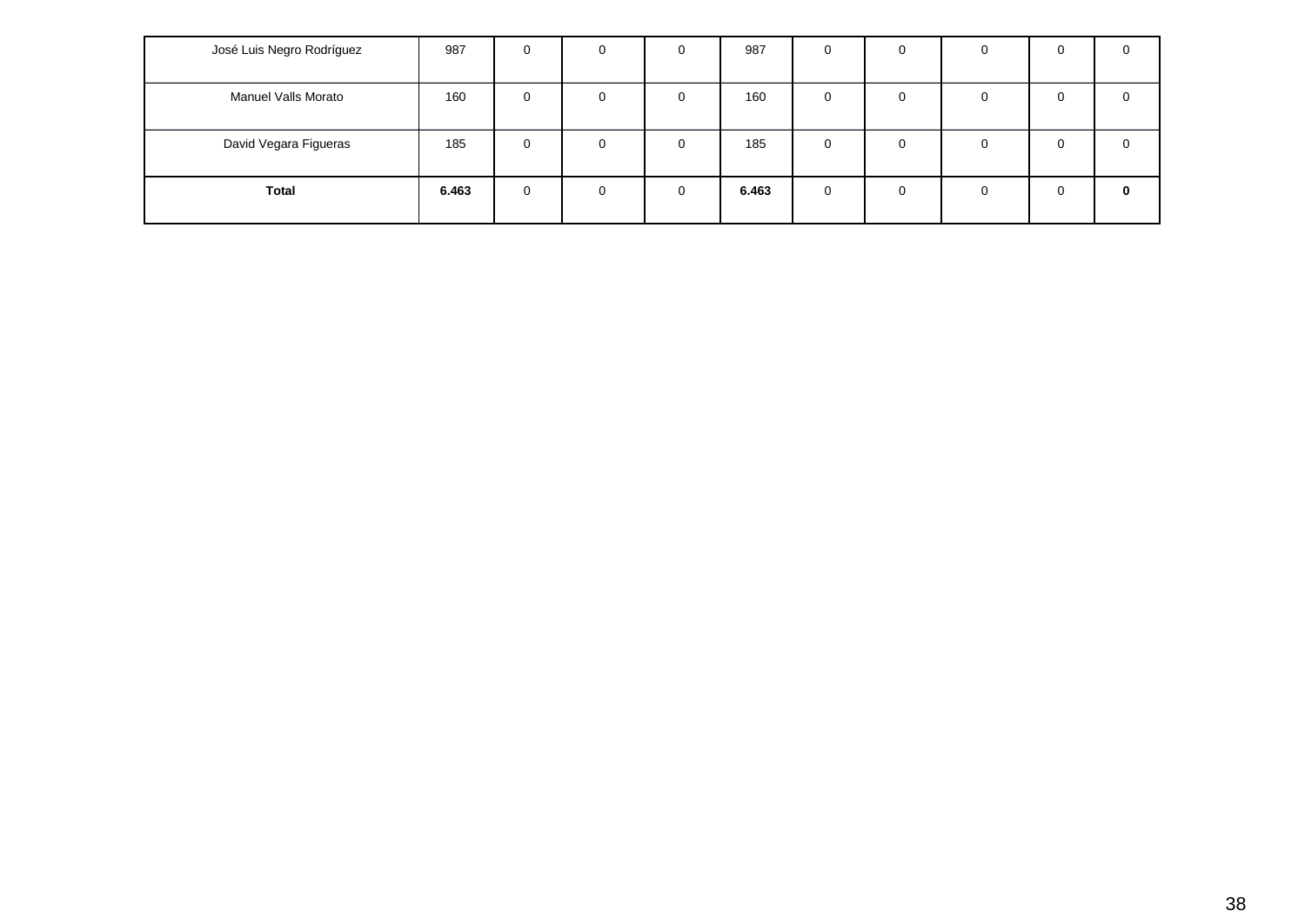| | | | | | | | | | | |
|---|---|---|---|---|---|---|---|---|---|---|
| José Luis Negro Rodríguez | 987 | 0 | 0 | 0 | 987 | 0 | 0 | 0 | 0 | 0 |
| Manuel Valls Morato | 160 | 0 | 0 | 0 | 160 | 0 | 0 | 0 | 0 | 0 |
| David Vegara Figueras | 185 | 0 | 0 | 0 | 185 | 0 | 0 | 0 | 0 | 0 |
| **Total** | **6.463** | 0 | 0 | 0 | **6.463** | 0 | 0 | 0 | 0 | **0** |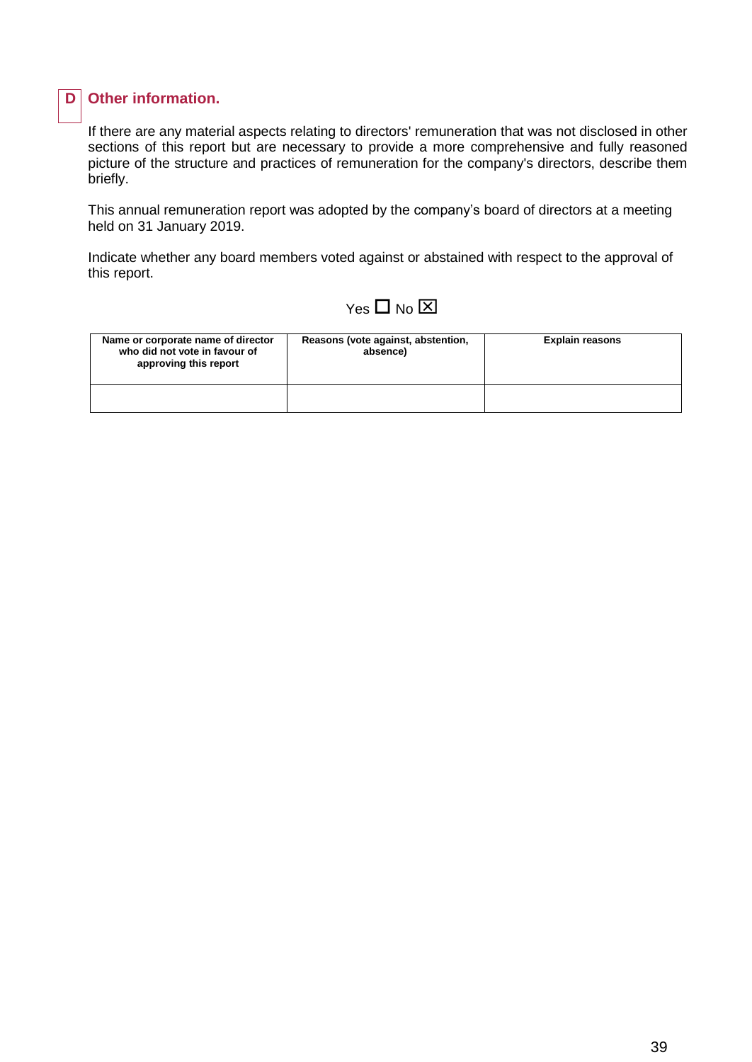## D Other information.

If there are any material aspects relating to directors' remuneration that was not disclosed in other sections of this report but are necessary to provide a more comprehensive and fully reasoned picture of the structure and practices of remuneration for the company's directors, describe them briefly.

This annual remuneration report was adopted by the company's board of directors at a meeting held on 31 January 2019.

Indicate whether any board members voted against or abstained with respect to the approval of this report.

Yes ☐ No ☒

| Name or corporate name of director who did not vote in favour of approving this report | Reasons (vote against, abstention, absence) | Explain reasons |
|---|---|---|
| | | |